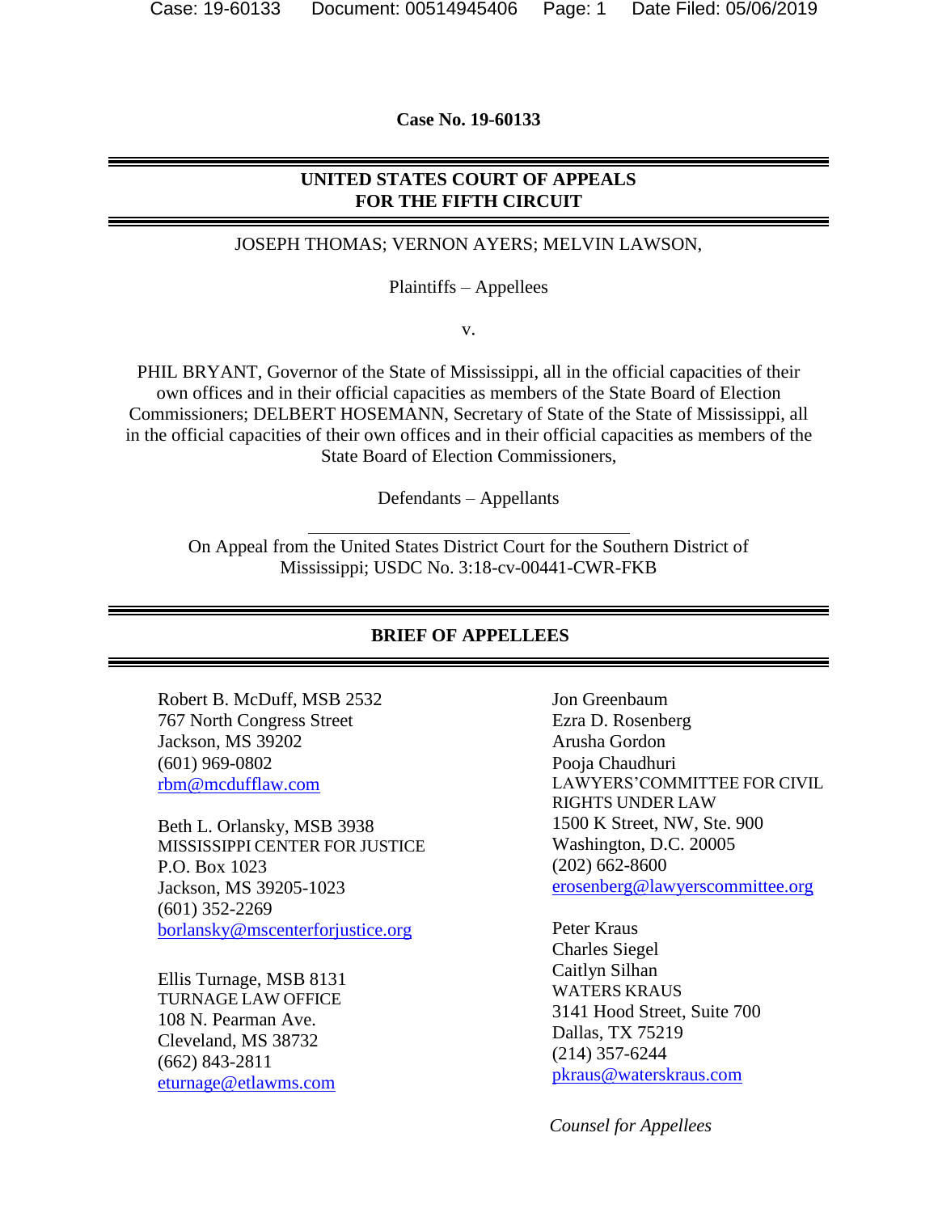**Case No. 19-60133**

**UNITED STATES COURT OF APPEALS**
**FOR THE FIFTH CIRCUIT**

JOSEPH THOMAS; VERNON AYERS; MELVIN LAWSON,

Plaintiffs – Appellees

v.

PHIL BRYANT, Governor of the State of Mississippi, all in the official capacities of their own offices and in their official capacities as members of the State Board of Election Commissioners; DELBERT HOSEMANN, Secretary of State of the State of Mississippi, all in the official capacities of their own offices and in their official capacities as members of the State Board of Election Commissioners,

Defendants – Appellants

On Appeal from the United States District Court for the Southern District of Mississippi; USDC No. 3:18-cv-00441-CWR-FKB

**BRIEF OF APPELLEES**

Robert B. McDuff, MSB 2532
767 North Congress Street
Jackson, MS 39202
(601) 969-0802
rbm@mcdufflaw.com

Beth L. Orlansky, MSB 3938
MISSISSIPPI CENTER FOR JUSTICE
P.O. Box 1023
Jackson, MS 39205-1023
(601) 352-2269
borlansky@mscenterforjustice.org

Ellis Turnage, MSB 8131
TURNAGE LAW OFFICE
108 N. Pearman Ave.
Cleveland, MS 38732
(662) 843-2811
eturnage@etlawms.com

Jon Greenbaum
Ezra D. Rosenberg
Arusha Gordon
Pooja Chaudhuri
LAWYERS'COMMITTEE FOR CIVIL RIGHTS UNDER LAW
1500 K Street, NW, Ste. 900
Washington, D.C. 20005
(202) 662-8600
erosenberg@lawyerscommittee.org

Peter Kraus
Charles Siegel
Caitlyn Silhan
WATERS KRAUS
3141 Hood Street, Suite 700
Dallas, TX 75219
(214) 357-6244
pkraus@waterskraus.com

*Counsel for Appellees*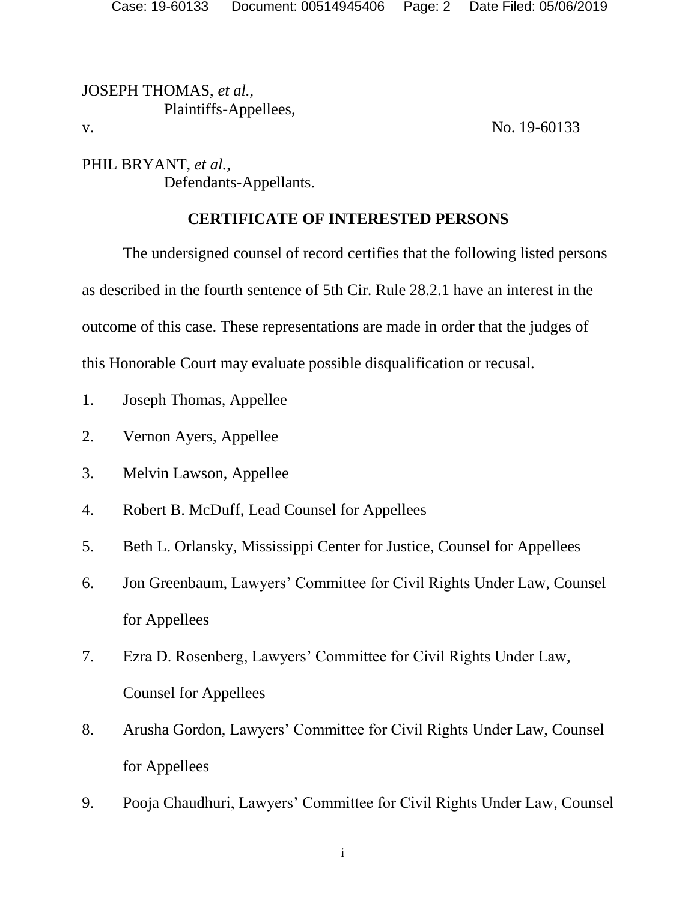JOSEPH THOMAS, *et al.*,
Plaintiffs-Appellees,

v. No. 19-60133

PHIL BRYANT, *et al.*,
Defendants-Appellants.

**CERTIFICATE OF INTERESTED PERSONS**

The undersigned counsel of record certifies that the following listed persons as described in the fourth sentence of 5th Cir. Rule 28.2.1 have an interest in the outcome of this case. These representations are made in order that the judges of this Honorable Court may evaluate possible disqualification or recusal.

1. Joseph Thomas, Appellee
2. Vernon Ayers, Appellee
3. Melvin Lawson, Appellee
4. Robert B. McDuff, Lead Counsel for Appellees
5. Beth L. Orlansky, Mississippi Center for Justice, Counsel for Appellees
6. Jon Greenbaum, Lawyers' Committee for Civil Rights Under Law, Counsel for Appellees
7. Ezra D. Rosenberg, Lawyers' Committee for Civil Rights Under Law, Counsel for Appellees
8. Arusha Gordon, Lawyers' Committee for Civil Rights Under Law, Counsel for Appellees
9. Pooja Chaudhuri, Lawyers' Committee for Civil Rights Under Law, Counsel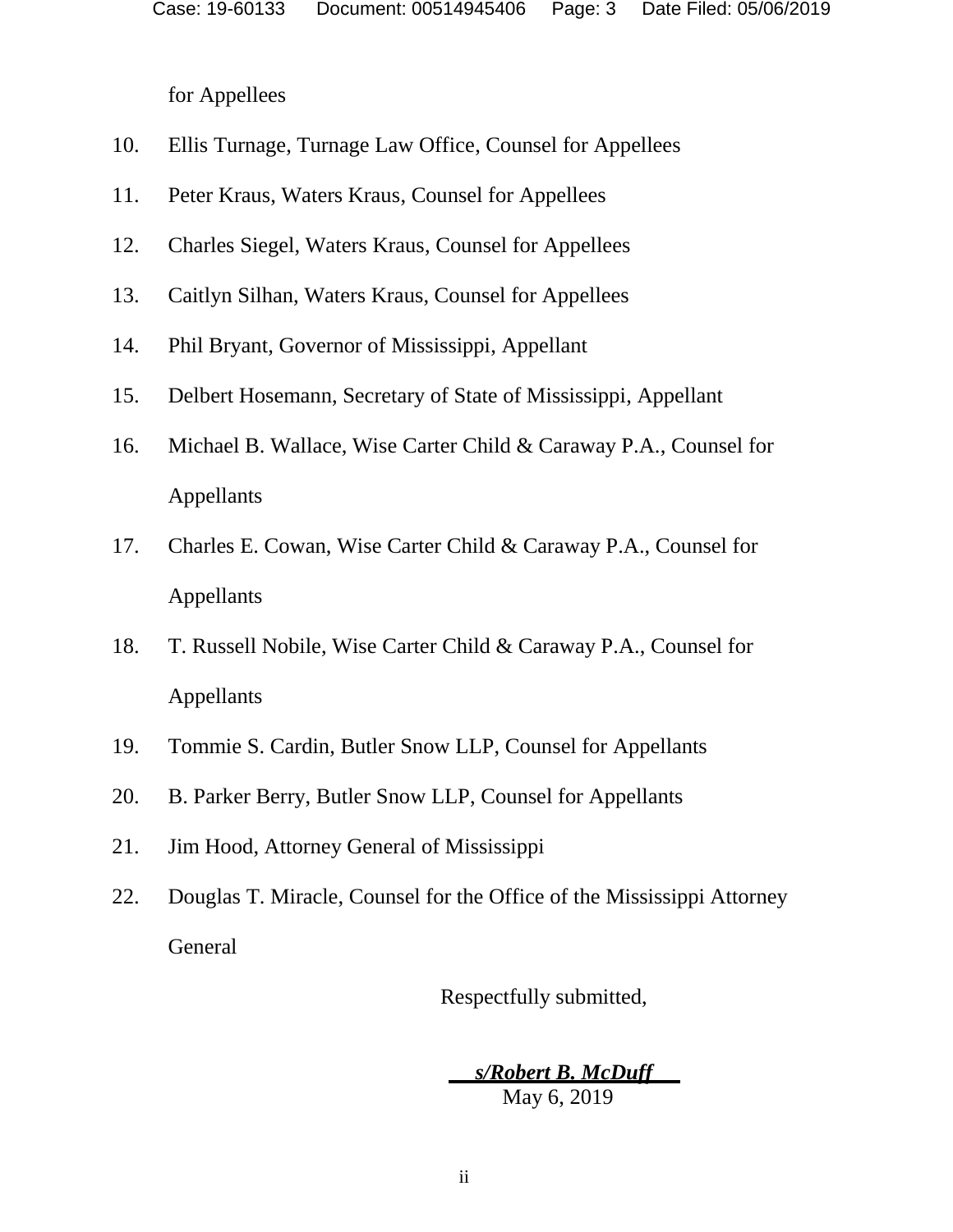for Appellees

10. Ellis Turnage, Turnage Law Office, Counsel for Appellees
11. Peter Kraus, Waters Kraus, Counsel for Appellees
12. Charles Siegel, Waters Kraus, Counsel for Appellees
13. Caitlyn Silhan, Waters Kraus, Counsel for Appellees
14. Phil Bryant, Governor of Mississippi, Appellant
15. Delbert Hosemann, Secretary of State of Mississippi, Appellant
16. Michael B. Wallace, Wise Carter Child & Caraway P.A., Counsel for Appellants
17. Charles E. Cowan, Wise Carter Child & Caraway P.A., Counsel for Appellants
18. T. Russell Nobile, Wise Carter Child & Caraway P.A., Counsel for Appellants
19. Tommie S. Cardin, Butler Snow LLP, Counsel for Appellants
20. B. Parker Berry, Butler Snow LLP, Counsel for Appellants
21. Jim Hood, Attorney General of Mississippi
22. Douglas T. Miracle, Counsel for the Office of the Mississippi Attorney General

Respectfully submitted,

***s/Robert B. McDuff***
May 6, 2019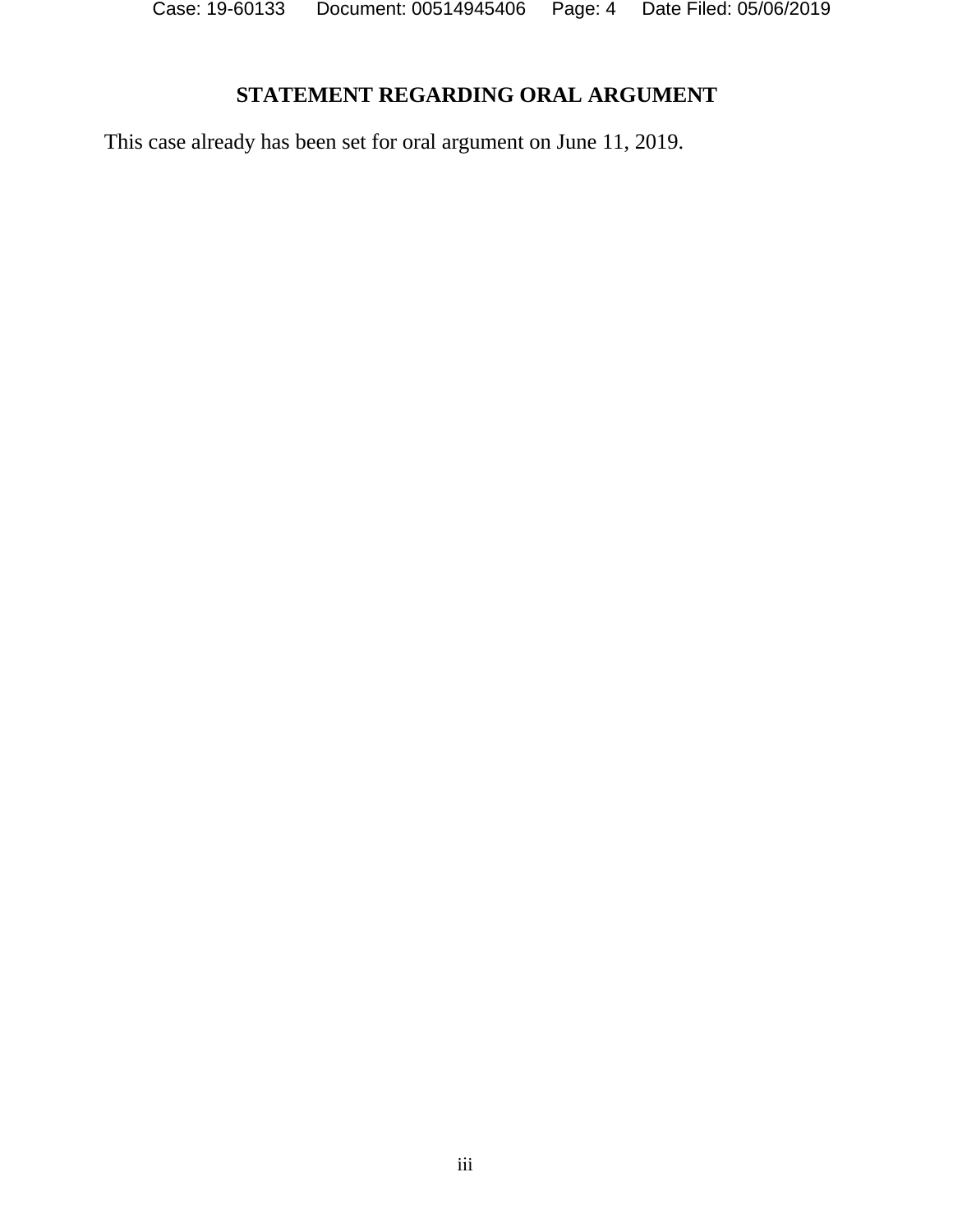## STATEMENT REGARDING ORAL ARGUMENT

This case already has been set for oral argument on June 11, 2019.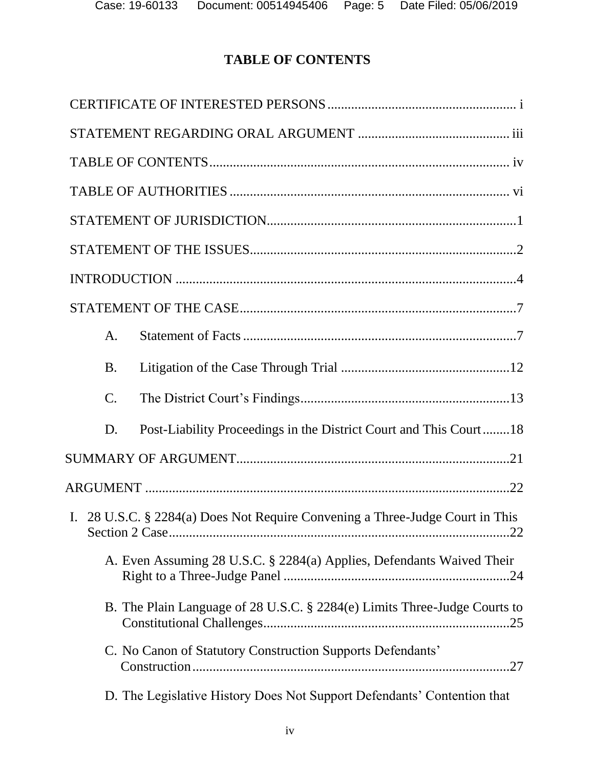# TABLE OF CONTENTS

CERTIFICATE OF INTERESTED PERSONS ........................................................ i

STATEMENT REGARDING ORAL ARGUMENT ............................................. iii

TABLE OF CONTENTS ......................................................................................... iv

TABLE OF AUTHORITIES .................................................................................. vi

STATEMENT OF JURISDICTION .........................................................................1

STATEMENT OF THE ISSUES ..............................................................................2

INTRODUCTION ....................................................................................................4

STATEMENT OF THE CASE .................................................................................7

- A. Statement of Facts .................................................................................7
- B. Litigation of the Case Through Trial ..................................................12
- C. The District Court's Findings ..............................................................13
- D. Post-Liability Proceedings in the District Court and This Court ........18

SUMMARY OF ARGUMENT ................................................................................21

ARGUMENT ...........................................................................................................22

I. 28 U.S.C. § 2284(a) Does Not Require Convening a Three-Judge Court in This Section 2 Case .....................................................................................................22

- A. Even Assuming 28 U.S.C. § 2284(a) Applies, Defendants Waived Their Right to a Three-Judge Panel ...................................................................24
- B. The Plain Language of 28 U.S.C. § 2284(e) Limits Three-Judge Courts to Constitutional Challenges .........................................................................25
- C. No Canon of Statutory Construction Supports Defendants' Construction ..............................................................................................27
- D. The Legislative History Does Not Support Defendants' Contention that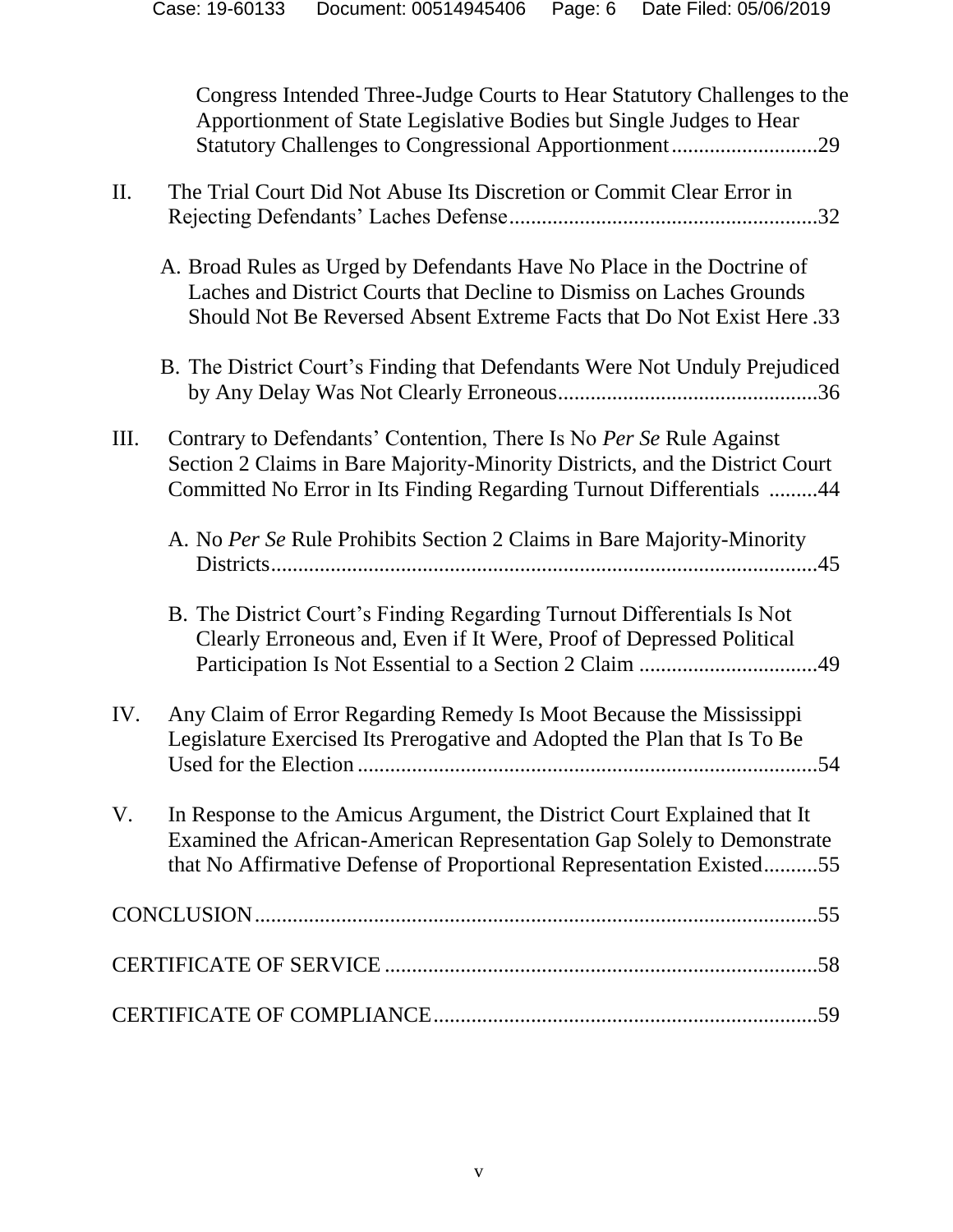Congress Intended Three-Judge Courts to Hear Statutory Challenges to the Apportionment of State Legislative Bodies but Single Judges to Hear Statutory Challenges to Congressional Apportionment ..........................29

II. The Trial Court Did Not Abuse Its Discretion or Commit Clear Error in Rejecting Defendants' Laches Defense ........................................................32

A. Broad Rules as Urged by Defendants Have No Place in the Doctrine of Laches and District Courts that Decline to Dismiss on Laches Grounds Should Not Be Reversed Absent Extreme Facts that Do Not Exist Here .33

B. The District Court's Finding that Defendants Were Not Unduly Prejudiced by Any Delay Was Not Clearly Erroneous ................................................36

III. Contrary to Defendants' Contention, There Is No *Per Se* Rule Against Section 2 Claims in Bare Majority-Minority Districts, and the District Court Committed No Error in Its Finding Regarding Turnout Differentials .........44

A. No *Per Se* Rule Prohibits Section 2 Claims in Bare Majority-Minority Districts ....................................................................................................45

B. The District Court's Finding Regarding Turnout Differentials Is Not Clearly Erroneous and, Even if It Were, Proof of Depressed Political Participation Is Not Essential to a Section 2 Claim .................................49

IV. Any Claim of Error Regarding Remedy Is Moot Because the Mississippi Legislature Exercised Its Prerogative and Adopted the Plan that Is To Be Used for the Election .....................................................................................54

V. In Response to the Amicus Argument, the District Court Explained that It Examined the African-American Representation Gap Solely to Demonstrate that No Affirmative Defense of Proportional Representation Existed..........55

CONCLUSION .......................................................................................................55

CERTIFICATE OF SERVICE ................................................................................58

CERTIFICATE OF COMPLIANCE .......................................................................59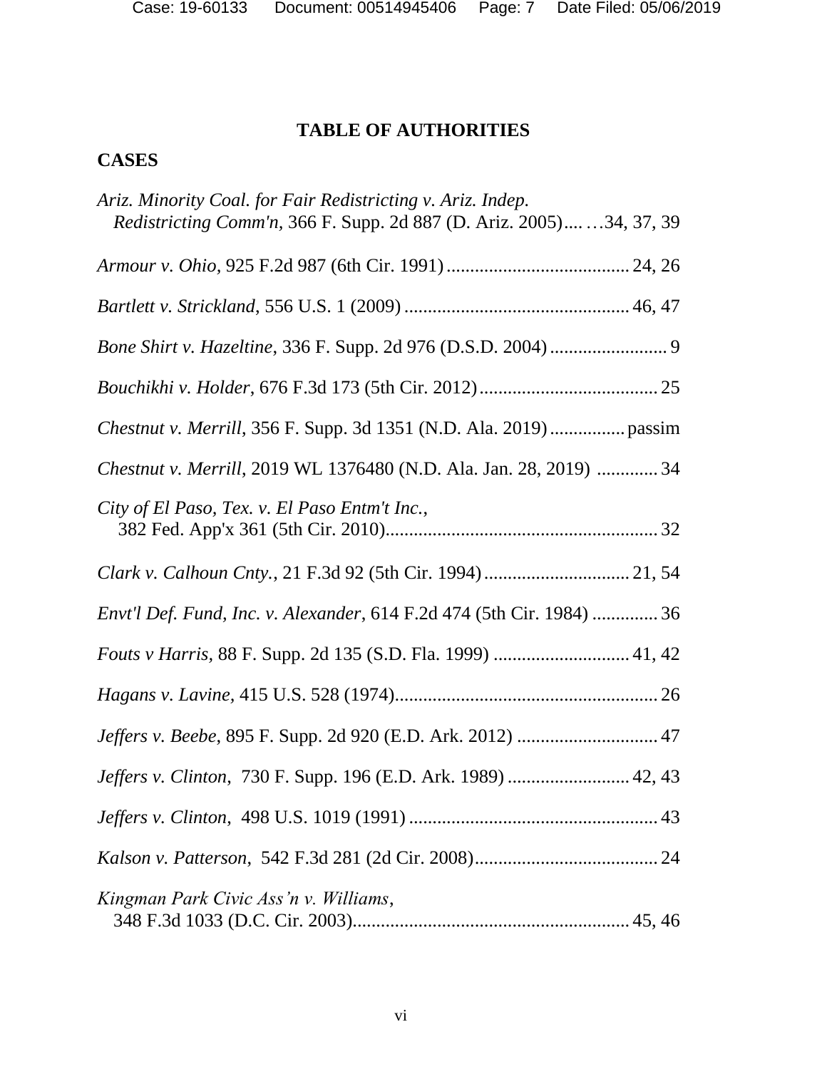# TABLE OF AUTHORITIES

## CASES

*Ariz. Minority Coal. for Fair Redistricting v. Ariz. Indep. Redistricting Comm'n*, 366 F. Supp. 2d 887 (D. Ariz. 2005).... …34, 37, 39

*Armour v. Ohio*, 925 F.2d 987 (6th Cir. 1991) ....................................... 24, 26

*Bartlett v. Strickland*, 556 U.S. 1 (2009) ................................................ 46, 47

*Bone Shirt v. Hazeltine*, 336 F. Supp. 2d 976 (D.S.D. 2004) ......................... 9

*Bouchikhi v. Holder*, 676 F.3d 173 (5th Cir. 2012) ...................................... 25

*Chestnut v. Merrill*, 356 F. Supp. 3d 1351 (N.D. Ala. 2019) ................ passim

*Chestnut v. Merrill*, 2019 WL 1376480 (N.D. Ala. Jan. 28, 2019) ............. 34

*City of El Paso, Tex. v. El Paso Entm't Inc.*, 382 Fed. App'x 361 (5th Cir. 2010)......................................................... 32

*Clark v. Calhoun Cnty.*, 21 F.3d 92 (5th Cir. 1994) ............................... 21, 54

*Envt'l Def. Fund, Inc. v. Alexander*, 614 F.2d 474 (5th Cir. 1984) .............. 36

*Fouts v Harris*, 88 F. Supp. 2d 135 (S.D. Fla. 1999) ............................. 41, 42

*Hagans v. Lavine*, 415 U.S. 528 (1974)........................................................ 26

*Jeffers v. Beebe*, 895 F. Supp. 2d 920 (E.D. Ark. 2012) .............................. 47

*Jeffers v. Clinton*, 730 F. Supp. 196 (E.D. Ark. 1989) .......................... 42, 43

*Jeffers v. Clinton*, 498 U.S. 1019 (1991) ..................................................... 43

*Kalson v. Patterson*, 542 F.3d 281 (2d Cir. 2008)....................................... 24

*Kingman Park Civic Ass'n v. Williams*, 348 F.3d 1033 (D.C. Cir. 2003)........................................................... 45, 46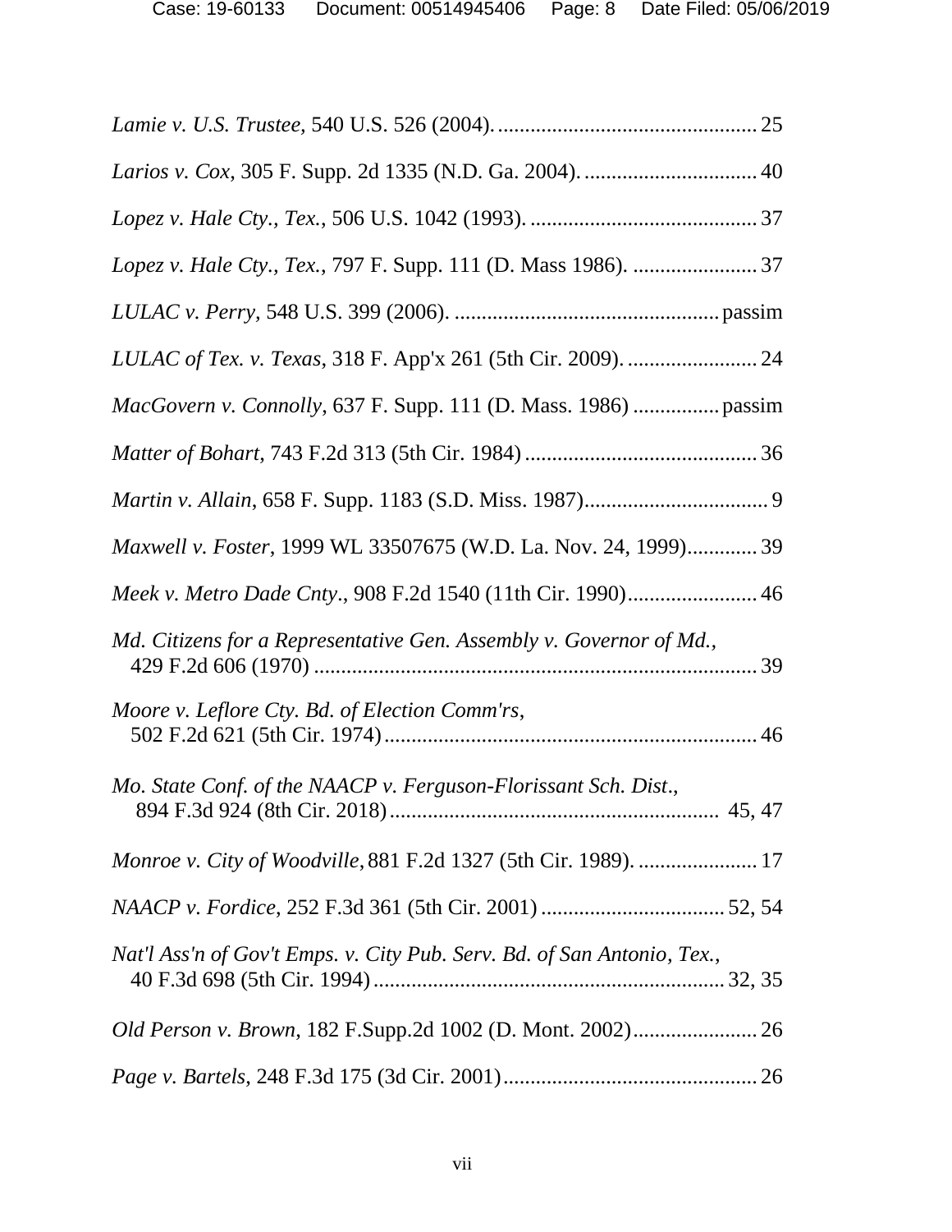*Lamie v. U.S. Trustee*, 540 U.S. 526 (2004). ................................................ 25

*Larios v. Cox*, 305 F. Supp. 2d 1335 (N.D. Ga. 2004). ................................ 40

*Lopez v. Hale Cty., Tex.*, 506 U.S. 1042 (1993). .......................................... 37

*Lopez v. Hale Cty., Tex.*, 797 F. Supp. 111 (D. Mass 1986). ....................... 37

*LULAC v. Perry*, 548 U.S. 399 (2006). ................................................. passim

*LULAC of Tex. v. Texas*, 318 F. App'x 261 (5th Cir. 2009). ........................ 24

*MacGovern v. Connolly*, 637 F. Supp. 111 (D. Mass. 1986) ................ passim

*Matter of Bohart*, 743 F.2d 313 (5th Cir. 1984) ........................................... 36

*Martin v. Allain*, 658 F. Supp. 1183 (S.D. Miss. 1987).................................. 9

*Maxwell v. Foster*, 1999 WL 33507675 (W.D. La. Nov. 24, 1999)............. 39

*Meek v. Metro Dade Cnty*., 908 F.2d 1540 (11th Cir. 1990)........................ 46

*Md. Citizens for a Representative Gen. Assembly v. Governor of Md.*, 429 F.2d 606 (1970) ................................................................................ 39

*Moore v. Leflore Cty. Bd. of Election Comm'rs*, 502 F.2d 621 (5th Cir. 1974)................................................................... 46

*Mo. State Conf. of the NAACP v. Ferguson-Florissant Sch. Dist*., 894 F.3d 924 (8th Cir. 2018)............................................................. 45, 47

*Monroe v. City of Woodville*, 881 F.2d 1327 (5th Cir. 1989). ...................... 17

*NAACP v. Fordice*, 252 F.3d 361 (5th Cir. 2001) ................................. 52, 54

*Nat'l Ass'n of Gov't Emps. v. City Pub. Serv. Bd. of San Antonio, Tex.*, 40 F.3d 698 (5th Cir. 1994) ................................................................ 32, 35

*Old Person v. Brown*, 182 F.Supp.2d 1002 (D. Mont. 2002)....................... 26

*Page v. Bartels*, 248 F.3d 175 (3d Cir. 2001)............................................... 26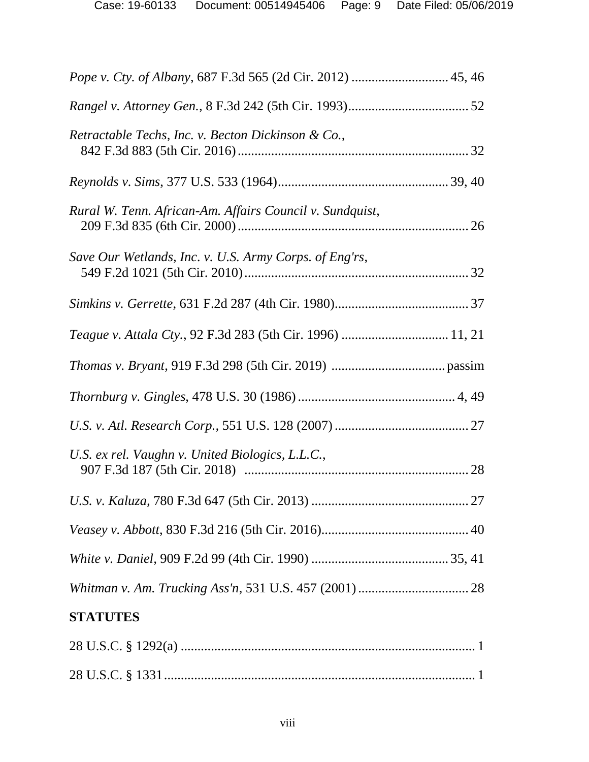*Pope v. Cty. of Albany*, 687 F.3d 565 (2d Cir. 2012) ............................ 45, 46

*Rangel v. Attorney Gen.*, 8 F.3d 242 (5th Cir. 1993)................................... 52

*Retractable Techs, Inc. v. Becton Dickinson & Co.*,
842 F.3d 883 (5th Cir. 2016).................................................................... 32

*Reynolds v. Sims*, 377 U.S. 533 (1964).................................................. 39, 40

*Rural W. Tenn. African-Am. Affairs Council v. Sundquist*,
209 F.3d 835 (6th Cir. 2000).................................................................... 26

*Save Our Wetlands, Inc. v. U.S. Army Corps. of Eng'rs*,
549 F.2d 1021 (5th Cir. 2010).................................................................. 32

*Simkins v. Gerrette*, 631 F.2d 287 (4th Cir. 1980)....................................... 37

*Teague v. Attala Cty.*, 92 F.3d 283 (5th Cir. 1996) ............................... 11, 21

*Thomas v. Bryant*, 919 F.3d 298 (5th Cir. 2019) .................................. passim

*Thornburg v. Gingles*, 478 U.S. 30 (1986)............................................... 4, 49

*U.S. v. Atl. Research Corp.*, 551 U.S. 128 (2007)....................................... 27

*U.S. ex rel. Vaughn v. United Biologics, L.L.C.*,
907 F.3d 187 (5th Cir. 2018) .................................................................. 28

*U.S. v. Kaluza*, 780 F.3d 647 (5th Cir. 2013) .............................................. 27

*Veasey v. Abbott*, 830 F.3d 216 (5th Cir. 2016)............................................ 40

*White v. Daniel*, 909 F.2d 99 (4th Cir. 1990) ......................................... 35, 41

*Whitman v. Am. Trucking Ass'n*, 531 U.S. 457 (2001)................................. 28

**STATUTES**

28 U.S.C. § 1292(a) ....................................................................................... 1

28 U.S.C. § 1331............................................................................................ 1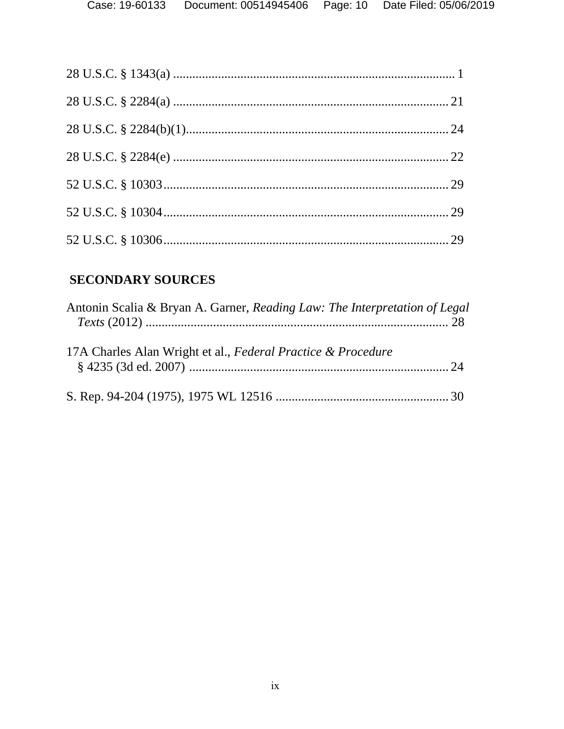28 U.S.C. § 1343(a) .......................................................................................... 1

28 U.S.C. § 2284(a) ........................................................................................ 21

28 U.S.C. § 2284(b)(1)..................................................................................... 24

28 U.S.C. § 2284(e) ........................................................................................ 22

52 U.S.C. § 10303........................................................................................... 29

52 U.S.C. § 10304........................................................................................... 29

52 U.S.C. § 10306........................................................................................... 29

## SECONDARY SOURCES

Antonin Scalia & Bryan A. Garner, *Reading Law: The Interpretation of Legal Texts* (2012) ............................................................................................. 28

17A Charles Alan Wright et al., *Federal Practice & Procedure* § 4235 (3d ed. 2007) ................................................................................ 24

S. Rep. 94-204 (1975), 1975 WL 12516 ...................................................... 30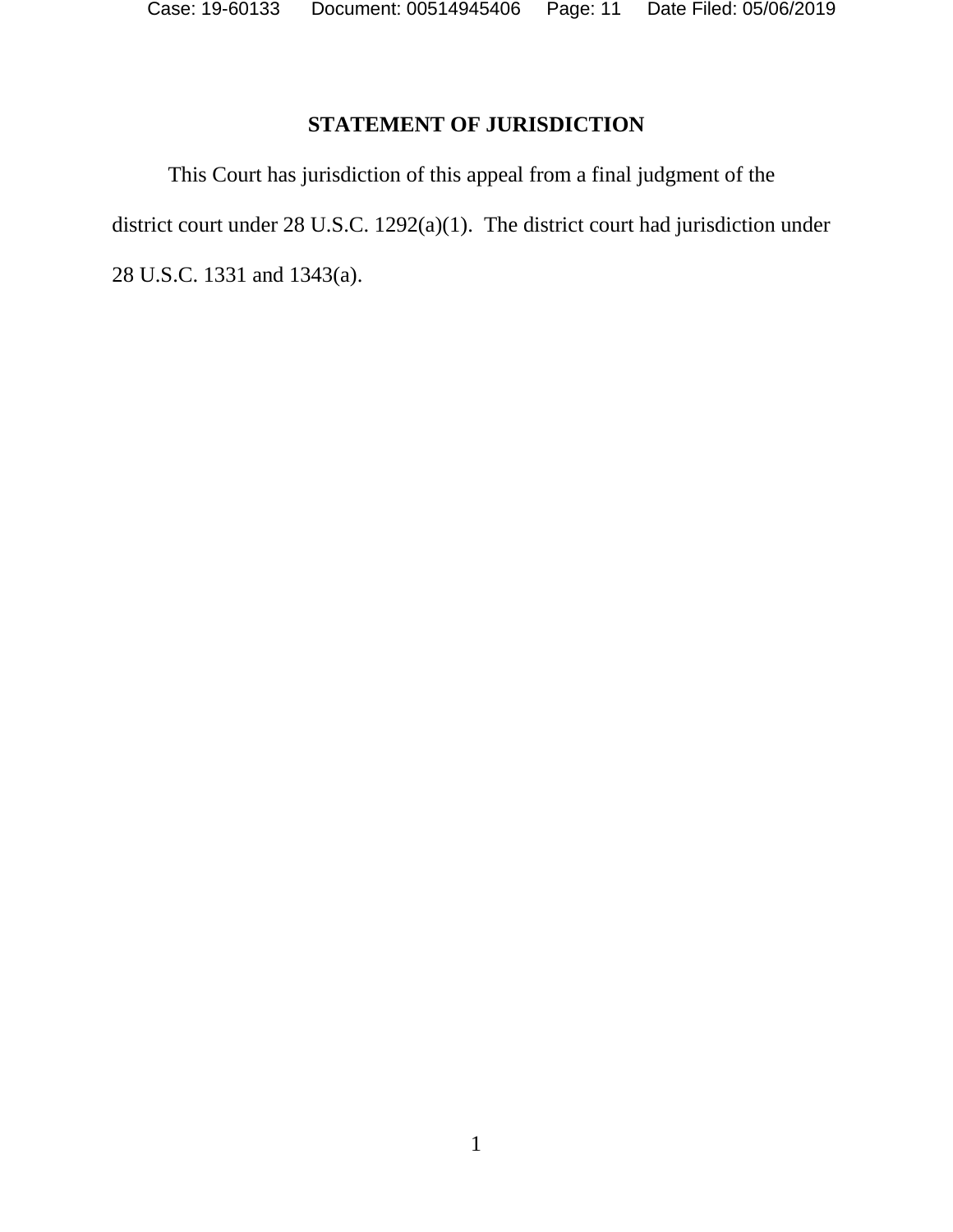## STATEMENT OF JURISDICTION

This Court has jurisdiction of this appeal from a final judgment of the district court under 28 U.S.C. 1292(a)(1). The district court had jurisdiction under 28 U.S.C. 1331 and 1343(a).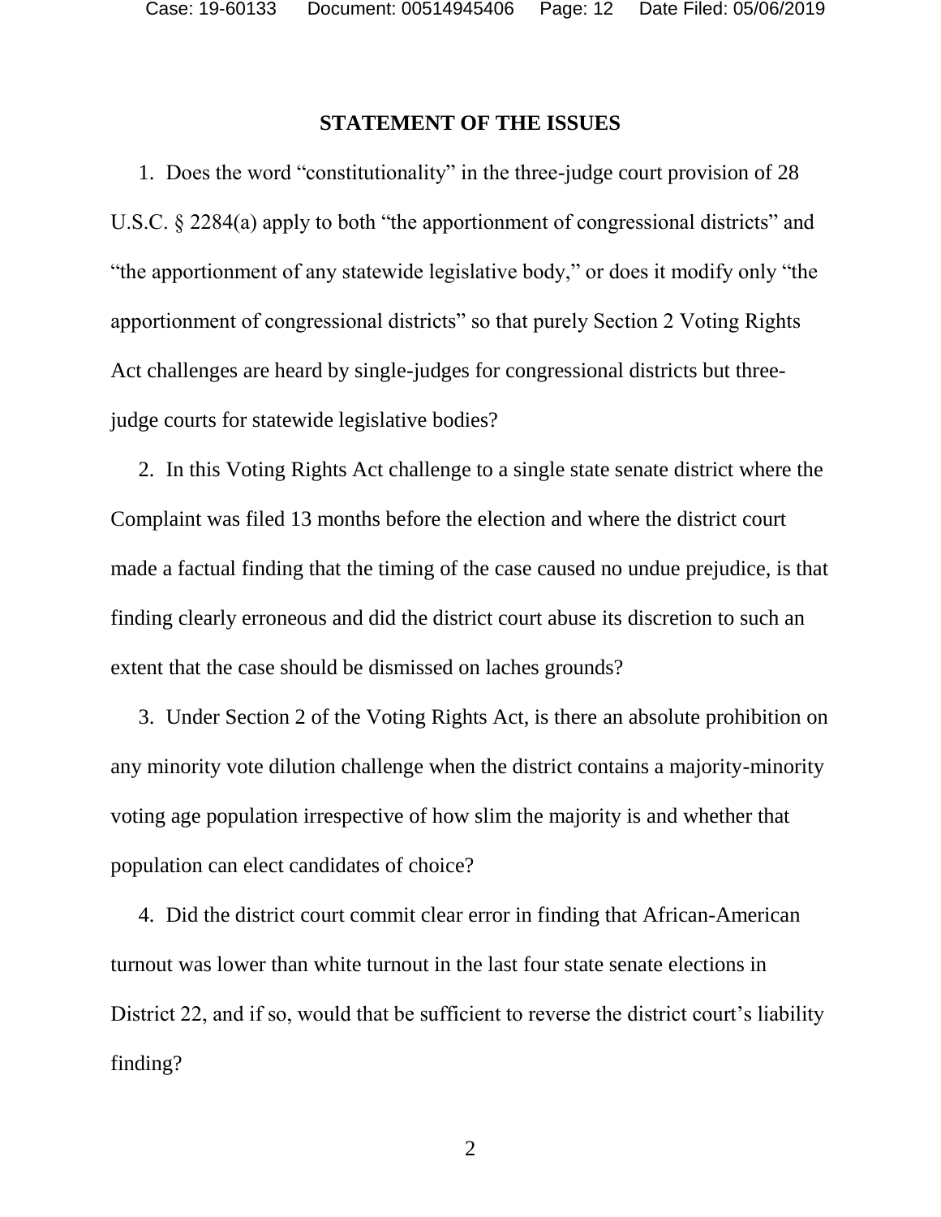## STATEMENT OF THE ISSUES

1. Does the word "constitutionality" in the three-judge court provision of 28 U.S.C. § 2284(a) apply to both "the apportionment of congressional districts" and "the apportionment of any statewide legislative body," or does it modify only "the apportionment of congressional districts" so that purely Section 2 Voting Rights Act challenges are heard by single-judges for congressional districts but three-judge courts for statewide legislative bodies?

2. In this Voting Rights Act challenge to a single state senate district where the Complaint was filed 13 months before the election and where the district court made a factual finding that the timing of the case caused no undue prejudice, is that finding clearly erroneous and did the district court abuse its discretion to such an extent that the case should be dismissed on laches grounds?

3. Under Section 2 of the Voting Rights Act, is there an absolute prohibition on any minority vote dilution challenge when the district contains a majority-minority voting age population irrespective of how slim the majority is and whether that population can elect candidates of choice?

4. Did the district court commit clear error in finding that African-American turnout was lower than white turnout in the last four state senate elections in District 22, and if so, would that be sufficient to reverse the district court's liability finding?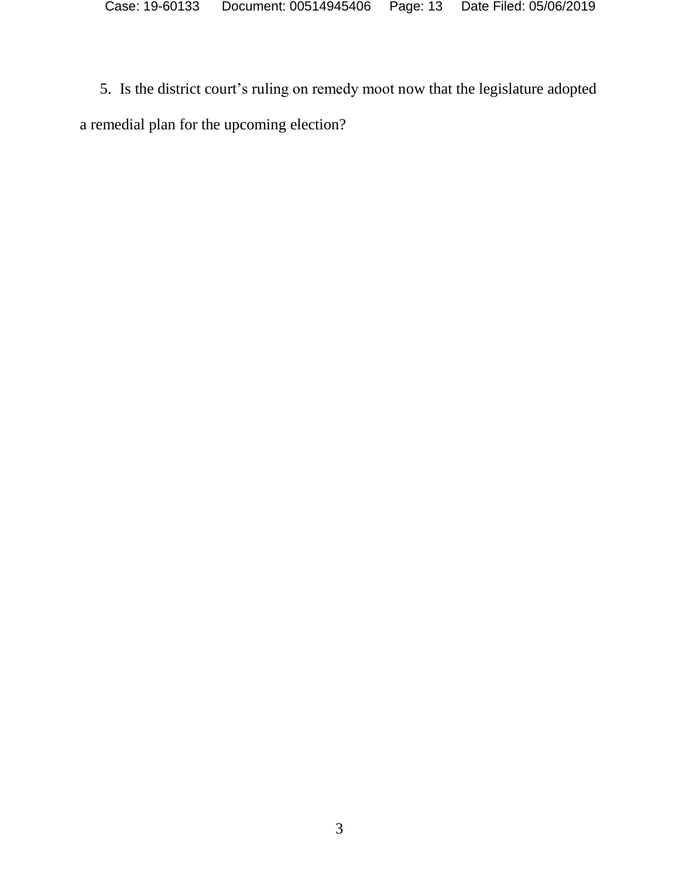5. Is the district court’s ruling on remedy moot now that the legislature adopted a remedial plan for the upcoming election?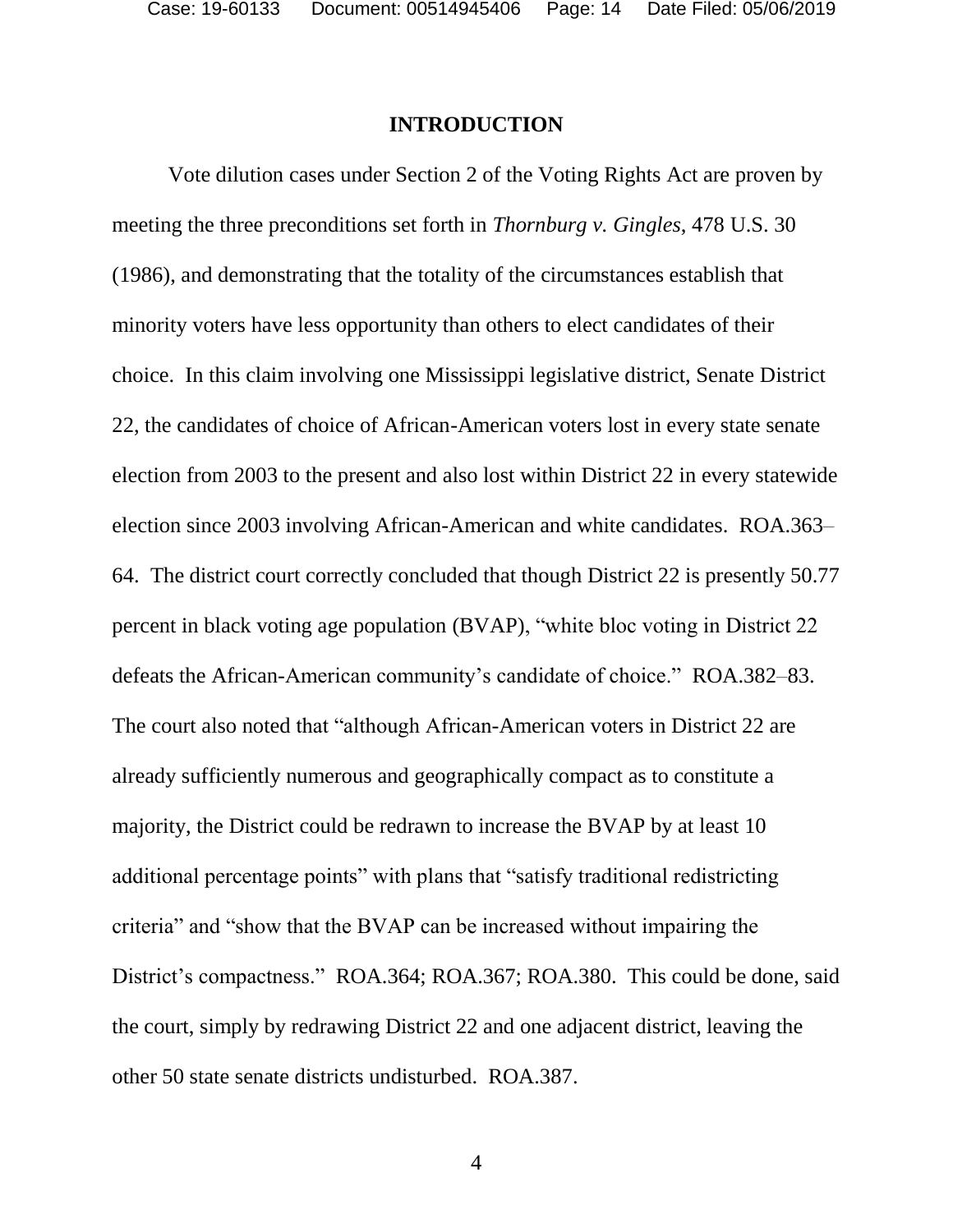# INTRODUCTION

Vote dilution cases under Section 2 of the Voting Rights Act are proven by meeting the three preconditions set forth in *Thornburg v. Gingles*, 478 U.S. 30 (1986), and demonstrating that the totality of the circumstances establish that minority voters have less opportunity than others to elect candidates of their choice. In this claim involving one Mississippi legislative district, Senate District 22, the candidates of choice of African-American voters lost in every state senate election from 2003 to the present and also lost within District 22 in every statewide election since 2003 involving African-American and white candidates. ROA.363–64. The district court correctly concluded that though District 22 is presently 50.77 percent in black voting age population (BVAP), "white bloc voting in District 22 defeats the African-American community's candidate of choice." ROA.382–83. The court also noted that "although African-American voters in District 22 are already sufficiently numerous and geographically compact as to constitute a majority, the District could be redrawn to increase the BVAP by at least 10 additional percentage points" with plans that "satisfy traditional redistricting criteria" and "show that the BVAP can be increased without impairing the District's compactness." ROA.364; ROA.367; ROA.380. This could be done, said the court, simply by redrawing District 22 and one adjacent district, leaving the other 50 state senate districts undisturbed. ROA.387.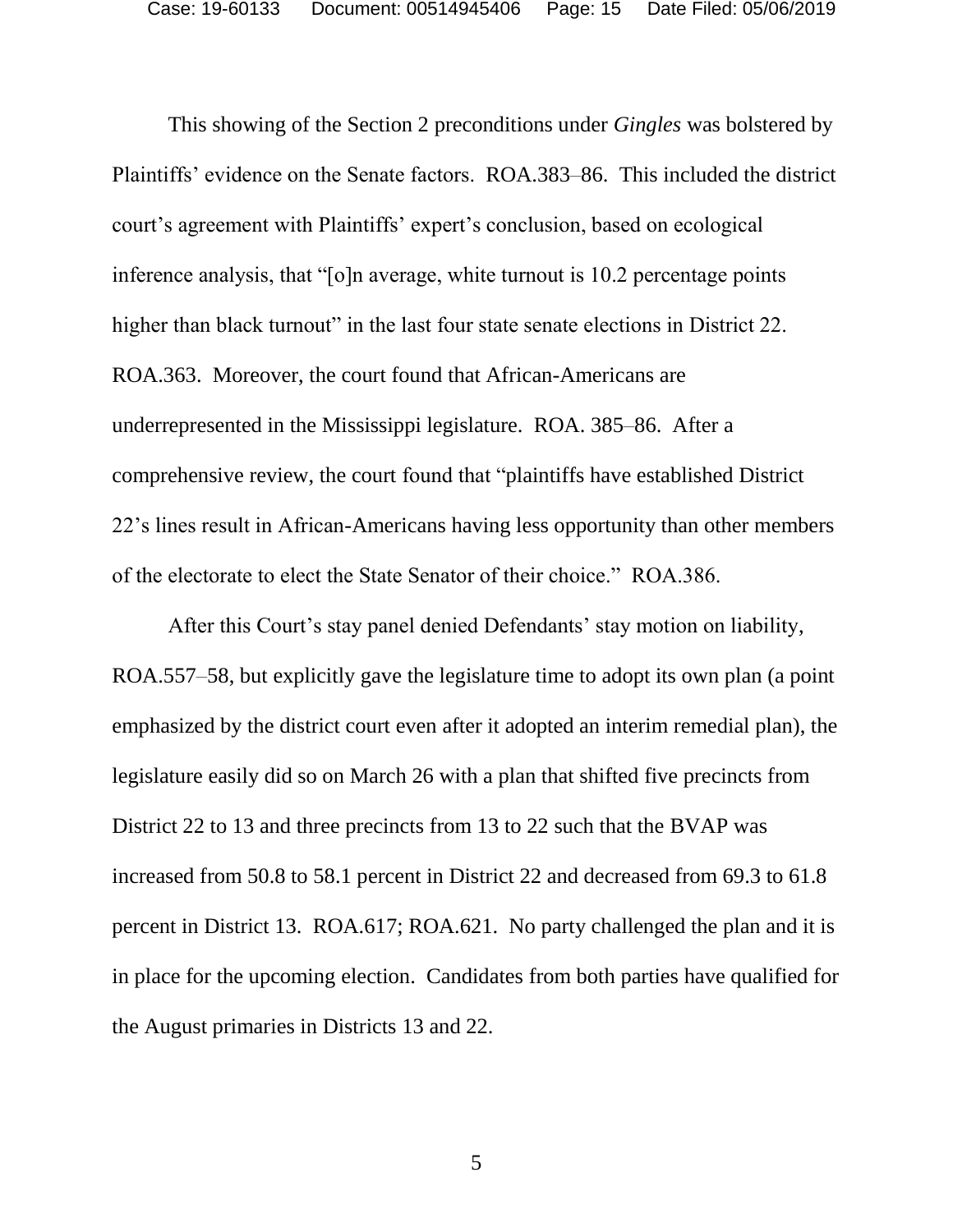This showing of the Section 2 preconditions under *Gingles* was bolstered by Plaintiffs' evidence on the Senate factors. ROA.383–86. This included the district court's agreement with Plaintiffs' expert's conclusion, based on ecological inference analysis, that "[o]n average, white turnout is 10.2 percentage points higher than black turnout" in the last four state senate elections in District 22. ROA.363. Moreover, the court found that African-Americans are underrepresented in the Mississippi legislature. ROA. 385–86. After a comprehensive review, the court found that "plaintiffs have established District 22's lines result in African-Americans having less opportunity than other members of the electorate to elect the State Senator of their choice." ROA.386.

After this Court's stay panel denied Defendants' stay motion on liability, ROA.557–58, but explicitly gave the legislature time to adopt its own plan (a point emphasized by the district court even after it adopted an interim remedial plan), the legislature easily did so on March 26 with a plan that shifted five precincts from District 22 to 13 and three precincts from 13 to 22 such that the BVAP was increased from 50.8 to 58.1 percent in District 22 and decreased from 69.3 to 61.8 percent in District 13. ROA.617; ROA.621. No party challenged the plan and it is in place for the upcoming election. Candidates from both parties have qualified for the August primaries in Districts 13 and 22.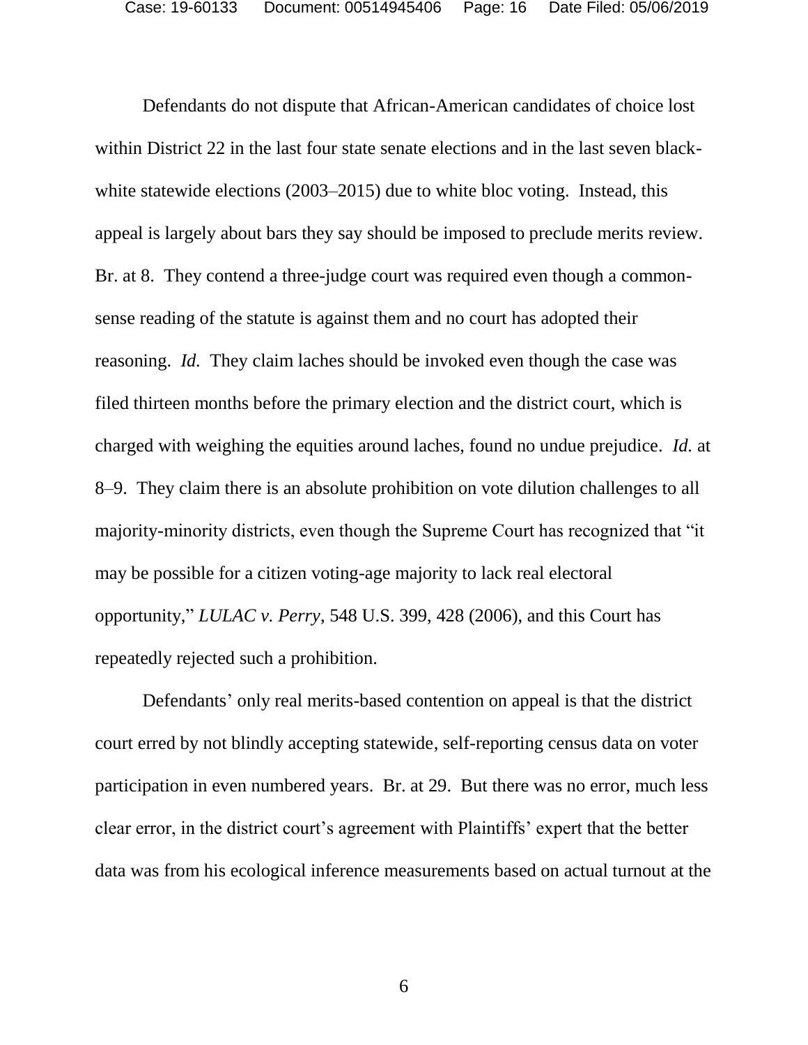Defendants do not dispute that African-American candidates of choice lost within District 22 in the last four state senate elections and in the last seven black-white statewide elections (2003–2015) due to white bloc voting. Instead, this appeal is largely about bars they say should be imposed to preclude merits review. Br. at 8. They contend a three-judge court was required even though a common-sense reading of the statute is against them and no court has adopted their reasoning. *Id.* They claim laches should be invoked even though the case was filed thirteen months before the primary election and the district court, which is charged with weighing the equities around laches, found no undue prejudice. *Id.* at 8–9. They claim there is an absolute prohibition on vote dilution challenges to all majority-minority districts, even though the Supreme Court has recognized that "it may be possible for a citizen voting-age majority to lack real electoral opportunity," *LULAC v. Perry*, 548 U.S. 399, 428 (2006), and this Court has repeatedly rejected such a prohibition.

Defendants' only real merits-based contention on appeal is that the district court erred by not blindly accepting statewide, self-reporting census data on voter participation in even numbered years. Br. at 29. But there was no error, much less clear error, in the district court's agreement with Plaintiffs' expert that the better data was from his ecological inference measurements based on actual turnout at the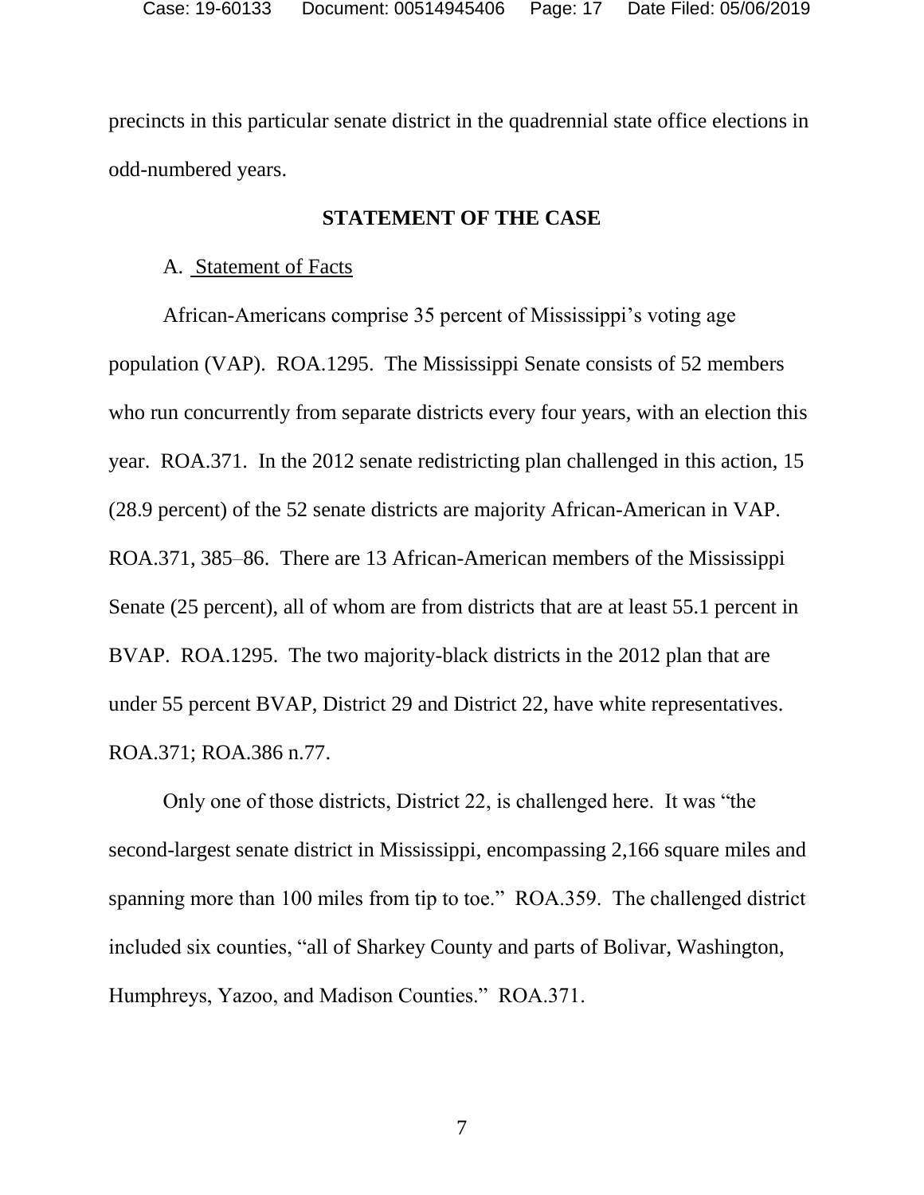precincts in this particular senate district in the quadrennial state office elections in odd-numbered years.

## STATEMENT OF THE CASE

A. Statement of Facts

African-Americans comprise 35 percent of Mississippi's voting age population (VAP). ROA.1295. The Mississippi Senate consists of 52 members who run concurrently from separate districts every four years, with an election this year. ROA.371. In the 2012 senate redistricting plan challenged in this action, 15 (28.9 percent) of the 52 senate districts are majority African-American in VAP. ROA.371, 385–86. There are 13 African-American members of the Mississippi Senate (25 percent), all of whom are from districts that are at least 55.1 percent in BVAP. ROA.1295. The two majority-black districts in the 2012 plan that are under 55 percent BVAP, District 29 and District 22, have white representatives. ROA.371; ROA.386 n.77.

Only one of those districts, District 22, is challenged here. It was "the second-largest senate district in Mississippi, encompassing 2,166 square miles and spanning more than 100 miles from tip to toe." ROA.359. The challenged district included six counties, "all of Sharkey County and parts of Bolivar, Washington, Humphreys, Yazoo, and Madison Counties." ROA.371.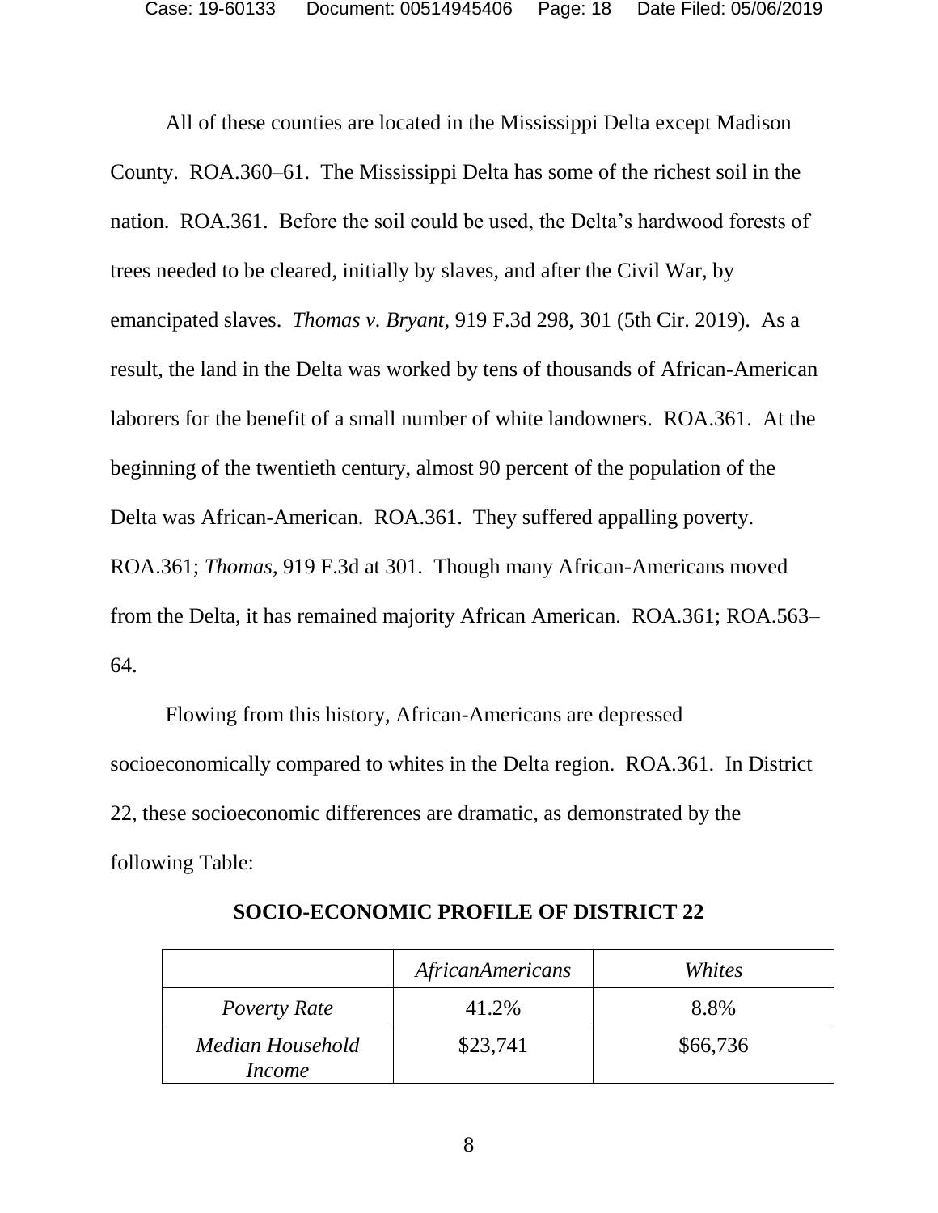All of these counties are located in the Mississippi Delta except Madison County. ROA.360–61. The Mississippi Delta has some of the richest soil in the nation. ROA.361. Before the soil could be used, the Delta's hardwood forests of trees needed to be cleared, initially by slaves, and after the Civil War, by emancipated slaves. *Thomas v. Bryant*, 919 F.3d 298, 301 (5th Cir. 2019). As a result, the land in the Delta was worked by tens of thousands of African-American laborers for the benefit of a small number of white landowners. ROA.361. At the beginning of the twentieth century, almost 90 percent of the population of the Delta was African-American. ROA.361. They suffered appalling poverty. ROA.361; *Thomas*, 919 F.3d at 301. Though many African-Americans moved from the Delta, it has remained majority African American. ROA.361; ROA.563–64.

Flowing from this history, African-Americans are depressed socioeconomically compared to whites in the Delta region. ROA.361. In District 22, these socioeconomic differences are dramatic, as demonstrated by the following Table:

**SOCIO-ECONOMIC PROFILE OF DISTRICT 22**

| | *AfricanAmericans* | *Whites* |
|---|---|---|
| *Poverty Rate* | 41.2% | 8.8% |
| *Median Household Income* | $23,741 | $66,736 |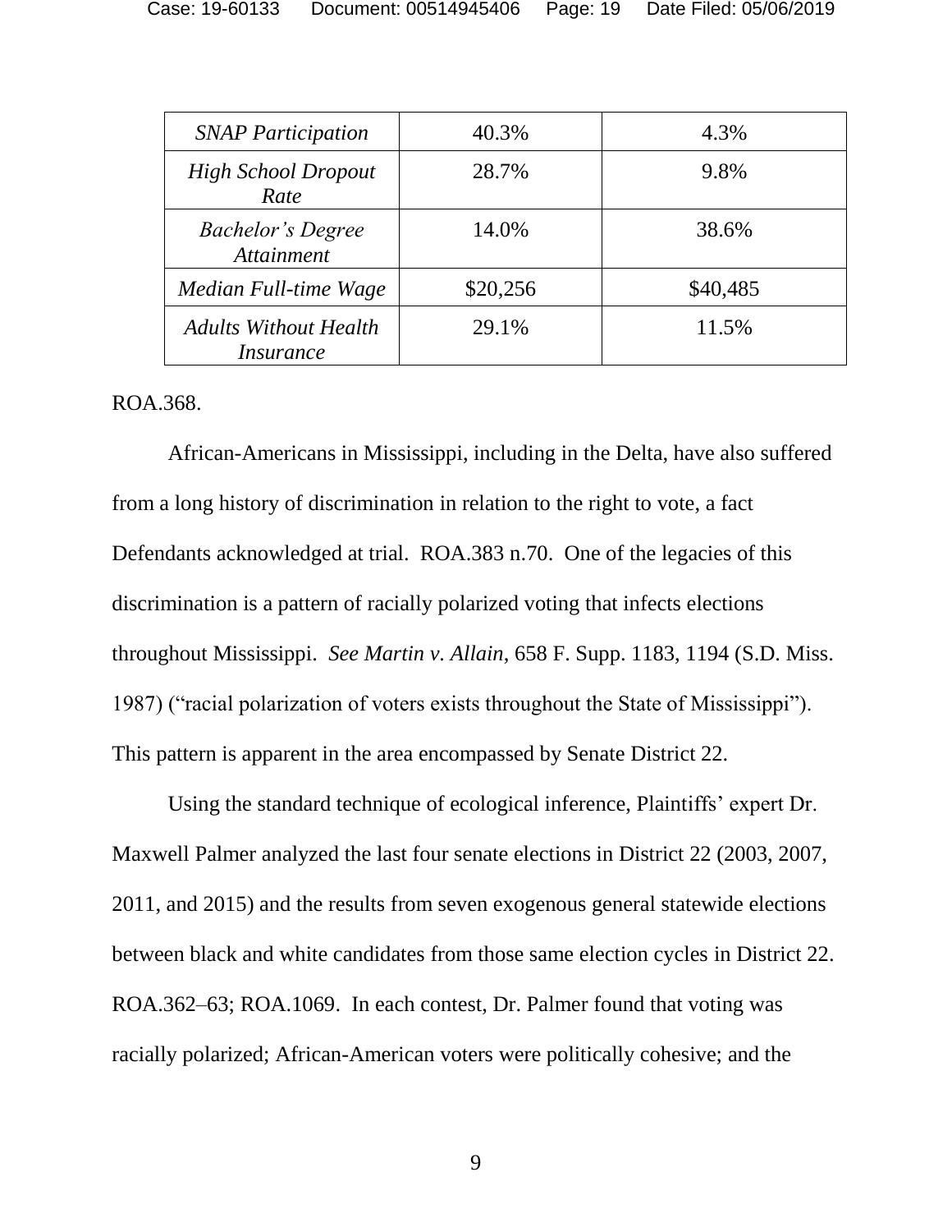| | | |
|---|---|---|
| *SNAP Participation* | 40.3% | 4.3% |
| *High School Dropout Rate* | 28.7% | 9.8% |
| *Bachelor's Degree Attainment* | 14.0% | 38.6% |
| *Median Full-time Wage* | $20,256 | $40,485 |
| *Adults Without Health Insurance* | 29.1% | 11.5% |

ROA.368.

African-Americans in Mississippi, including in the Delta, have also suffered from a long history of discrimination in relation to the right to vote, a fact Defendants acknowledged at trial. ROA.383 n.70. One of the legacies of this discrimination is a pattern of racially polarized voting that infects elections throughout Mississippi. *See Martin v. Allain*, 658 F. Supp. 1183, 1194 (S.D. Miss. 1987) ("racial polarization of voters exists throughout the State of Mississippi"). This pattern is apparent in the area encompassed by Senate District 22.

Using the standard technique of ecological inference, Plaintiffs' expert Dr. Maxwell Palmer analyzed the last four senate elections in District 22 (2003, 2007, 2011, and 2015) and the results from seven exogenous general statewide elections between black and white candidates from those same election cycles in District 22. ROA.362–63; ROA.1069. In each contest, Dr. Palmer found that voting was racially polarized; African-American voters were politically cohesive; and the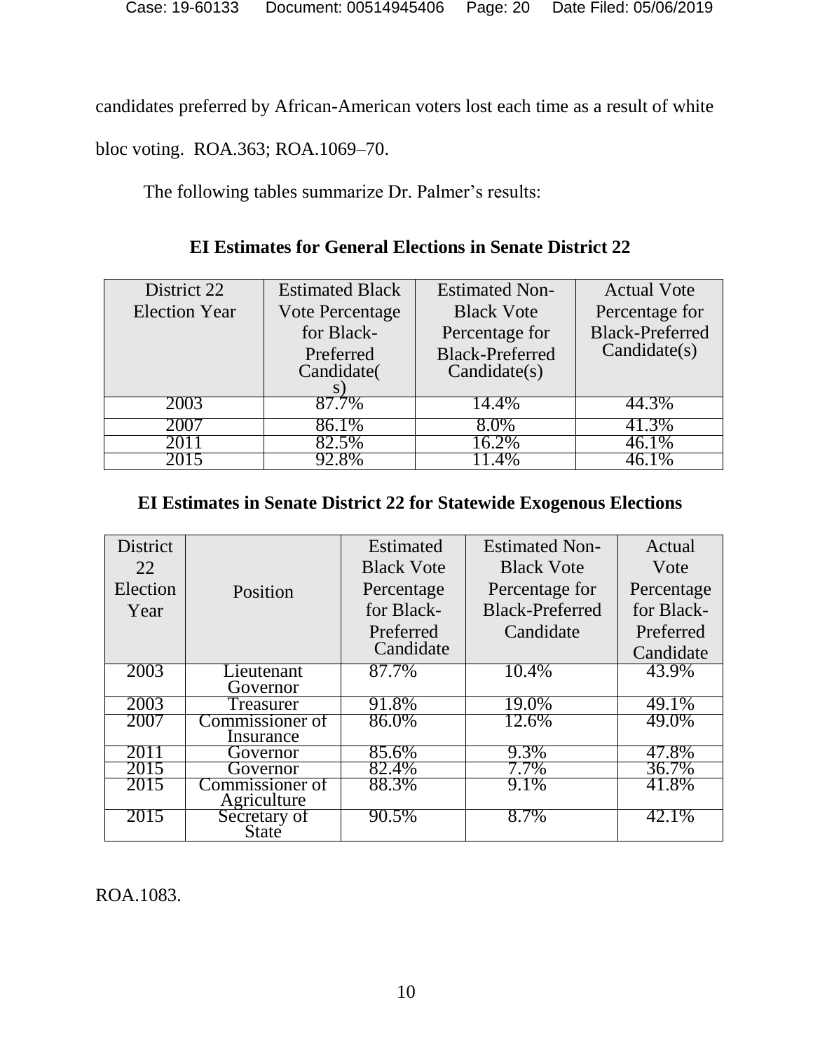candidates preferred by African-American voters lost each time as a result of white bloc voting. ROA.363; ROA.1069–70.

The following tables summarize Dr. Palmer's results:

**EI Estimates for General Elections in Senate District 22**

| District 22 Election Year | Estimated Black Vote Percentage for Black-Preferred Candidate(s) | Estimated Non-Black Vote Percentage for Black-Preferred Candidate(s) | Actual Vote Percentage for Black-Preferred Candidate(s) |
|---|---|---|---|
| 2003 | 87.7% | 14.4% | 44.3% |
| 2007 | 86.1% | 8.0% | 41.3% |
| 2011 | 82.5% | 16.2% | 46.1% |
| 2015 | 92.8% | 11.4% | 46.1% |

**EI Estimates in Senate District 22 for Statewide Exogenous Elections**

| District 22 Election Year | Position | Estimated Black Vote Percentage for Black-Preferred Candidate | Estimated Non-Black Vote Percentage for Black-Preferred Candidate | Actual Vote Percentage for Black-Preferred Candidate |
|---|---|---|---|---|
| 2003 | Lieutenant Governor | 87.7% | 10.4% | 43.9% |
| 2003 | Treasurer | 91.8% | 19.0% | 49.1% |
| 2007 | Commissioner of Insurance | 86.0% | 12.6% | 49.0% |
| 2011 | Governor | 85.6% | 9.3% | 47.8% |
| 2015 | Governor | 82.4% | 7.7% | 36.7% |
| 2015 | Commissioner of Agriculture | 88.3% | 9.1% | 41.8% |
| 2015 | Secretary of State | 90.5% | 8.7% | 42.1% |

ROA.1083.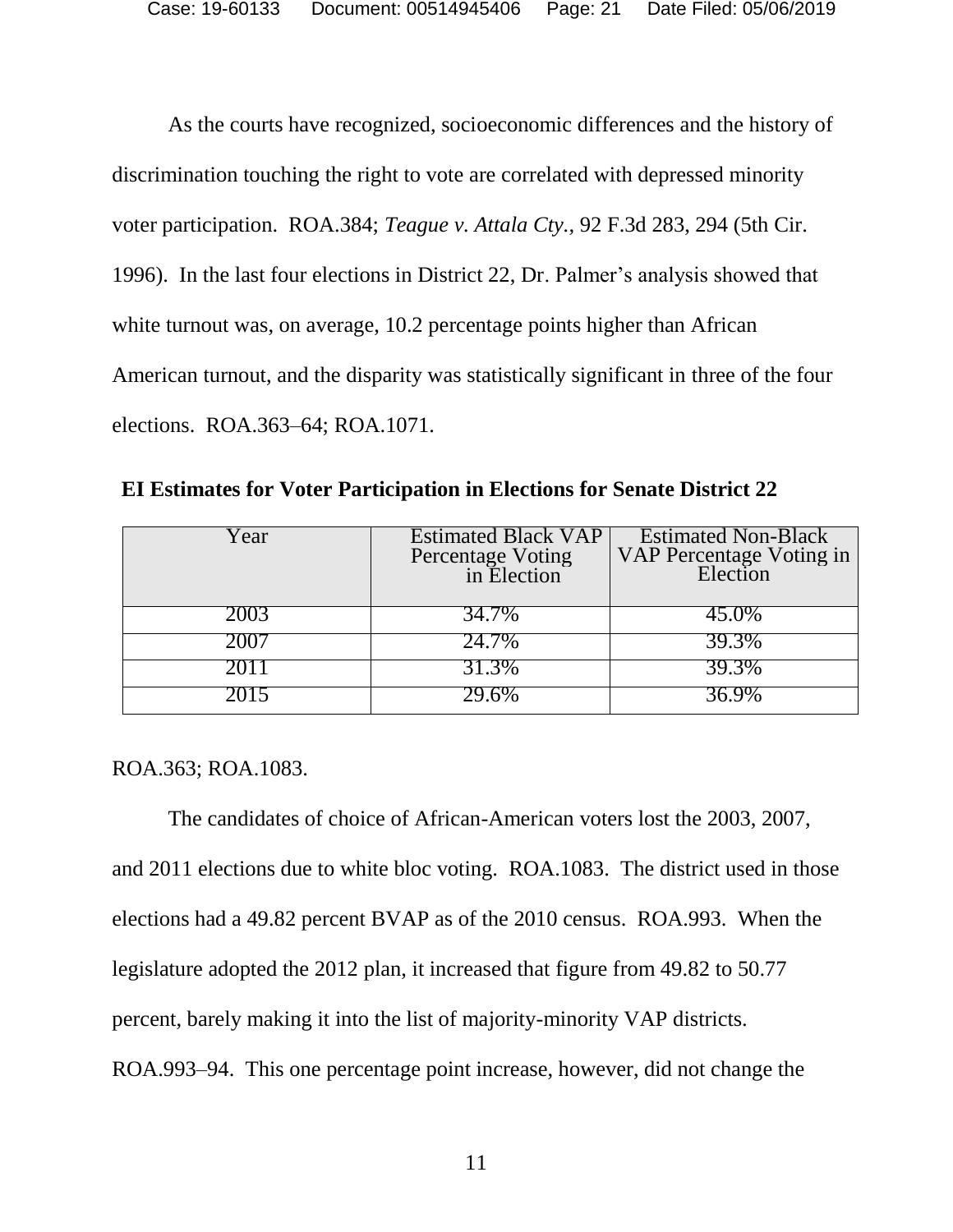As the courts have recognized, socioeconomic differences and the history of discrimination touching the right to vote are correlated with depressed minority voter participation. ROA.384; *Teague v. Attala Cty.*, 92 F.3d 283, 294 (5th Cir. 1996). In the last four elections in District 22, Dr. Palmer's analysis showed that white turnout was, on average, 10.2 percentage points higher than African American turnout, and the disparity was statistically significant in three of the four elections. ROA.363–64; ROA.1071.

**EI Estimates for Voter Participation in Elections for Senate District 22**

| Year | Estimated Black VAP Percentage Voting in Election | Estimated Non-Black VAP Percentage Voting in Election |
|---|---|---|
| 2003 | 34.7% | 45.0% |
| 2007 | 24.7% | 39.3% |
| 2011 | 31.3% | 39.3% |
| 2015 | 29.6% | 36.9% |

ROA.363; ROA.1083.

The candidates of choice of African-American voters lost the 2003, 2007, and 2011 elections due to white bloc voting. ROA.1083. The district used in those elections had a 49.82 percent BVAP as of the 2010 census. ROA.993. When the legislature adopted the 2012 plan, it increased that figure from 49.82 to 50.77 percent, barely making it into the list of majority-minority VAP districts. ROA.993–94. This one percentage point increase, however, did not change the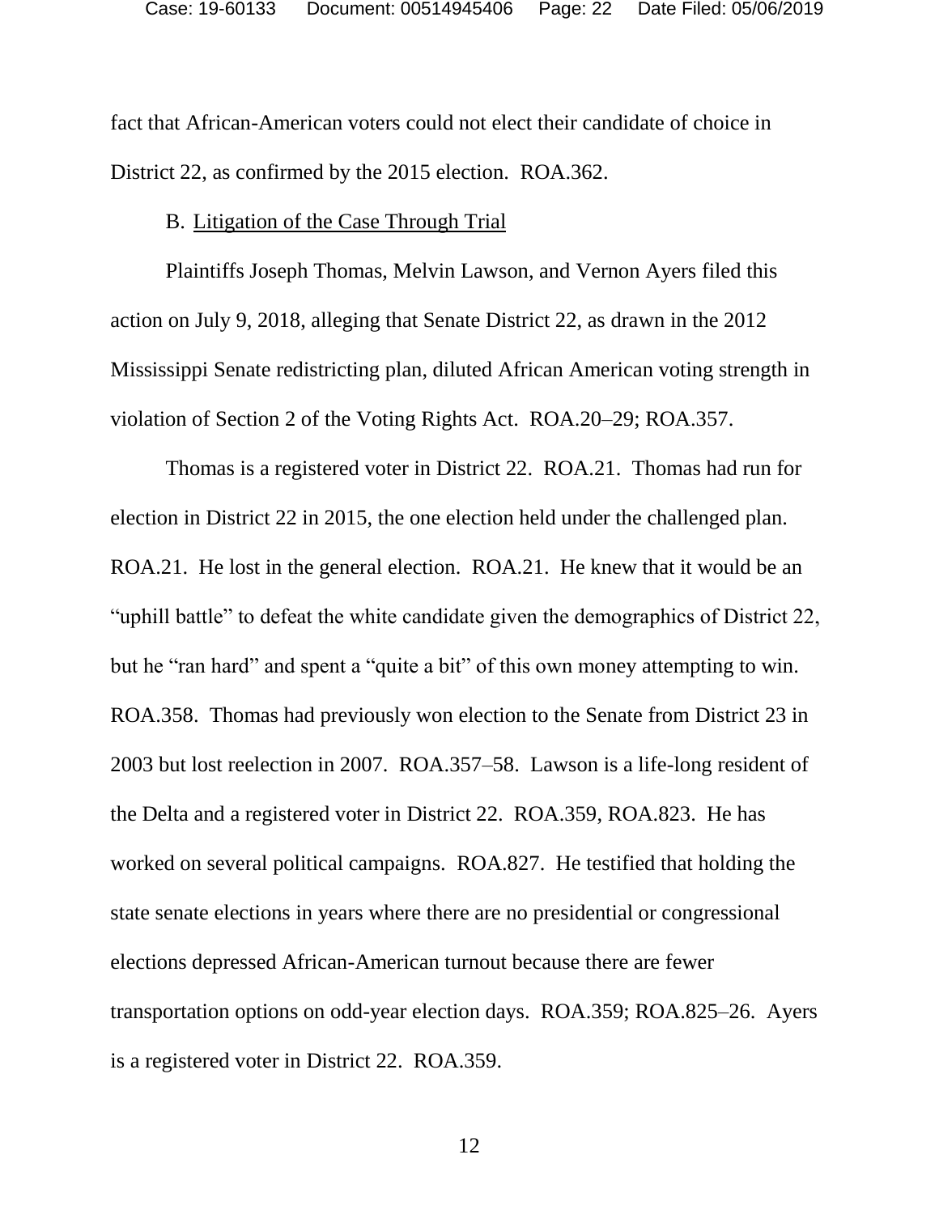fact that African-American voters could not elect their candidate of choice in District 22, as confirmed by the 2015 election. ROA.362.

B. Litigation of the Case Through Trial

Plaintiffs Joseph Thomas, Melvin Lawson, and Vernon Ayers filed this action on July 9, 2018, alleging that Senate District 22, as drawn in the 2012 Mississippi Senate redistricting plan, diluted African American voting strength in violation of Section 2 of the Voting Rights Act. ROA.20–29; ROA.357.

Thomas is a registered voter in District 22. ROA.21. Thomas had run for election in District 22 in 2015, the one election held under the challenged plan. ROA.21. He lost in the general election. ROA.21. He knew that it would be an "uphill battle" to defeat the white candidate given the demographics of District 22, but he "ran hard" and spent a "quite a bit" of this own money attempting to win. ROA.358. Thomas had previously won election to the Senate from District 23 in 2003 but lost reelection in 2007. ROA.357–58. Lawson is a life-long resident of the Delta and a registered voter in District 22. ROA.359, ROA.823. He has worked on several political campaigns. ROA.827. He testified that holding the state senate elections in years where there are no presidential or congressional elections depressed African-American turnout because there are fewer transportation options on odd-year election days. ROA.359; ROA.825–26. Ayers is a registered voter in District 22. ROA.359.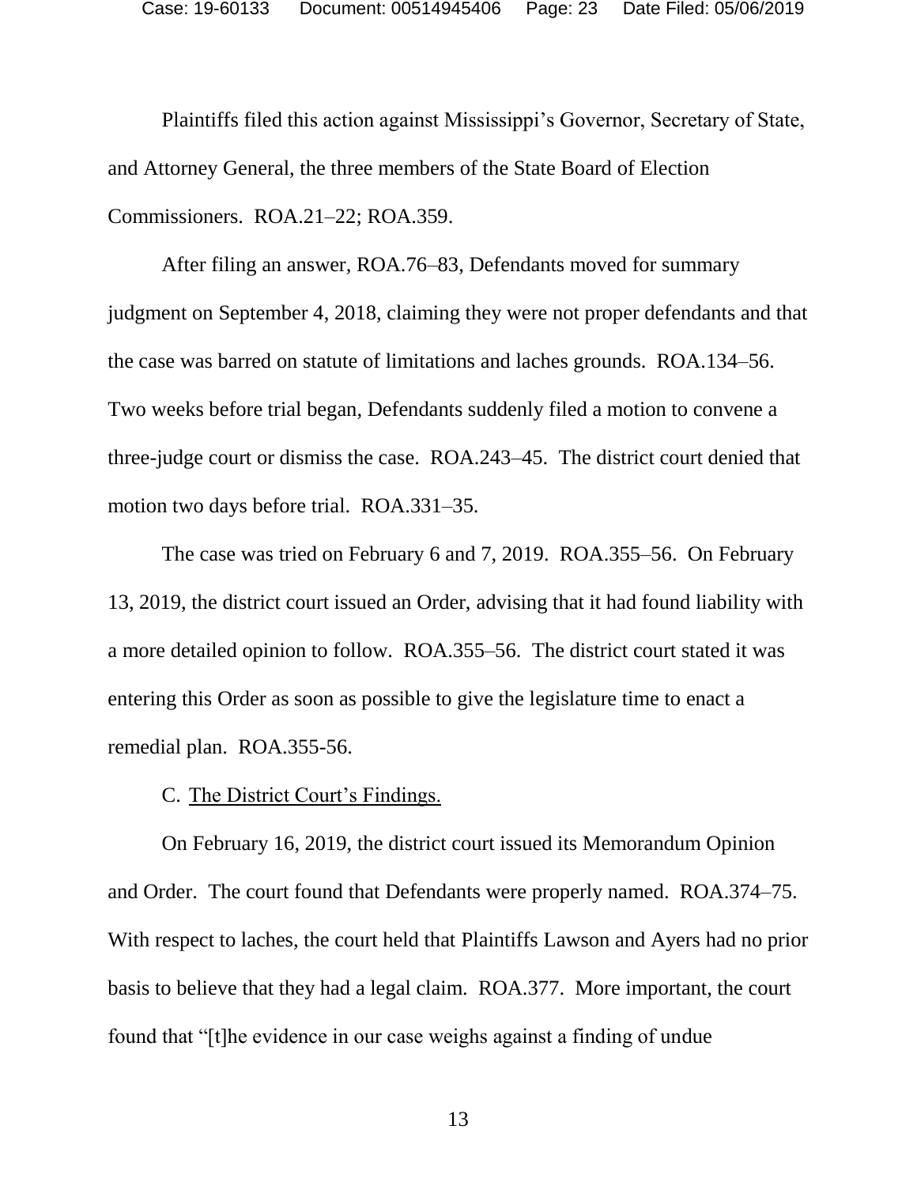Plaintiffs filed this action against Mississippi's Governor, Secretary of State, and Attorney General, the three members of the State Board of Election Commissioners. ROA.21–22; ROA.359.

After filing an answer, ROA.76–83, Defendants moved for summary judgment on September 4, 2018, claiming they were not proper defendants and that the case was barred on statute of limitations and laches grounds. ROA.134–56. Two weeks before trial began, Defendants suddenly filed a motion to convene a three-judge court or dismiss the case. ROA.243–45. The district court denied that motion two days before trial. ROA.331–35.

The case was tried on February 6 and 7, 2019. ROA.355–56. On February 13, 2019, the district court issued an Order, advising that it had found liability with a more detailed opinion to follow. ROA.355–56. The district court stated it was entering this Order as soon as possible to give the legislature time to enact a remedial plan. ROA.355-56.

C. <u>The District Court's Findings.</u>

On February 16, 2019, the district court issued its Memorandum Opinion and Order. The court found that Defendants were properly named. ROA.374–75. With respect to laches, the court held that Plaintiffs Lawson and Ayers had no prior basis to believe that they had a legal claim. ROA.377. More important, the court found that "[t]he evidence in our case weighs against a finding of undue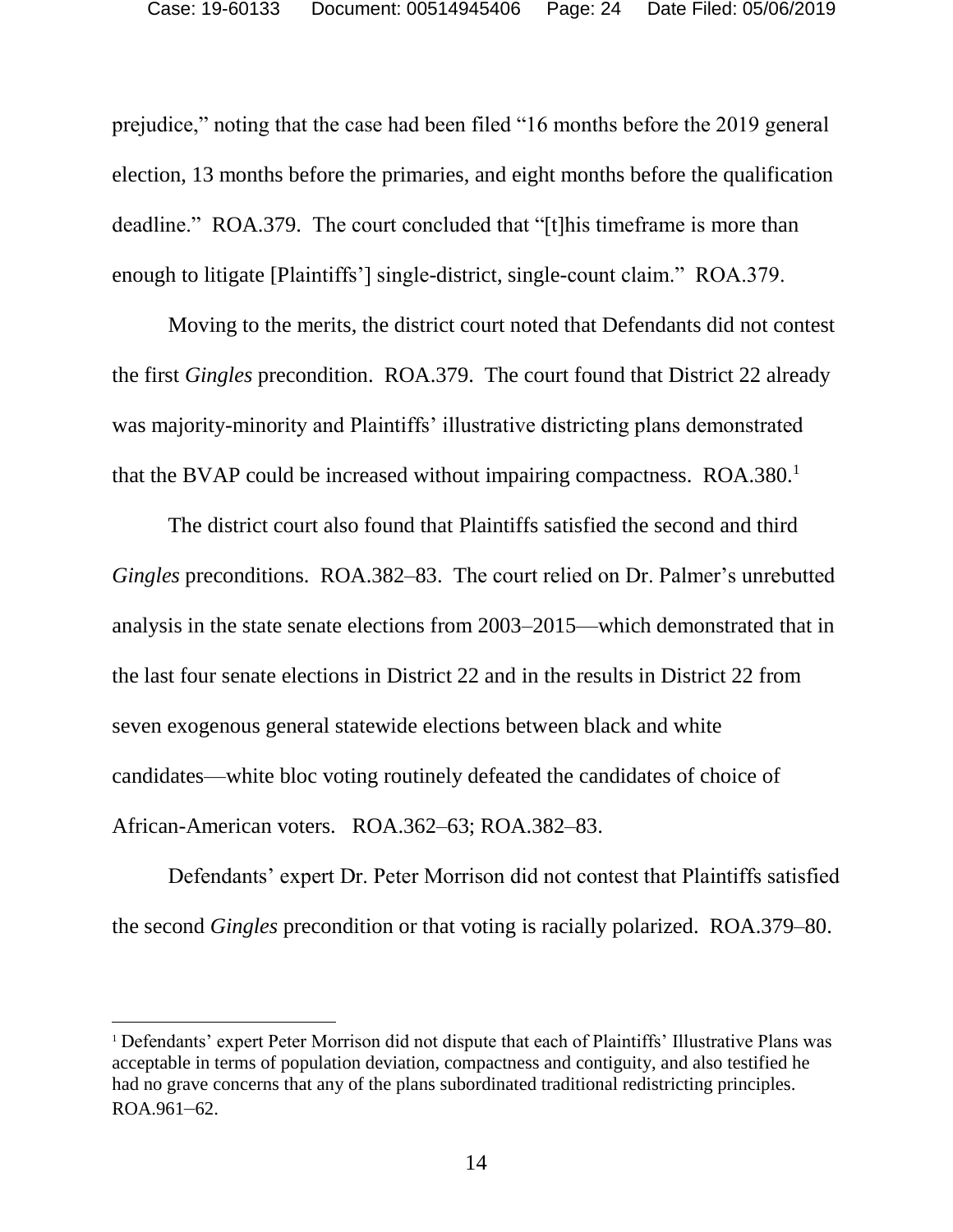prejudice," noting that the case had been filed "16 months before the 2019 general election, 13 months before the primaries, and eight months before the qualification deadline." ROA.379. The court concluded that "[t]his timeframe is more than enough to litigate [Plaintiffs'] single-district, single-count claim." ROA.379.

Moving to the merits, the district court noted that Defendants did not contest the first *Gingles* precondition. ROA.379. The court found that District 22 already was majority-minority and Plaintiffs' illustrative districting plans demonstrated that the BVAP could be increased without impairing compactness. ROA.380.[1]

The district court also found that Plaintiffs satisfied the second and third *Gingles* preconditions. ROA.382–83. The court relied on Dr. Palmer's unrebutted analysis in the state senate elections from 2003–2015—which demonstrated that in the last four senate elections in District 22 and in the results in District 22 from seven exogenous general statewide elections between black and white candidates—white bloc voting routinely defeated the candidates of choice of African-American voters. ROA.362–63; ROA.382–83.

Defendants' expert Dr. Peter Morrison did not contest that Plaintiffs satisfied the second *Gingles* precondition or that voting is racially polarized. ROA.379–80.

[1] Defendants' expert Peter Morrison did not dispute that each of Plaintiffs' Illustrative Plans was acceptable in terms of population deviation, compactness and contiguity, and also testified he had no grave concerns that any of the plans subordinated traditional redistricting principles. ROA.961–62.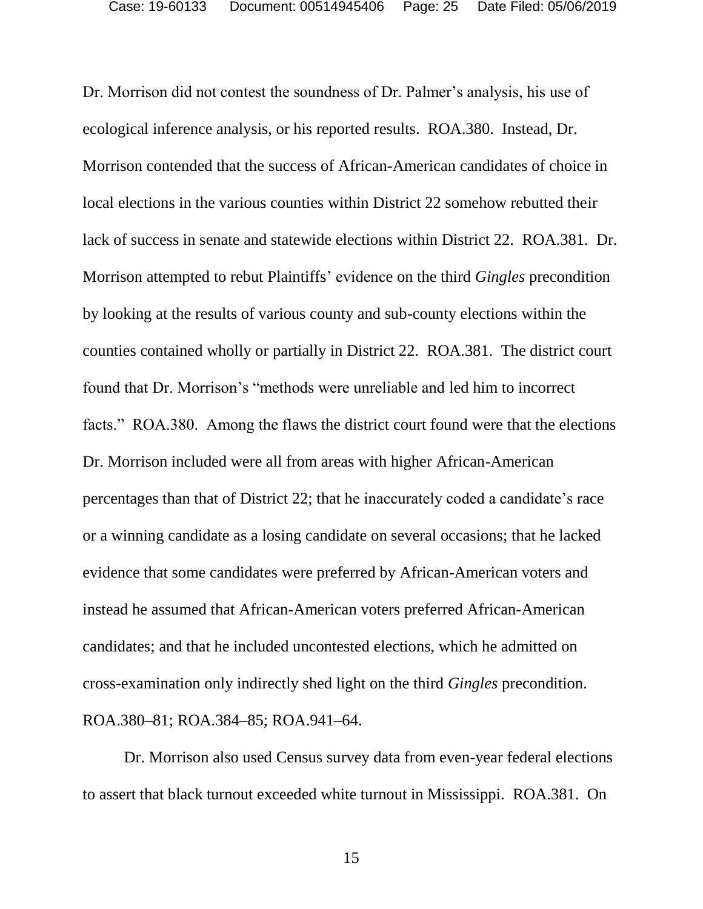Dr. Morrison did not contest the soundness of Dr. Palmer's analysis, his use of ecological inference analysis, or his reported results. ROA.380. Instead, Dr. Morrison contended that the success of African-American candidates of choice in local elections in the various counties within District 22 somehow rebutted their lack of success in senate and statewide elections within District 22. ROA.381. Dr. Morrison attempted to rebut Plaintiffs' evidence on the third *Gingles* precondition by looking at the results of various county and sub-county elections within the counties contained wholly or partially in District 22. ROA.381. The district court found that Dr. Morrison's "methods were unreliable and led him to incorrect facts." ROA.380. Among the flaws the district court found were that the elections Dr. Morrison included were all from areas with higher African-American percentages than that of District 22; that he inaccurately coded a candidate's race or a winning candidate as a losing candidate on several occasions; that he lacked evidence that some candidates were preferred by African-American voters and instead he assumed that African-American voters preferred African-American candidates; and that he included uncontested elections, which he admitted on cross-examination only indirectly shed light on the third *Gingles* precondition. ROA.380–81; ROA.384–85; ROA.941–64.

Dr. Morrison also used Census survey data from even-year federal elections to assert that black turnout exceeded white turnout in Mississippi. ROA.381. On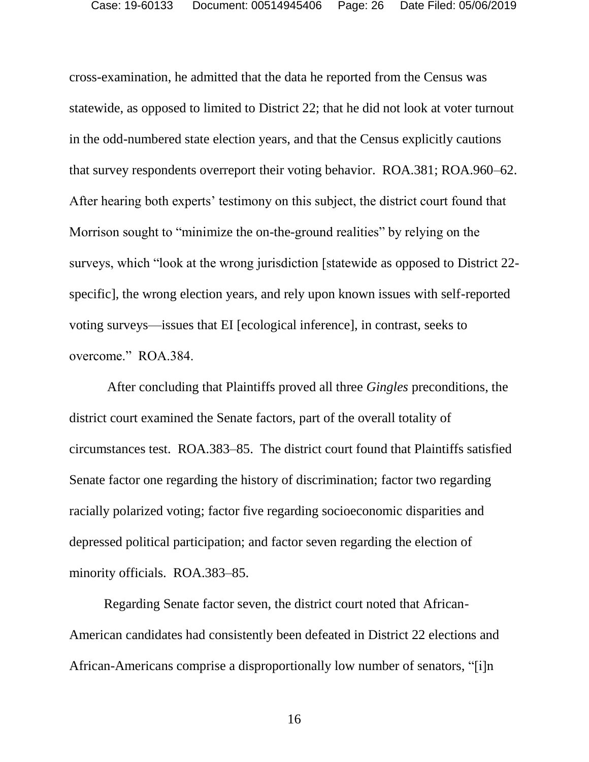cross-examination, he admitted that the data he reported from the Census was statewide, as opposed to limited to District 22; that he did not look at voter turnout in the odd-numbered state election years, and that the Census explicitly cautions that survey respondents overreport their voting behavior. ROA.381; ROA.960–62. After hearing both experts' testimony on this subject, the district court found that Morrison sought to "minimize the on-the-ground realities" by relying on the surveys, which "look at the wrong jurisdiction [statewide as opposed to District 22-specific], the wrong election years, and rely upon known issues with self-reported voting surveys—issues that EI [ecological inference], in contrast, seeks to overcome." ROA.384.

After concluding that Plaintiffs proved all three *Gingles* preconditions, the district court examined the Senate factors, part of the overall totality of circumstances test. ROA.383–85. The district court found that Plaintiffs satisfied Senate factor one regarding the history of discrimination; factor two regarding racially polarized voting; factor five regarding socioeconomic disparities and depressed political participation; and factor seven regarding the election of minority officials. ROA.383–85.

Regarding Senate factor seven, the district court noted that African-American candidates had consistently been defeated in District 22 elections and African-Americans comprise a disproportionally low number of senators, "[i]n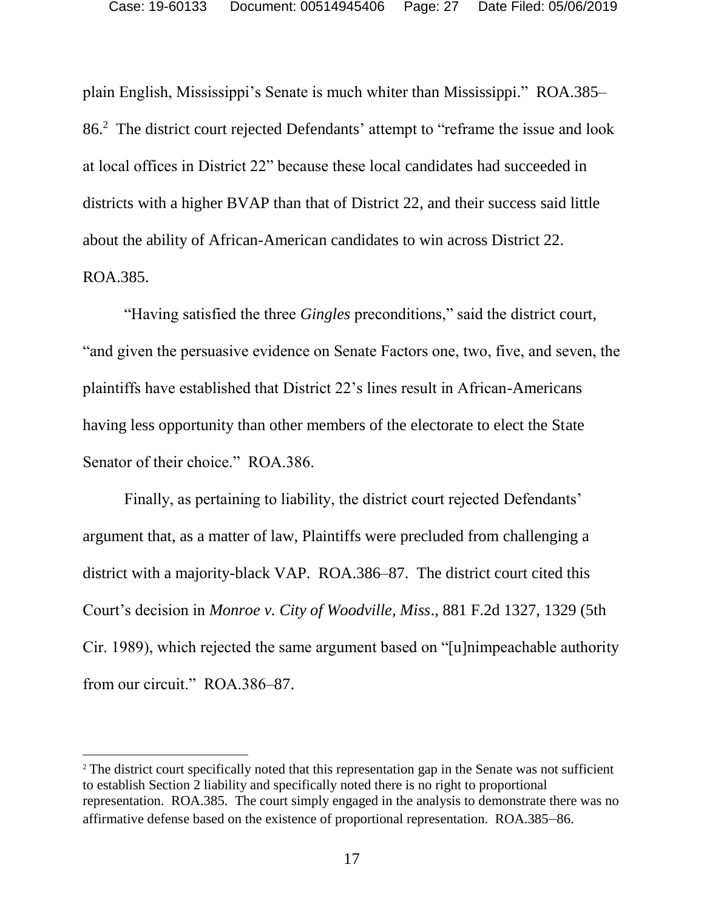plain English, Mississippi's Senate is much whiter than Mississippi." ROA.385–86.[2] The district court rejected Defendants' attempt to "reframe the issue and look at local offices in District 22" because these local candidates had succeeded in districts with a higher BVAP than that of District 22, and their success said little about the ability of African-American candidates to win across District 22. ROA.385.

"Having satisfied the three *Gingles* preconditions," said the district court, "and given the persuasive evidence on Senate Factors one, two, five, and seven, the plaintiffs have established that District 22's lines result in African-Americans having less opportunity than other members of the electorate to elect the State Senator of their choice." ROA.386.

Finally, as pertaining to liability, the district court rejected Defendants' argument that, as a matter of law, Plaintiffs were precluded from challenging a district with a majority-black VAP. ROA.386–87. The district court cited this Court's decision in *Monroe v. City of Woodville, Miss*., 881 F.2d 1327, 1329 (5th Cir. 1989), which rejected the same argument based on "[u]nimpeachable authority from our circuit." ROA.386–87.

---

[2] The district court specifically noted that this representation gap in the Senate was not sufficient to establish Section 2 liability and specifically noted there is no right to proportional representation. ROA.385. The court simply engaged in the analysis to demonstrate there was no affirmative defense based on the existence of proportional representation. ROA.385–86.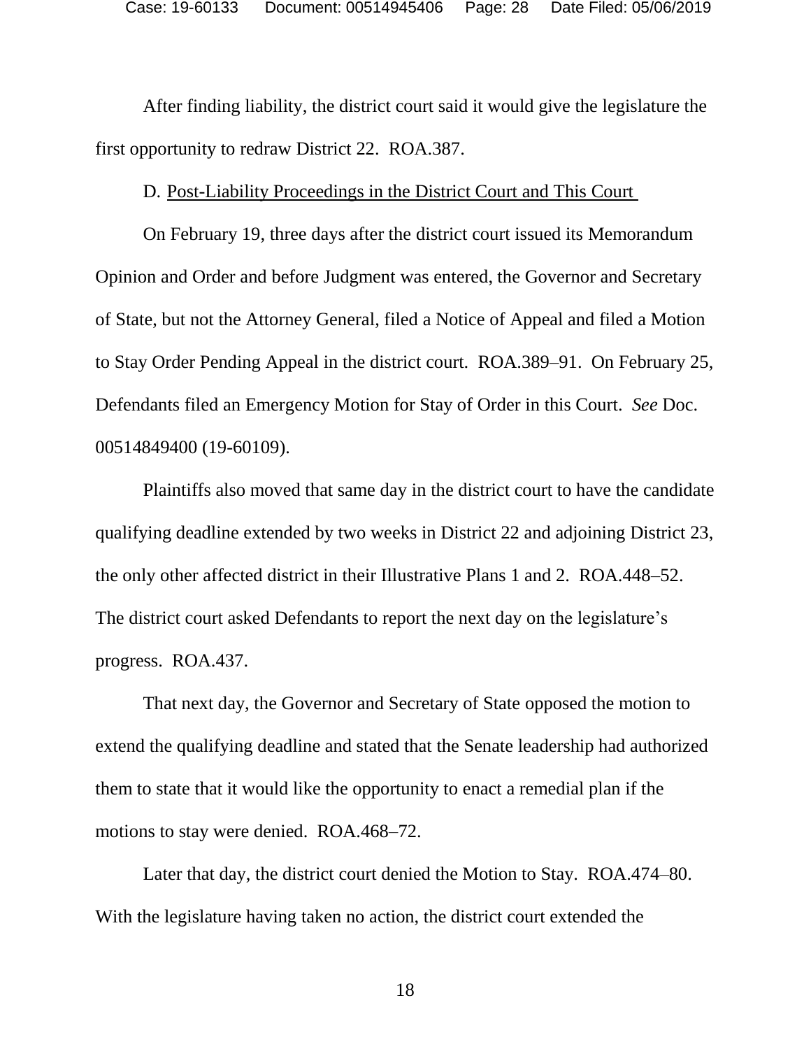After finding liability, the district court said it would give the legislature the first opportunity to redraw District 22. ROA.387.

D. Post-Liability Proceedings in the District Court and This Court

On February 19, three days after the district court issued its Memorandum Opinion and Order and before Judgment was entered, the Governor and Secretary of State, but not the Attorney General, filed a Notice of Appeal and filed a Motion to Stay Order Pending Appeal in the district court. ROA.389–91. On February 25, Defendants filed an Emergency Motion for Stay of Order in this Court. *See* Doc. 00514849400 (19-60109).

Plaintiffs also moved that same day in the district court to have the candidate qualifying deadline extended by two weeks in District 22 and adjoining District 23, the only other affected district in their Illustrative Plans 1 and 2. ROA.448–52. The district court asked Defendants to report the next day on the legislature's progress. ROA.437.

That next day, the Governor and Secretary of State opposed the motion to extend the qualifying deadline and stated that the Senate leadership had authorized them to state that it would like the opportunity to enact a remedial plan if the motions to stay were denied. ROA.468–72.

Later that day, the district court denied the Motion to Stay. ROA.474–80. With the legislature having taken no action, the district court extended the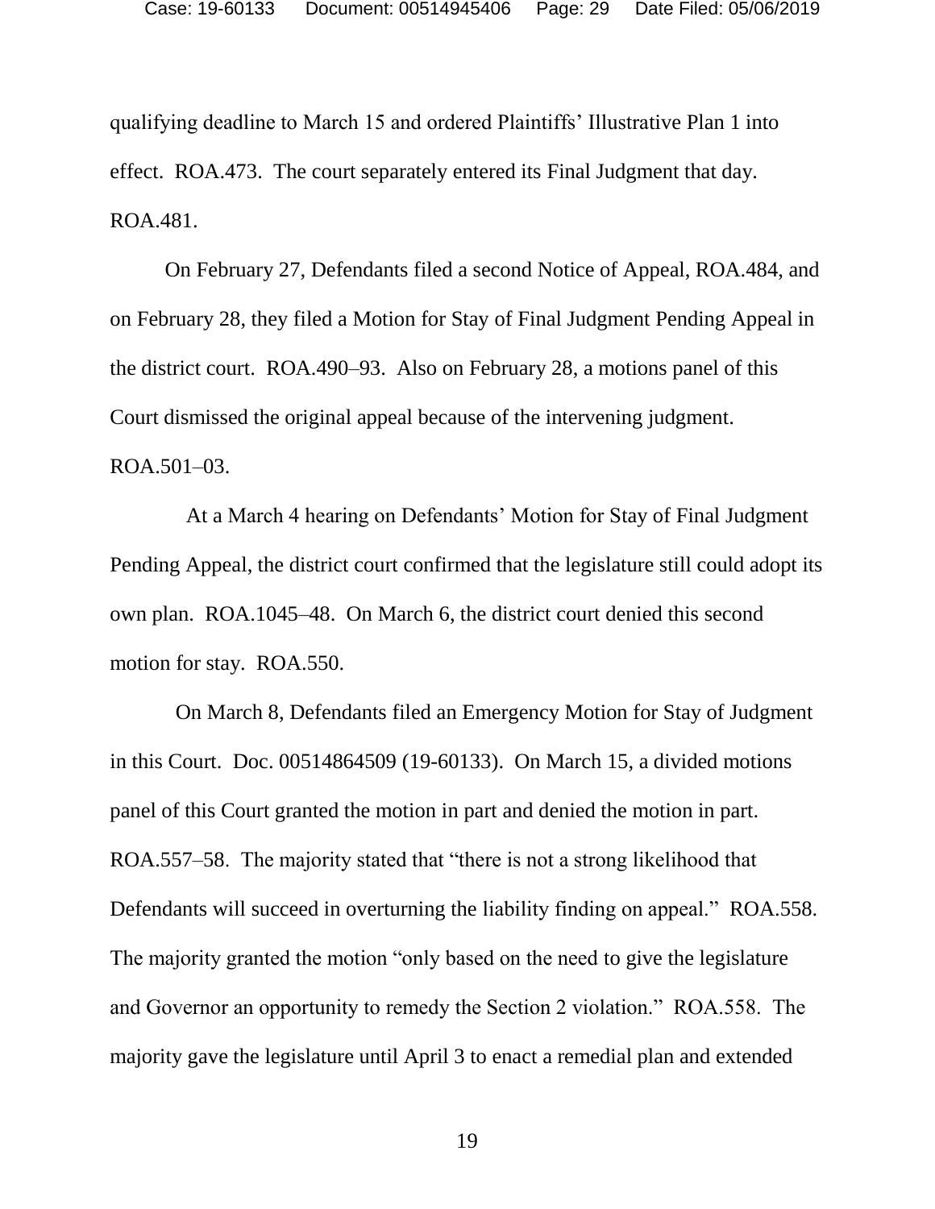qualifying deadline to March 15 and ordered Plaintiffs' Illustrative Plan 1 into effect. ROA.473. The court separately entered its Final Judgment that day. ROA.481.

On February 27, Defendants filed a second Notice of Appeal, ROA.484, and on February 28, they filed a Motion for Stay of Final Judgment Pending Appeal in the district court. ROA.490–93. Also on February 28, a motions panel of this Court dismissed the original appeal because of the intervening judgment. ROA.501–03.

At a March 4 hearing on Defendants' Motion for Stay of Final Judgment Pending Appeal, the district court confirmed that the legislature still could adopt its own plan. ROA.1045–48. On March 6, the district court denied this second motion for stay. ROA.550.

On March 8, Defendants filed an Emergency Motion for Stay of Judgment in this Court. Doc. 00514864509 (19-60133). On March 15, a divided motions panel of this Court granted the motion in part and denied the motion in part. ROA.557–58. The majority stated that "there is not a strong likelihood that Defendants will succeed in overturning the liability finding on appeal." ROA.558. The majority granted the motion "only based on the need to give the legislature and Governor an opportunity to remedy the Section 2 violation." ROA.558. The majority gave the legislature until April 3 to enact a remedial plan and extended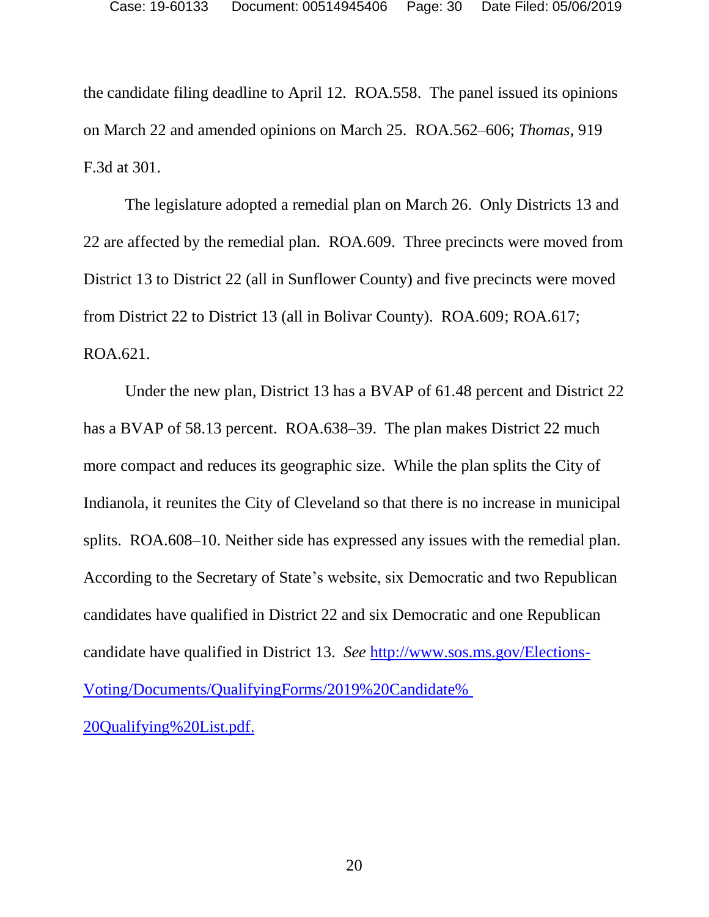the candidate filing deadline to April 12. ROA.558. The panel issued its opinions on March 22 and amended opinions on March 25. ROA.562–606; *Thomas*, 919 F.3d at 301.

The legislature adopted a remedial plan on March 26. Only Districts 13 and 22 are affected by the remedial plan. ROA.609. Three precincts were moved from District 13 to District 22 (all in Sunflower County) and five precincts were moved from District 22 to District 13 (all in Bolivar County). ROA.609; ROA.617; ROA.621.

Under the new plan, District 13 has a BVAP of 61.48 percent and District 22 has a BVAP of 58.13 percent. ROA.638–39. The plan makes District 22 much more compact and reduces its geographic size. While the plan splits the City of Indianola, it reunites the City of Cleveland so that there is no increase in municipal splits. ROA.608–10. Neither side has expressed any issues with the remedial plan. According to the Secretary of State's website, six Democratic and two Republican candidates have qualified in District 22 and six Democratic and one Republican candidate have qualified in District 13. *See* http://www.sos.ms.gov/Elections-Voting/Documents/QualifyingForms/2019%20Candidate%20Qualifying%20List.pdf.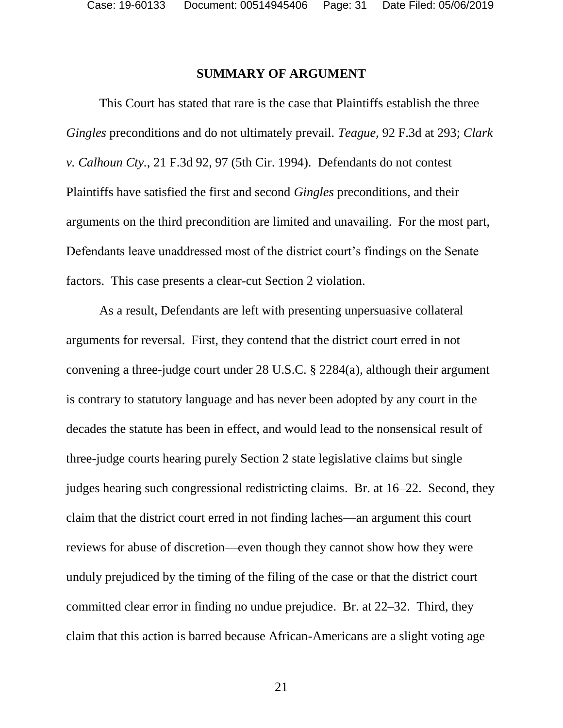## SUMMARY OF ARGUMENT

This Court has stated that rare is the case that Plaintiffs establish the three *Gingles* preconditions and do not ultimately prevail. *Teague*, 92 F.3d at 293; *Clark v. Calhoun Cty.*, 21 F.3d 92, 97 (5th Cir. 1994). Defendants do not contest Plaintiffs have satisfied the first and second *Gingles* preconditions, and their arguments on the third precondition are limited and unavailing. For the most part, Defendants leave unaddressed most of the district court's findings on the Senate factors. This case presents a clear-cut Section 2 violation.

As a result, Defendants are left with presenting unpersuasive collateral arguments for reversal. First, they contend that the district court erred in not convening a three-judge court under 28 U.S.C. § 2284(a), although their argument is contrary to statutory language and has never been adopted by any court in the decades the statute has been in effect, and would lead to the nonsensical result of three-judge courts hearing purely Section 2 state legislative claims but single judges hearing such congressional redistricting claims. Br. at 16–22. Second, they claim that the district court erred in not finding laches—an argument this court reviews for abuse of discretion—even though they cannot show how they were unduly prejudiced by the timing of the filing of the case or that the district court committed clear error in finding no undue prejudice. Br. at 22–32. Third, they claim that this action is barred because African-Americans are a slight voting age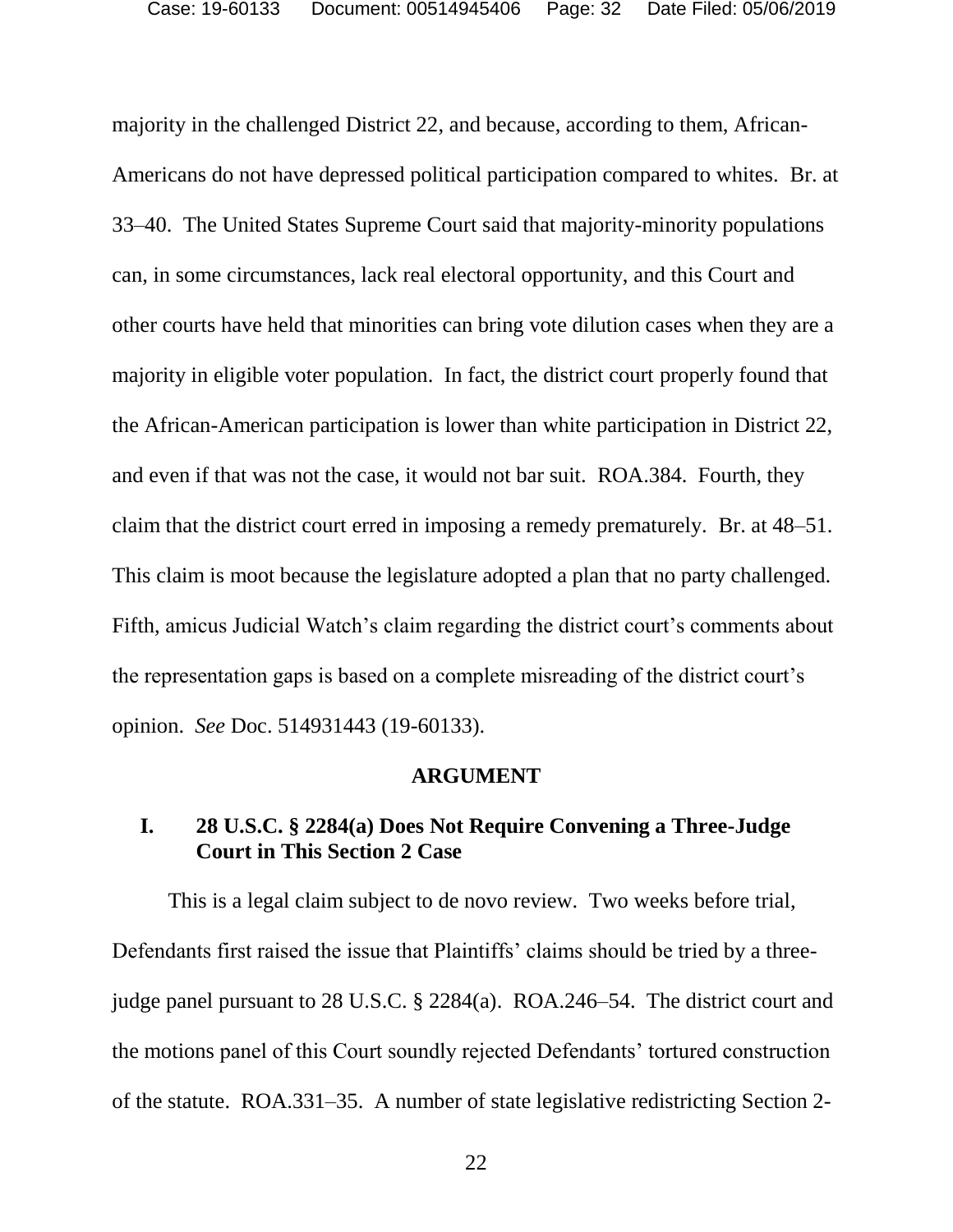majority in the challenged District 22, and because, according to them, African-Americans do not have depressed political participation compared to whites. Br. at 33–40. The United States Supreme Court said that majority-minority populations can, in some circumstances, lack real electoral opportunity, and this Court and other courts have held that minorities can bring vote dilution cases when they are a majority in eligible voter population. In fact, the district court properly found that the African-American participation is lower than white participation in District 22, and even if that was not the case, it would not bar suit. ROA.384. Fourth, they claim that the district court erred in imposing a remedy prematurely. Br. at 48–51. This claim is moot because the legislature adopted a plan that no party challenged. Fifth, amicus Judicial Watch's claim regarding the district court's comments about the representation gaps is based on a complete misreading of the district court's opinion. *See* Doc. 514931443 (19-60133).

## ARGUMENT

### I. 28 U.S.C. § 2284(a) Does Not Require Convening a Three-Judge Court in This Section 2 Case

This is a legal claim subject to de novo review. Two weeks before trial, Defendants first raised the issue that Plaintiffs' claims should be tried by a three-judge panel pursuant to 28 U.S.C. § 2284(a). ROA.246–54. The district court and the motions panel of this Court soundly rejected Defendants' tortured construction of the statute. ROA.331–35. A number of state legislative redistricting Section 2-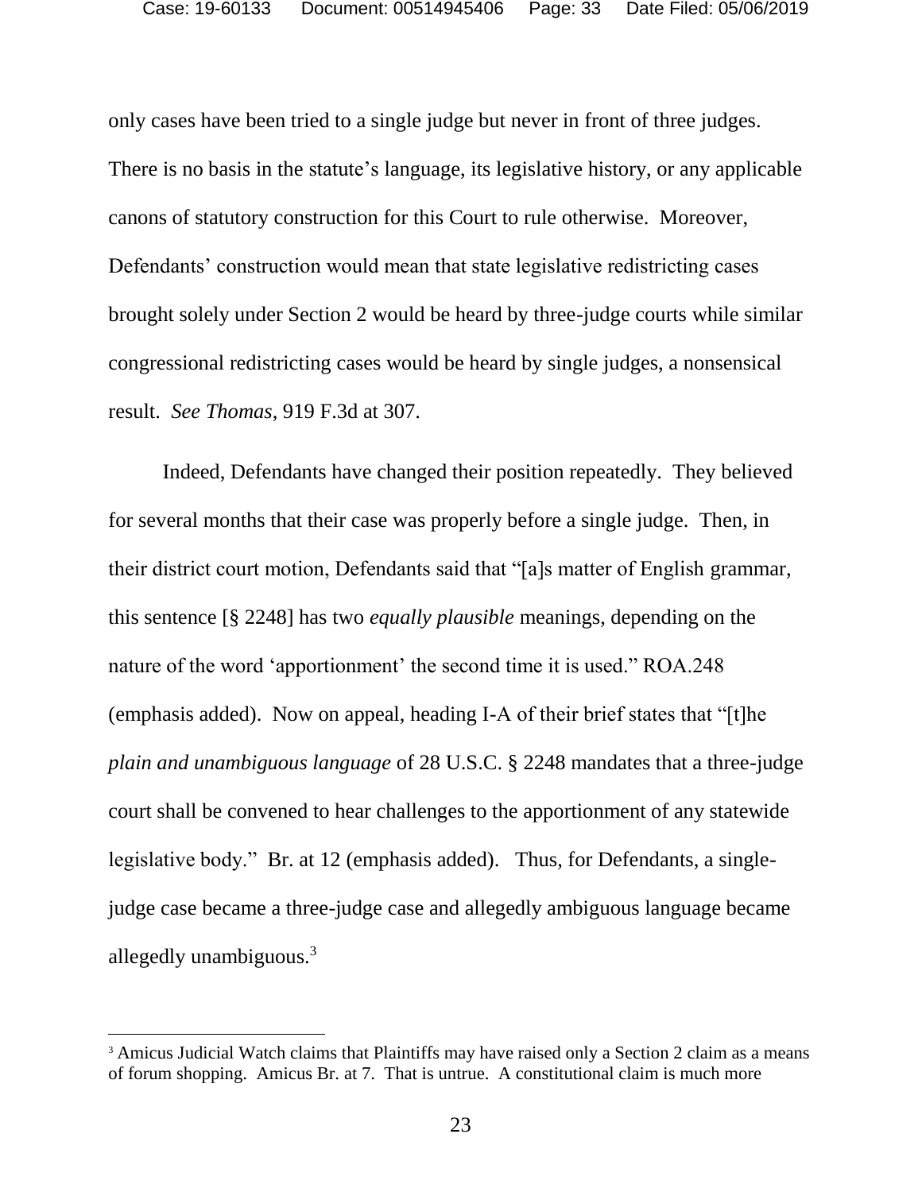only cases have been tried to a single judge but never in front of three judges. There is no basis in the statute's language, its legislative history, or any applicable canons of statutory construction for this Court to rule otherwise. Moreover, Defendants' construction would mean that state legislative redistricting cases brought solely under Section 2 would be heard by three-judge courts while similar congressional redistricting cases would be heard by single judges, a nonsensical result. *See Thomas*, 919 F.3d at 307.

Indeed, Defendants have changed their position repeatedly. They believed for several months that their case was properly before a single judge. Then, in their district court motion, Defendants said that "[a]s matter of English grammar, this sentence [§ 2248] has two *equally plausible* meanings, depending on the nature of the word 'apportionment' the second time it is used." ROA.248 (emphasis added). Now on appeal, heading I-A of their brief states that "[t]he *plain and unambiguous language* of 28 U.S.C. § 2248 mandates that a three-judge court shall be convened to hear challenges to the apportionment of any statewide legislative body." Br. at 12 (emphasis added). Thus, for Defendants, a single-judge case became a three-judge case and allegedly ambiguous language became allegedly unambiguous.[3]

---

[3] Amicus Judicial Watch claims that Plaintiffs may have raised only a Section 2 claim as a means of forum shopping. Amicus Br. at 7. That is untrue. A constitutional claim is much more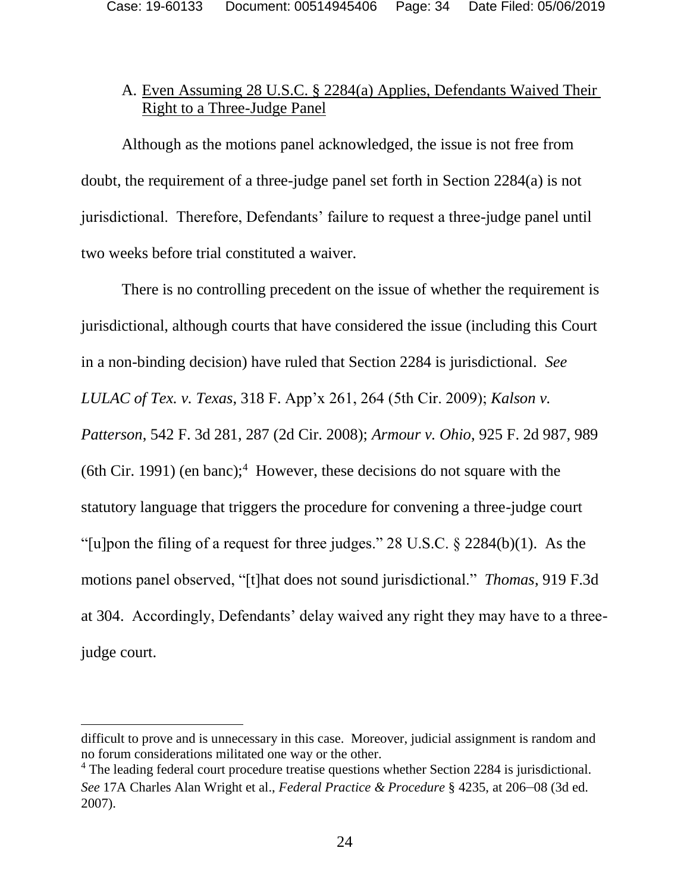A. Even Assuming 28 U.S.C. § 2284(a) Applies, Defendants Waived Their Right to a Three-Judge Panel

Although as the motions panel acknowledged, the issue is not free from doubt, the requirement of a three-judge panel set forth in Section 2284(a) is not jurisdictional. Therefore, Defendants' failure to request a three-judge panel until two weeks before trial constituted a waiver.

There is no controlling precedent on the issue of whether the requirement is jurisdictional, although courts that have considered the issue (including this Court in a non-binding decision) have ruled that Section 2284 is jurisdictional. *See LULAC of Tex. v. Texas*, 318 F. App'x 261, 264 (5th Cir. 2009); *Kalson v. Patterson*, 542 F. 3d 281, 287 (2d Cir. 2008); *Armour v. Ohio*, 925 F. 2d 987, 989 (6th Cir. 1991) (en banc);[4] However, these decisions do not square with the statutory language that triggers the procedure for convening a three-judge court "[u]pon the filing of a request for three judges." 28 U.S.C. § 2284(b)(1). As the motions panel observed, "[t]hat does not sound jurisdictional." *Thomas*, 919 F.3d at 304. Accordingly, Defendants' delay waived any right they may have to a three-judge court.

---

difficult to prove and is unnecessary in this case. Moreover, judicial assignment is random and no forum considerations militated one way or the other.

[4] The leading federal court procedure treatise questions whether Section 2284 is jurisdictional. *See* 17A Charles Alan Wright et al., *Federal Practice & Procedure* § 4235, at 206–08 (3d ed. 2007).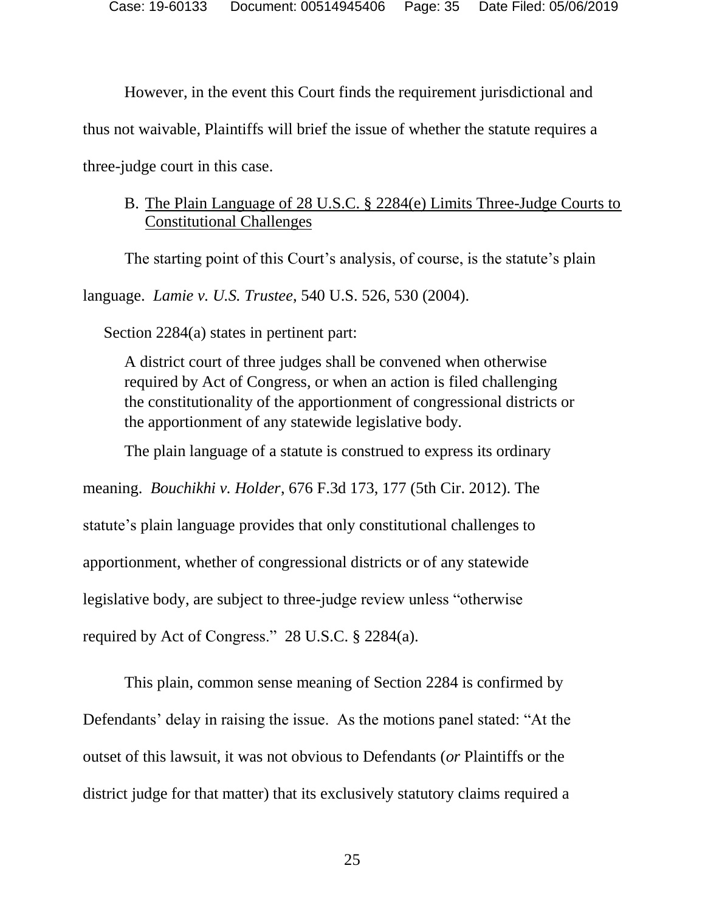However, in the event this Court finds the requirement jurisdictional and thus not waivable, Plaintiffs will brief the issue of whether the statute requires a three-judge court in this case.

B. <u>The Plain Language of 28 U.S.C. § 2284(e) Limits Three-Judge Courts to Constitutional Challenges</u>

The starting point of this Court's analysis, of course, is the statute's plain language. *Lamie v. U.S. Trustee,* 540 U.S. 526, 530 (2004).

Section 2284(a) states in pertinent part:

> A district court of three judges shall be convened when otherwise required by Act of Congress, or when an action is filed challenging the constitutionality of the apportionment of congressional districts or the apportionment of any statewide legislative body.

The plain language of a statute is construed to express its ordinary meaning. *Bouchikhi v. Holder*, 676 F.3d 173, 177 (5th Cir. 2012). The statute's plain language provides that only constitutional challenges to apportionment, whether of congressional districts or of any statewide legislative body, are subject to three-judge review unless "otherwise required by Act of Congress." 28 U.S.C. § 2284(a).

This plain, common sense meaning of Section 2284 is confirmed by Defendants' delay in raising the issue. As the motions panel stated: "At the outset of this lawsuit, it was not obvious to Defendants (*or* Plaintiffs or the district judge for that matter) that its exclusively statutory claims required a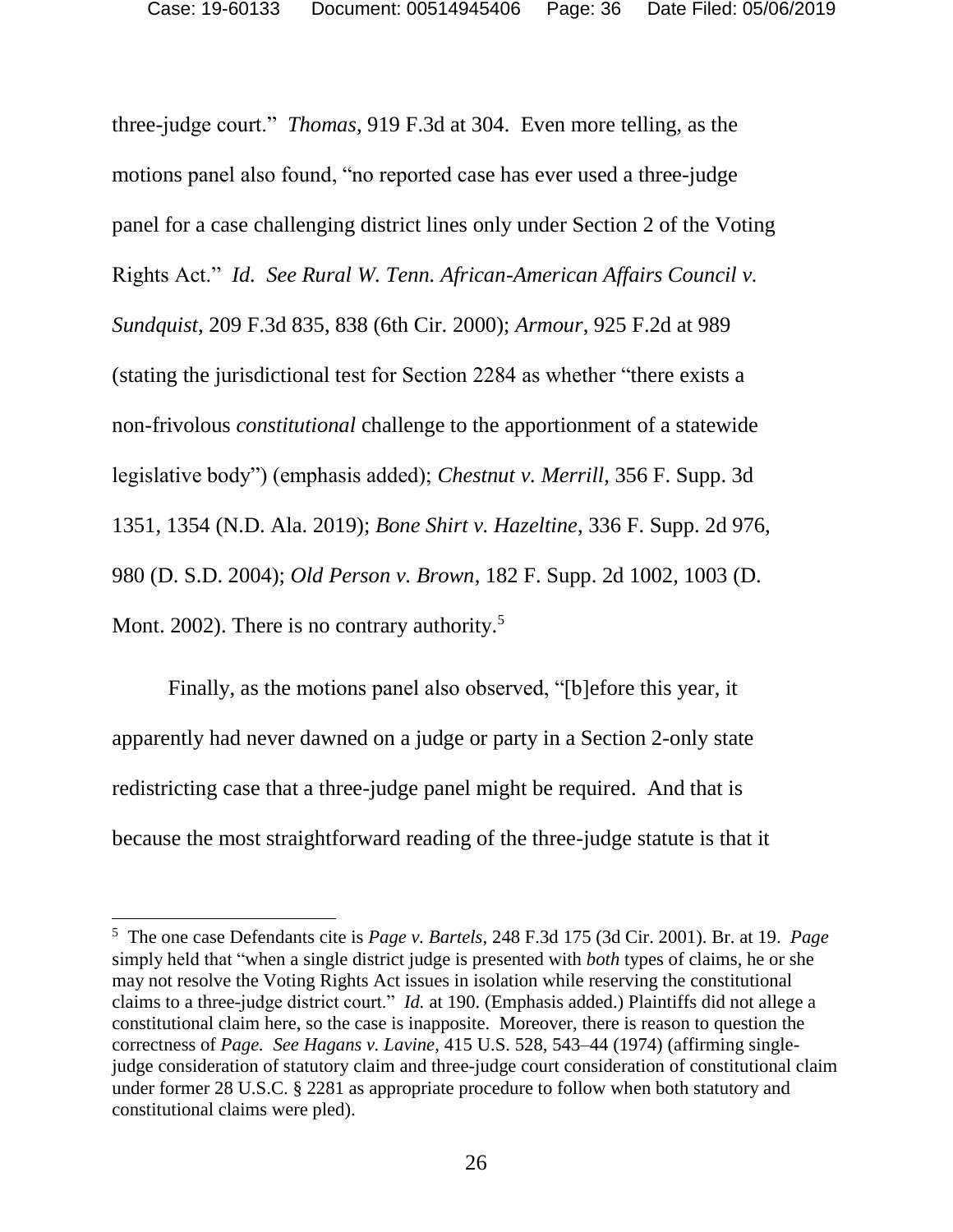three-judge court." *Thomas*, 919 F.3d at 304. Even more telling, as the motions panel also found, "no reported case has ever used a three-judge panel for a case challenging district lines only under Section 2 of the Voting Rights Act." *Id. See Rural W. Tenn. African-American Affairs Council v. Sundquist*, 209 F.3d 835, 838 (6th Cir. 2000); *Armour*, 925 F.2d at 989 (stating the jurisdictional test for Section 2284 as whether "there exists a non-frivolous *constitutional* challenge to the apportionment of a statewide legislative body") (emphasis added); *Chestnut v. Merrill*, 356 F. Supp. 3d 1351, 1354 (N.D. Ala. 2019); *Bone Shirt v. Hazeltine*, 336 F. Supp. 2d 976, 980 (D. S.D. 2004); *Old Person v. Brown*, 182 F. Supp. 2d 1002, 1003 (D. Mont. 2002). There is no contrary authority.[5]

Finally, as the motions panel also observed, "[b]efore this year, it apparently had never dawned on a judge or party in a Section 2-only state redistricting case that a three-judge panel might be required. And that is because the most straightforward reading of the three-judge statute is that it

---

[5] The one case Defendants cite is *Page v. Bartels*, 248 F.3d 175 (3d Cir. 2001). Br. at 19. *Page* simply held that "when a single district judge is presented with *both* types of claims, he or she may not resolve the Voting Rights Act issues in isolation while reserving the constitutional claims to a three-judge district court." *Id.* at 190. (Emphasis added.) Plaintiffs did not allege a constitutional claim here, so the case is inapposite. Moreover, there is reason to question the correctness of *Page. See Hagans v. Lavine*, 415 U.S. 528, 543–44 (1974) (affirming single-judge consideration of statutory claim and three-judge court consideration of constitutional claim under former 28 U.S.C. § 2281 as appropriate procedure to follow when both statutory and constitutional claims were pled).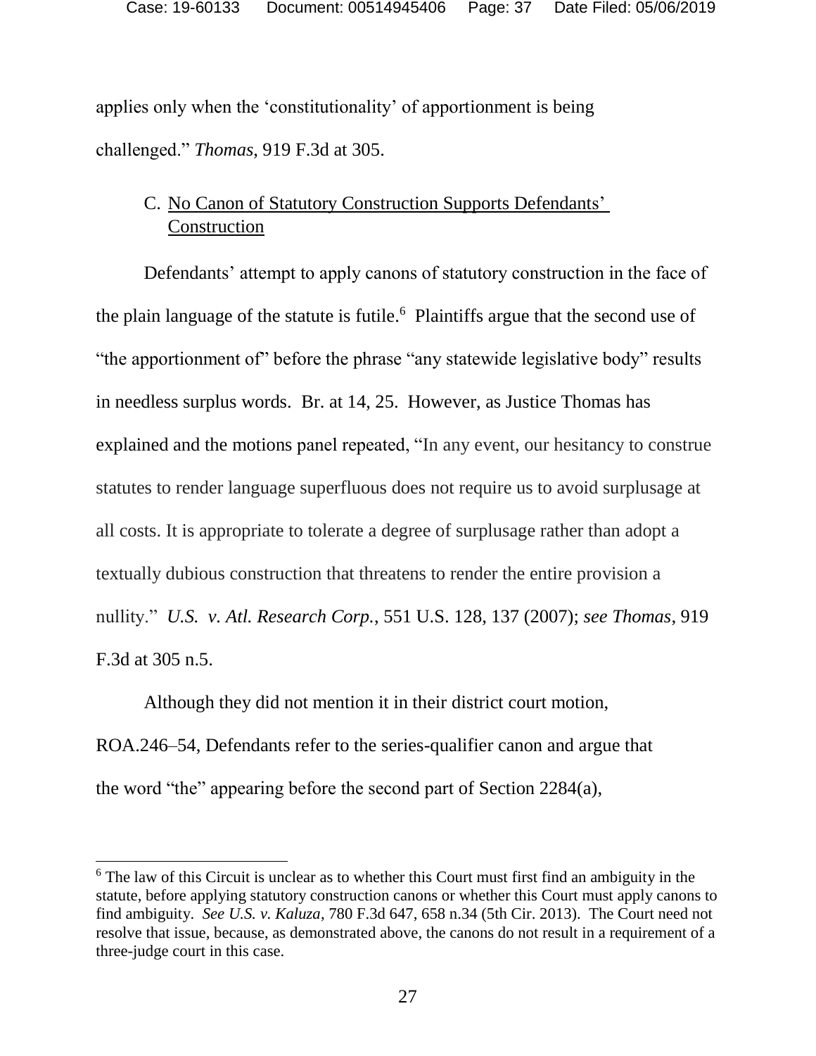applies only when the 'constitutionality' of apportionment is being challenged." *Thomas*, 919 F.3d at 305.

### C. <u>No Canon of Statutory Construction Supports Defendants' Construction</u>

Defendants' attempt to apply canons of statutory construction in the face of the plain language of the statute is futile.[6] Plaintiffs argue that the second use of "the apportionment of" before the phrase "any statewide legislative body" results in needless surplus words. Br. at 14, 25. However, as Justice Thomas has explained and the motions panel repeated, "In any event, our hesitancy to construe statutes to render language superfluous does not require us to avoid surplusage at all costs. It is appropriate to tolerate a degree of surplusage rather than adopt a textually dubious construction that threatens to render the entire provision a nullity." *U.S. v. Atl. Research Corp.*, 551 U.S. 128, 137 (2007); *see Thomas*, 919 F.3d at 305 n.5.

Although they did not mention it in their district court motion, ROA.246–54, Defendants refer to the series-qualifier canon and argue that the word "the" appearing before the second part of Section 2284(a),

---

[6] The law of this Circuit is unclear as to whether this Court must first find an ambiguity in the statute, before applying statutory construction canons or whether this Court must apply canons to find ambiguity. *See U.S. v. Kaluza*, 780 F.3d 647, 658 n.34 (5th Cir. 2013). The Court need not resolve that issue, because, as demonstrated above, the canons do not result in a requirement of a three-judge court in this case.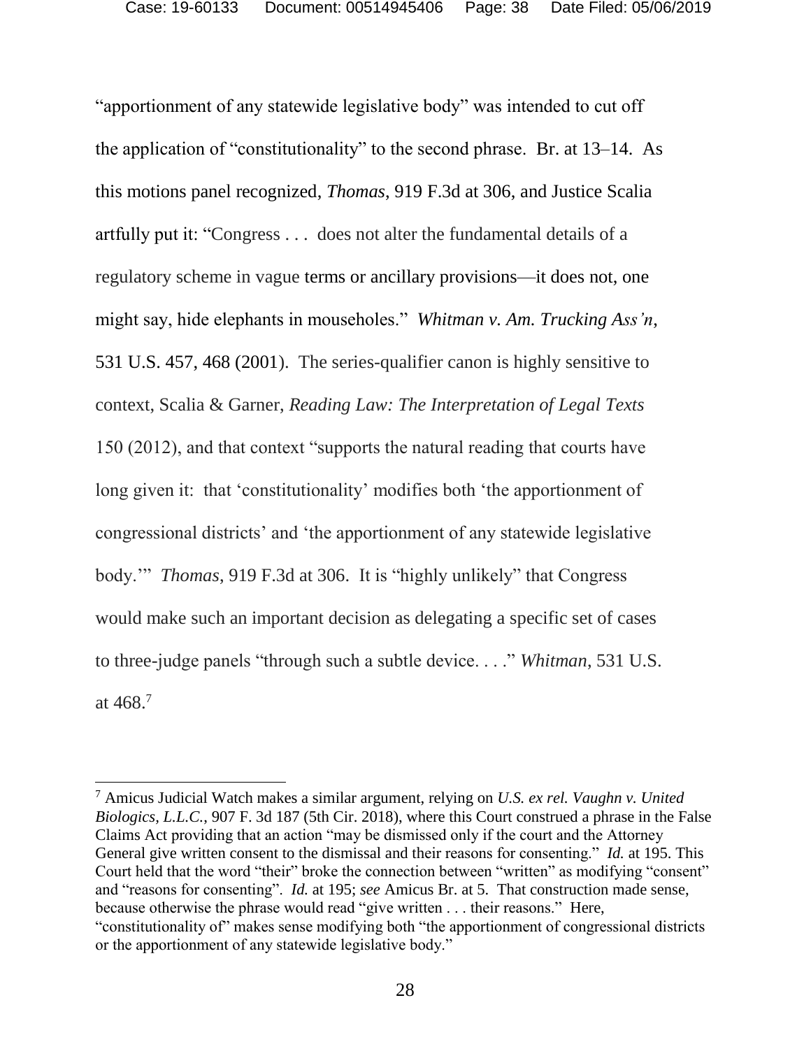"apportionment of any statewide legislative body" was intended to cut off the application of "constitutionality" to the second phrase. Br. at 13–14. As this motions panel recognized, *Thomas*, 919 F.3d at 306, and Justice Scalia artfully put it: "Congress . . . does not alter the fundamental details of a regulatory scheme in vague terms or ancillary provisions—it does not, one might say, hide elephants in mouseholes." *Whitman v. Am. Trucking Ass'n*, 531 U.S. 457, 468 (2001). The series-qualifier canon is highly sensitive to context, Scalia & Garner, *Reading Law: The Interpretation of Legal Texts* 150 (2012), and that context "supports the natural reading that courts have long given it: that 'constitutionality' modifies both 'the apportionment of congressional districts' and 'the apportionment of any statewide legislative body.'" *Thomas*, 919 F.3d at 306. It is "highly unlikely" that Congress would make such an important decision as delegating a specific set of cases to three-judge panels "through such a subtle device. . . ." *Whitman*, 531 U.S. at 468.[7]

---

[7] Amicus Judicial Watch makes a similar argument, relying on *U.S. ex rel. Vaughn v. United Biologics, L.L.C.*, 907 F. 3d 187 (5th Cir. 2018), where this Court construed a phrase in the False Claims Act providing that an action "may be dismissed only if the court and the Attorney General give written consent to the dismissal and their reasons for consenting." *Id.* at 195. This Court held that the word "their" broke the connection between "written" as modifying "consent" and "reasons for consenting". *Id.* at 195; *see* Amicus Br. at 5. That construction made sense, because otherwise the phrase would read "give written . . . their reasons." Here, "constitutionality of" makes sense modifying both "the apportionment of congressional districts or the apportionment of any statewide legislative body."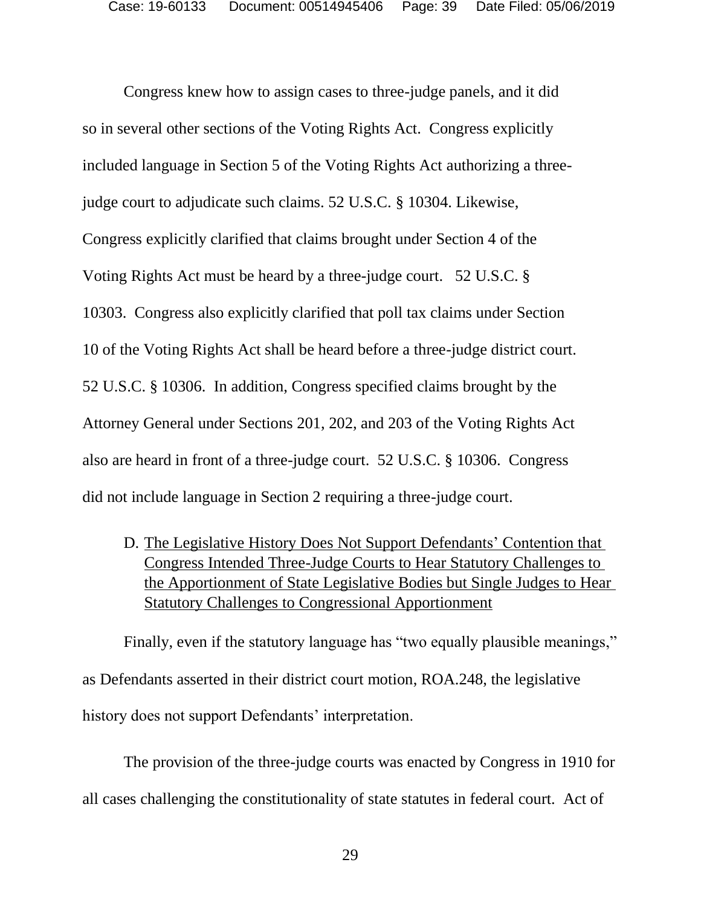Congress knew how to assign cases to three-judge panels, and it did so in several other sections of the Voting Rights Act. Congress explicitly included language in Section 5 of the Voting Rights Act authorizing a three-judge court to adjudicate such claims. 52 U.S.C. § 10304. Likewise, Congress explicitly clarified that claims brought under Section 4 of the Voting Rights Act must be heard by a three-judge court. 52 U.S.C. § 10303. Congress also explicitly clarified that poll tax claims under Section 10 of the Voting Rights Act shall be heard before a three-judge district court. 52 U.S.C. § 10306. In addition, Congress specified claims brought by the Attorney General under Sections 201, 202, and 203 of the Voting Rights Act also are heard in front of a three-judge court. 52 U.S.C. § 10306. Congress did not include language in Section 2 requiring a three-judge court.

### D. The Legislative History Does Not Support Defendants' Contention that Congress Intended Three-Judge Courts to Hear Statutory Challenges to the Apportionment of State Legislative Bodies but Single Judges to Hear Statutory Challenges to Congressional Apportionment

Finally, even if the statutory language has "two equally plausible meanings," as Defendants asserted in their district court motion, ROA.248, the legislative history does not support Defendants' interpretation.

The provision of the three-judge courts was enacted by Congress in 1910 for all cases challenging the constitutionality of state statutes in federal court. Act of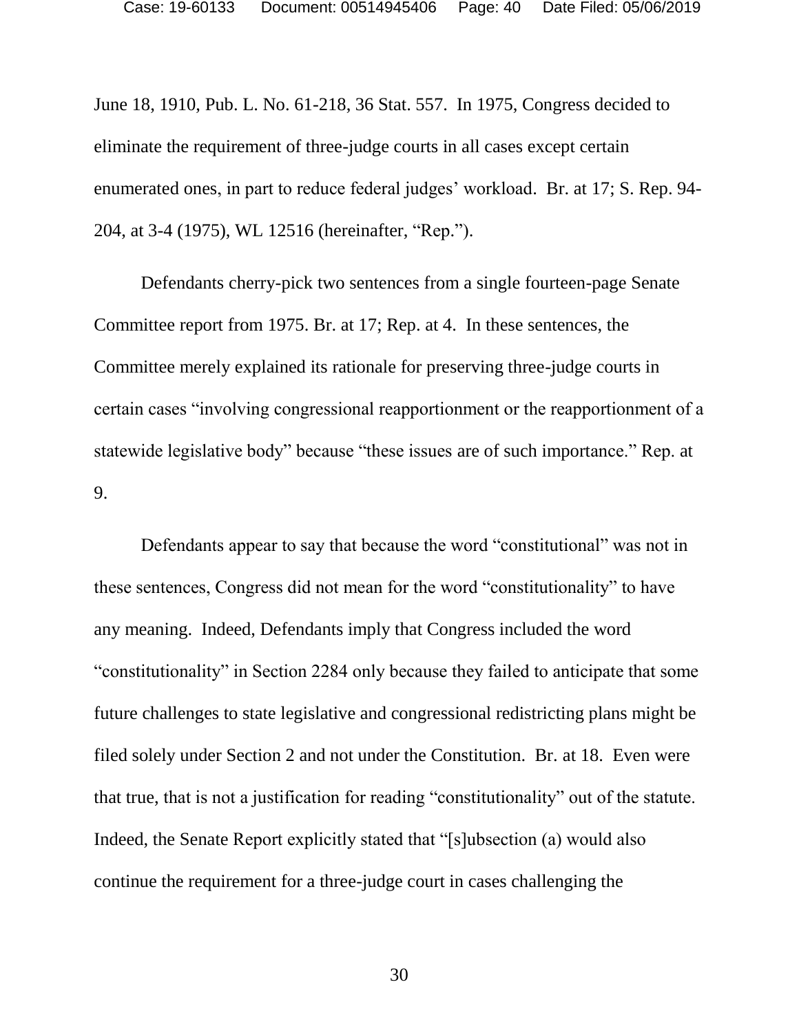June 18, 1910, Pub. L. No. 61-218, 36 Stat. 557. In 1975, Congress decided to eliminate the requirement of three-judge courts in all cases except certain enumerated ones, in part to reduce federal judges' workload. Br. at 17; S. Rep. 94-204, at 3-4 (1975), WL 12516 (hereinafter, "Rep.").

Defendants cherry-pick two sentences from a single fourteen-page Senate Committee report from 1975. Br. at 17; Rep. at 4. In these sentences, the Committee merely explained its rationale for preserving three-judge courts in certain cases "involving congressional reapportionment or the reapportionment of a statewide legislative body" because "these issues are of such importance." Rep. at 9.

Defendants appear to say that because the word "constitutional" was not in these sentences, Congress did not mean for the word "constitutionality" to have any meaning. Indeed, Defendants imply that Congress included the word "constitutionality" in Section 2284 only because they failed to anticipate that some future challenges to state legislative and congressional redistricting plans might be filed solely under Section 2 and not under the Constitution. Br. at 18. Even were that true, that is not a justification for reading "constitutionality" out of the statute. Indeed, the Senate Report explicitly stated that "[s]ubsection (a) would also continue the requirement for a three-judge court in cases challenging the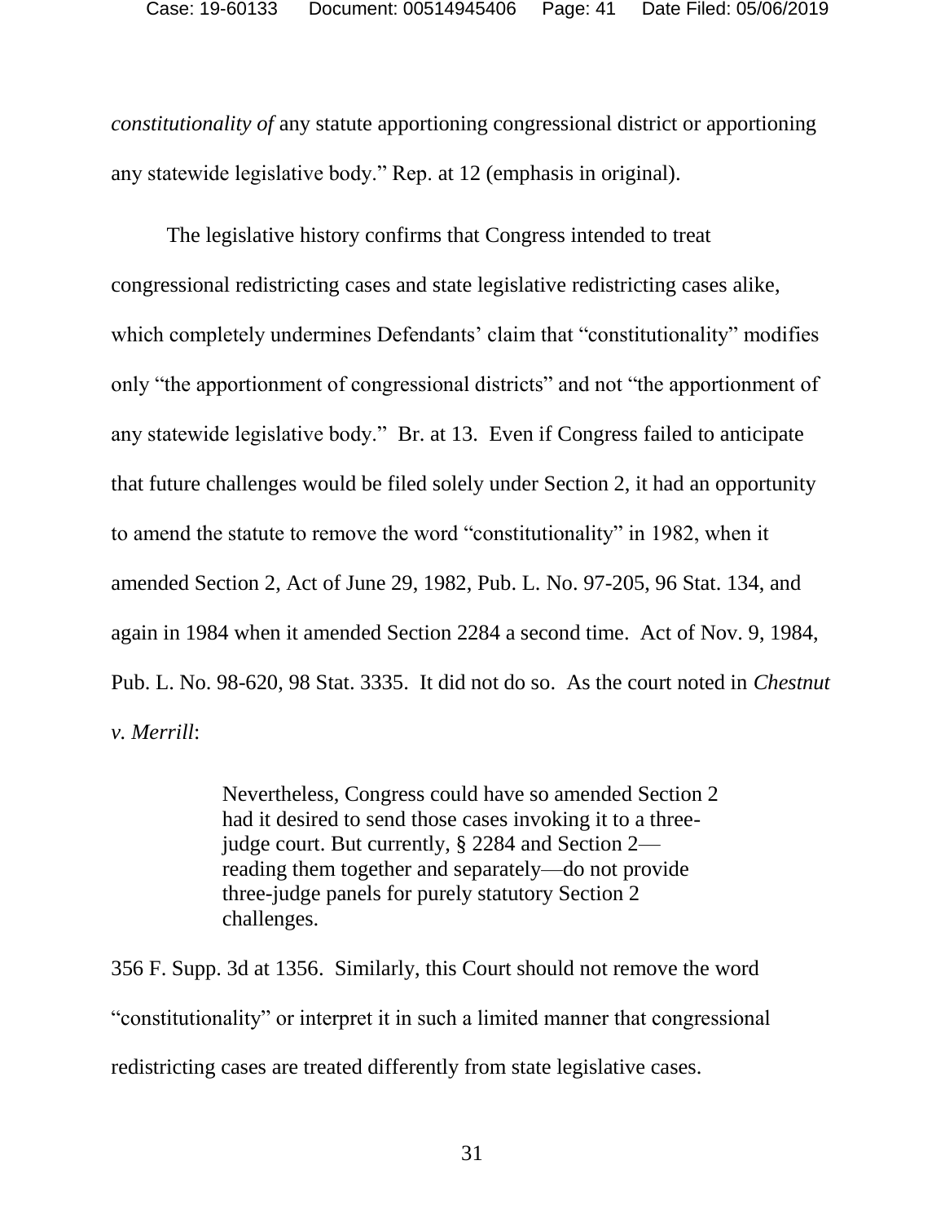*constitutionality of* any statute apportioning congressional district or apportioning any statewide legislative body." Rep. at 12 (emphasis in original).

The legislative history confirms that Congress intended to treat congressional redistricting cases and state legislative redistricting cases alike, which completely undermines Defendants' claim that "constitutionality" modifies only "the apportionment of congressional districts" and not "the apportionment of any statewide legislative body." Br. at 13. Even if Congress failed to anticipate that future challenges would be filed solely under Section 2, it had an opportunity to amend the statute to remove the word "constitutionality" in 1982, when it amended Section 2, Act of June 29, 1982, Pub. L. No. 97-205, 96 Stat. 134, and again in 1984 when it amended Section 2284 a second time. Act of Nov. 9, 1984, Pub. L. No. 98-620, 98 Stat. 3335. It did not do so. As the court noted in *Chestnut v. Merrill*:

> Nevertheless, Congress could have so amended Section 2 had it desired to send those cases invoking it to a three-judge court. But currently, § 2284 and Section 2—reading them together and separately—do not provide three-judge panels for purely statutory Section 2 challenges.

356 F. Supp. 3d at 1356. Similarly, this Court should not remove the word "constitutionality" or interpret it in such a limited manner that congressional redistricting cases are treated differently from state legislative cases.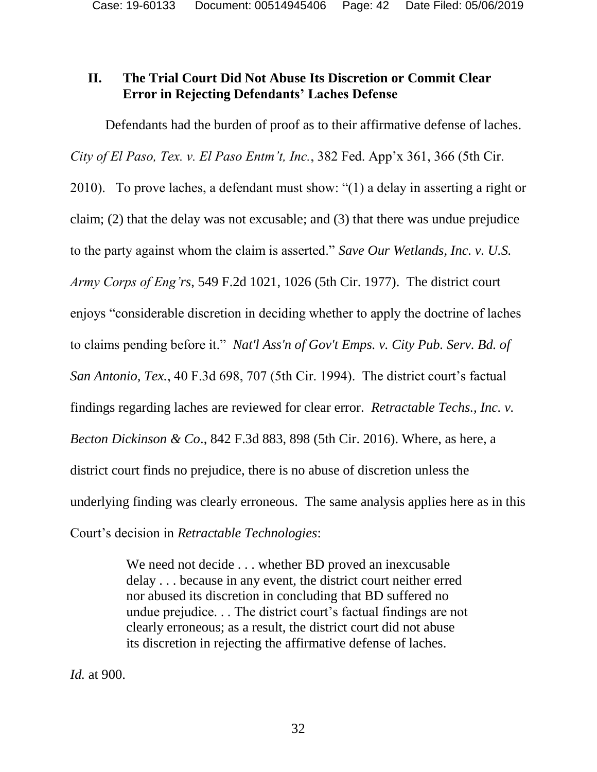## II. The Trial Court Did Not Abuse Its Discretion or Commit Clear Error in Rejecting Defendants' Laches Defense

Defendants had the burden of proof as to their affirmative defense of laches. *City of El Paso, Tex. v. El Paso Entm't, Inc.*, 382 Fed. App'x 361, 366 (5th Cir. 2010). To prove laches, a defendant must show: "(1) a delay in asserting a right or claim; (2) that the delay was not excusable; and (3) that there was undue prejudice to the party against whom the claim is asserted." *Save Our Wetlands, Inc. v. U.S. Army Corps of Eng'rs*, 549 F.2d 1021, 1026 (5th Cir. 1977). The district court enjoys "considerable discretion in deciding whether to apply the doctrine of laches to claims pending before it." *Nat'l Ass'n of Gov't Emps. v. City Pub. Serv. Bd. of San Antonio, Tex.*, 40 F.3d 698, 707 (5th Cir. 1994). The district court's factual findings regarding laches are reviewed for clear error. *Retractable Techs., Inc. v. Becton Dickinson & Co*., 842 F.3d 883, 898 (5th Cir. 2016). Where, as here, a district court finds no prejudice, there is no abuse of discretion unless the underlying finding was clearly erroneous. The same analysis applies here as in this Court's decision in *Retractable Technologies*:

> We need not decide . . . whether BD proved an inexcusable delay . . . because in any event, the district court neither erred nor abused its discretion in concluding that BD suffered no undue prejudice. . . The district court's factual findings are not clearly erroneous; as a result, the district court did not abuse its discretion in rejecting the affirmative defense of laches.

*Id.* at 900.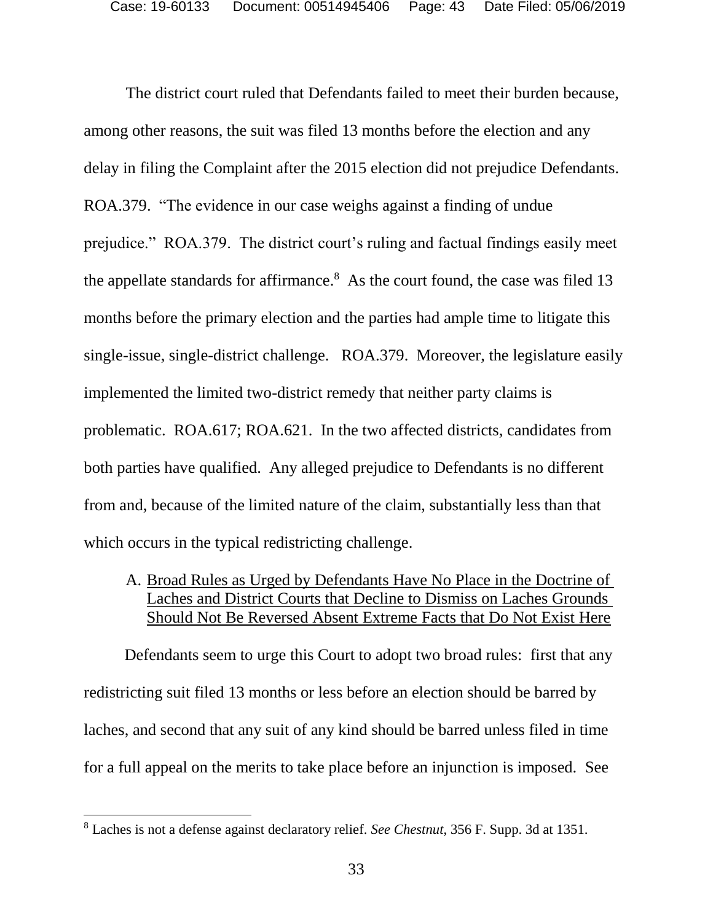The district court ruled that Defendants failed to meet their burden because, among other reasons, the suit was filed 13 months before the election and any delay in filing the Complaint after the 2015 election did not prejudice Defendants. ROA.379. "The evidence in our case weighs against a finding of undue prejudice." ROA.379. The district court's ruling and factual findings easily meet the appellate standards for affirmance.[8] As the court found, the case was filed 13 months before the primary election and the parties had ample time to litigate this single-issue, single-district challenge. ROA.379. Moreover, the legislature easily implemented the limited two-district remedy that neither party claims is problematic. ROA.617; ROA.621. In the two affected districts, candidates from both parties have qualified. Any alleged prejudice to Defendants is no different from and, because of the limited nature of the claim, substantially less than that which occurs in the typical redistricting challenge.

### A. Broad Rules as Urged by Defendants Have No Place in the Doctrine of Laches and District Courts that Decline to Dismiss on Laches Grounds Should Not Be Reversed Absent Extreme Facts that Do Not Exist Here

Defendants seem to urge this Court to adopt two broad rules: first that any redistricting suit filed 13 months or less before an election should be barred by laches, and second that any suit of any kind should be barred unless filed in time for a full appeal on the merits to take place before an injunction is imposed. See

[8] Laches is not a defense against declaratory relief. *See Chestnut*, 356 F. Supp. 3d at 1351.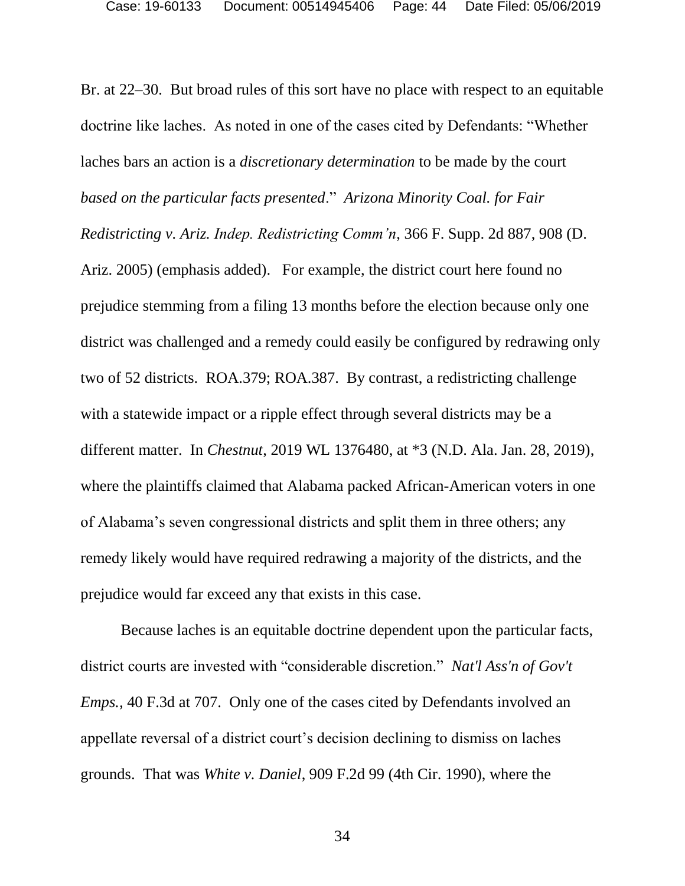Br. at 22–30. But broad rules of this sort have no place with respect to an equitable doctrine like laches. As noted in one of the cases cited by Defendants: "Whether laches bars an action is a *discretionary determination* to be made by the court *based on the particular facts presented*." *Arizona Minority Coal. for Fair Redistricting v. Ariz. Indep. Redistricting Comm'n*, 366 F. Supp. 2d 887, 908 (D. Ariz. 2005) (emphasis added). For example, the district court here found no prejudice stemming from a filing 13 months before the election because only one district was challenged and a remedy could easily be configured by redrawing only two of 52 districts. ROA.379; ROA.387. By contrast, a redistricting challenge with a statewide impact or a ripple effect through several districts may be a different matter. In *Chestnut*, 2019 WL 1376480, at *3 (N.D. Ala. Jan. 28, 2019), where the plaintiffs claimed that Alabama packed African-American voters in one of Alabama's seven congressional districts and split them in three others; any remedy likely would have required redrawing a majority of the districts, and the prejudice would far exceed any that exists in this case.

Because laches is an equitable doctrine dependent upon the particular facts, district courts are invested with "considerable discretion." *Nat'l Ass'n of Gov't Emps.,* 40 F.3d at 707. Only one of the cases cited by Defendants involved an appellate reversal of a district court's decision declining to dismiss on laches grounds. That was *White v. Daniel*, 909 F.2d 99 (4th Cir. 1990), where the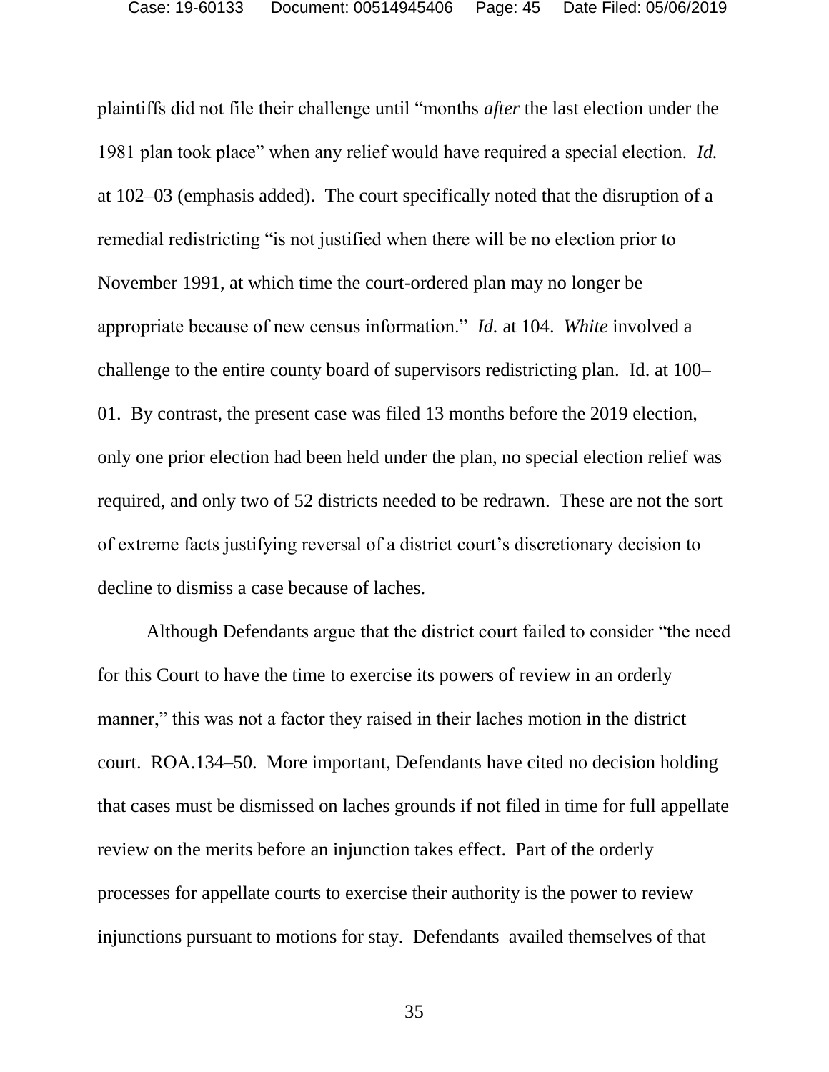plaintiffs did not file their challenge until "months *after* the last election under the 1981 plan took place" when any relief would have required a special election. *Id.* at 102–03 (emphasis added). The court specifically noted that the disruption of a remedial redistricting "is not justified when there will be no election prior to November 1991, at which time the court-ordered plan may no longer be appropriate because of new census information." *Id.* at 104. *White* involved a challenge to the entire county board of supervisors redistricting plan. Id. at 100–01. By contrast, the present case was filed 13 months before the 2019 election, only one prior election had been held under the plan, no special election relief was required, and only two of 52 districts needed to be redrawn. These are not the sort of extreme facts justifying reversal of a district court's discretionary decision to decline to dismiss a case because of laches.

Although Defendants argue that the district court failed to consider "the need for this Court to have the time to exercise its powers of review in an orderly manner," this was not a factor they raised in their laches motion in the district court. ROA.134–50. More important, Defendants have cited no decision holding that cases must be dismissed on laches grounds if not filed in time for full appellate review on the merits before an injunction takes effect. Part of the orderly processes for appellate courts to exercise their authority is the power to review injunctions pursuant to motions for stay. Defendants availed themselves of that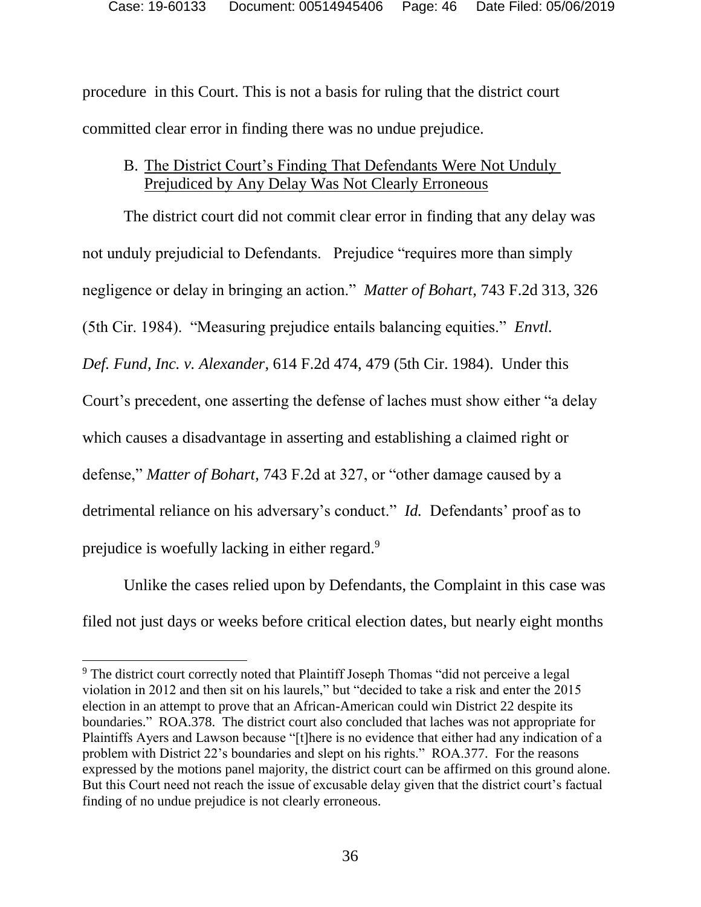procedure in this Court. This is not a basis for ruling that the district court committed clear error in finding there was no undue prejudice.

### B. The District Court's Finding That Defendants Were Not Unduly Prejudiced by Any Delay Was Not Clearly Erroneous

The district court did not commit clear error in finding that any delay was not unduly prejudicial to Defendants. Prejudice "requires more than simply negligence or delay in bringing an action." *Matter of Bohart*, 743 F.2d 313, 326 (5th Cir. 1984). "Measuring prejudice entails balancing equities." *Envtl. Def. Fund, Inc. v. Alexander*, 614 F.2d 474, 479 (5th Cir. 1984). Under this Court's precedent, one asserting the defense of laches must show either "a delay which causes a disadvantage in asserting and establishing a claimed right or defense," *Matter of Bohart*, 743 F.2d at 327, or "other damage caused by a detrimental reliance on his adversary's conduct." *Id.* Defendants' proof as to prejudice is woefully lacking in either regard.[9]

Unlike the cases relied upon by Defendants, the Complaint in this case was filed not just days or weeks before critical election dates, but nearly eight months

---

[9] The district court correctly noted that Plaintiff Joseph Thomas "did not perceive a legal violation in 2012 and then sit on his laurels," but "decided to take a risk and enter the 2015 election in an attempt to prove that an African-American could win District 22 despite its boundaries." ROA.378. The district court also concluded that laches was not appropriate for Plaintiffs Ayers and Lawson because "[t]here is no evidence that either had any indication of a problem with District 22's boundaries and slept on his rights." ROA.377. For the reasons expressed by the motions panel majority, the district court can be affirmed on this ground alone. But this Court need not reach the issue of excusable delay given that the district court's factual finding of no undue prejudice is not clearly erroneous.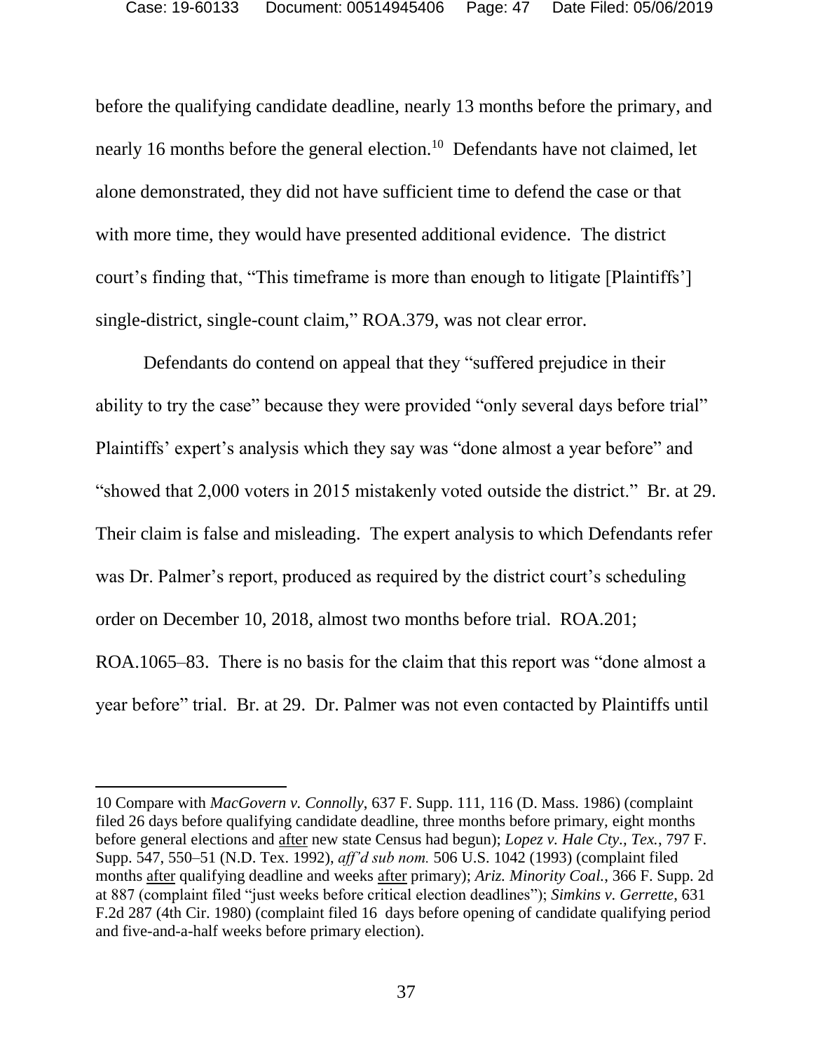before the qualifying candidate deadline, nearly 13 months before the primary, and nearly 16 months before the general election.[10] Defendants have not claimed, let alone demonstrated, they did not have sufficient time to defend the case or that with more time, they would have presented additional evidence. The district court's finding that, "This timeframe is more than enough to litigate [Plaintiffs'] single-district, single-count claim," ROA.379, was not clear error.

Defendants do contend on appeal that they "suffered prejudice in their ability to try the case" because they were provided "only several days before trial" Plaintiffs' expert's analysis which they say was "done almost a year before" and "showed that 2,000 voters in 2015 mistakenly voted outside the district." Br. at 29. Their claim is false and misleading. The expert analysis to which Defendants refer was Dr. Palmer's report, produced as required by the district court's scheduling order on December 10, 2018, almost two months before trial. ROA.201; ROA.1065–83. There is no basis for the claim that this report was "done almost a year before" trial. Br. at 29. Dr. Palmer was not even contacted by Plaintiffs until

---

10 Compare with *MacGovern v. Connolly*, 637 F. Supp. 111, 116 (D. Mass. 1986) (complaint filed 26 days before qualifying candidate deadline, three months before primary, eight months before general elections and after new state Census had begun); *Lopez v. Hale Cty., Tex.*, 797 F. Supp. 547, 550–51 (N.D. Tex. 1992), *aff'd sub nom.* 506 U.S. 1042 (1993) (complaint filed months after qualifying deadline and weeks after primary); *Ariz. Minority Coal.*, 366 F. Supp. 2d at 887 (complaint filed "just weeks before critical election deadlines"); *Simkins v. Gerrette*, 631 F.2d 287 (4th Cir. 1980) (complaint filed 16 days before opening of candidate qualifying period and five-and-a-half weeks before primary election).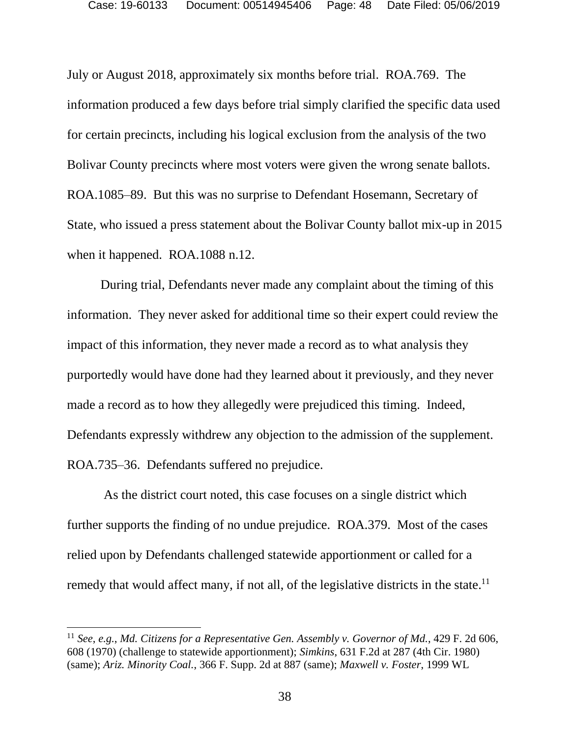July or August 2018, approximately six months before trial. ROA.769. The information produced a few days before trial simply clarified the specific data used for certain precincts, including his logical exclusion from the analysis of the two Bolivar County precincts where most voters were given the wrong senate ballots. ROA.1085–89. But this was no surprise to Defendant Hosemann, Secretary of State, who issued a press statement about the Bolivar County ballot mix-up in 2015 when it happened. ROA.1088 n.12.

During trial, Defendants never made any complaint about the timing of this information. They never asked for additional time so their expert could review the impact of this information, they never made a record as to what analysis they purportedly would have done had they learned about it previously, and they never made a record as to how they allegedly were prejudiced this timing. Indeed, Defendants expressly withdrew any objection to the admission of the supplement. ROA.735–36. Defendants suffered no prejudice.

As the district court noted, this case focuses on a single district which further supports the finding of no undue prejudice. ROA.379. Most of the cases relied upon by Defendants challenged statewide apportionment or called for a remedy that would affect many, if not all, of the legislative districts in the state.[11]

---

[11] *See, e.g.*, *Md. Citizens for a Representative Gen. Assembly v. Governor of Md.*, 429 F. 2d 606, 608 (1970) (challenge to statewide apportionment); *Simkins*, 631 F.2d at 287 (4th Cir. 1980) (same); *Ariz. Minority Coal.*, 366 F. Supp. 2d at 887 (same); *Maxwell v. Foster*, 1999 WL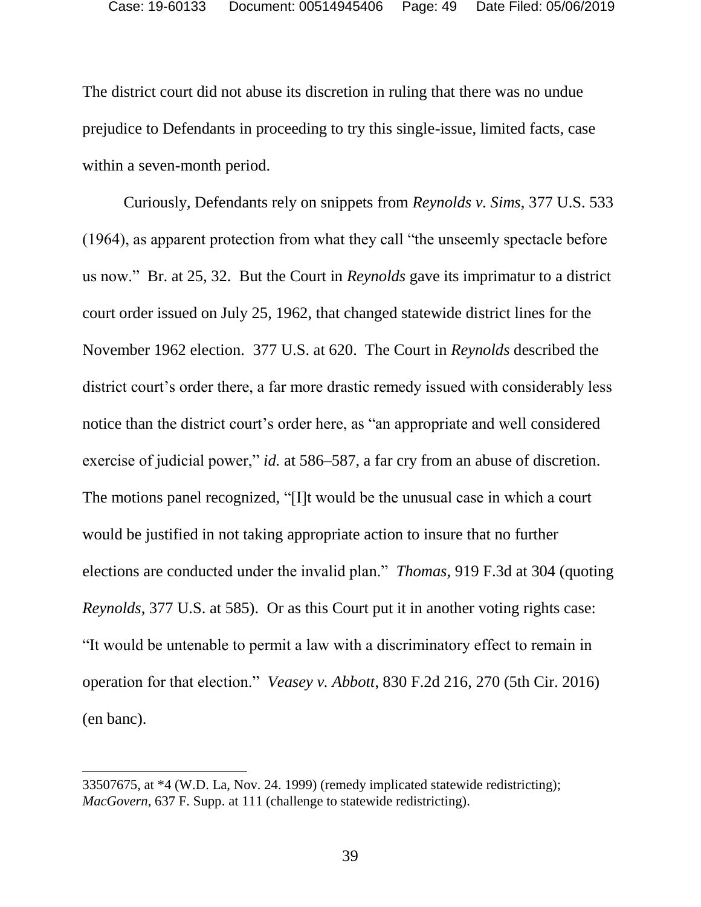The district court did not abuse its discretion in ruling that there was no undue prejudice to Defendants in proceeding to try this single-issue, limited facts, case within a seven-month period.

Curiously, Defendants rely on snippets from *Reynolds v. Sims*, 377 U.S. 533 (1964), as apparent protection from what they call "the unseemly spectacle before us now." Br. at 25, 32. But the Court in *Reynolds* gave its imprimatur to a district court order issued on July 25, 1962, that changed statewide district lines for the November 1962 election. 377 U.S. at 620. The Court in *Reynolds* described the district court's order there, a far more drastic remedy issued with considerably less notice than the district court's order here, as "an appropriate and well considered exercise of judicial power," *id.* at 586–587, a far cry from an abuse of discretion. The motions panel recognized, "[I]t would be the unusual case in which a court would be justified in not taking appropriate action to insure that no further elections are conducted under the invalid plan." *Thomas*, 919 F.3d at 304 (quoting *Reynolds*, 377 U.S. at 585). Or as this Court put it in another voting rights case: "It would be untenable to permit a law with a discriminatory effect to remain in operation for that election." *Veasey v. Abbott*, 830 F.2d 216, 270 (5th Cir. 2016) (en banc).

---

33507675, at *4 (W.D. La, Nov. 24. 1999) (remedy implicated statewide redistricting); *MacGovern*, 637 F. Supp. at 111 (challenge to statewide redistricting).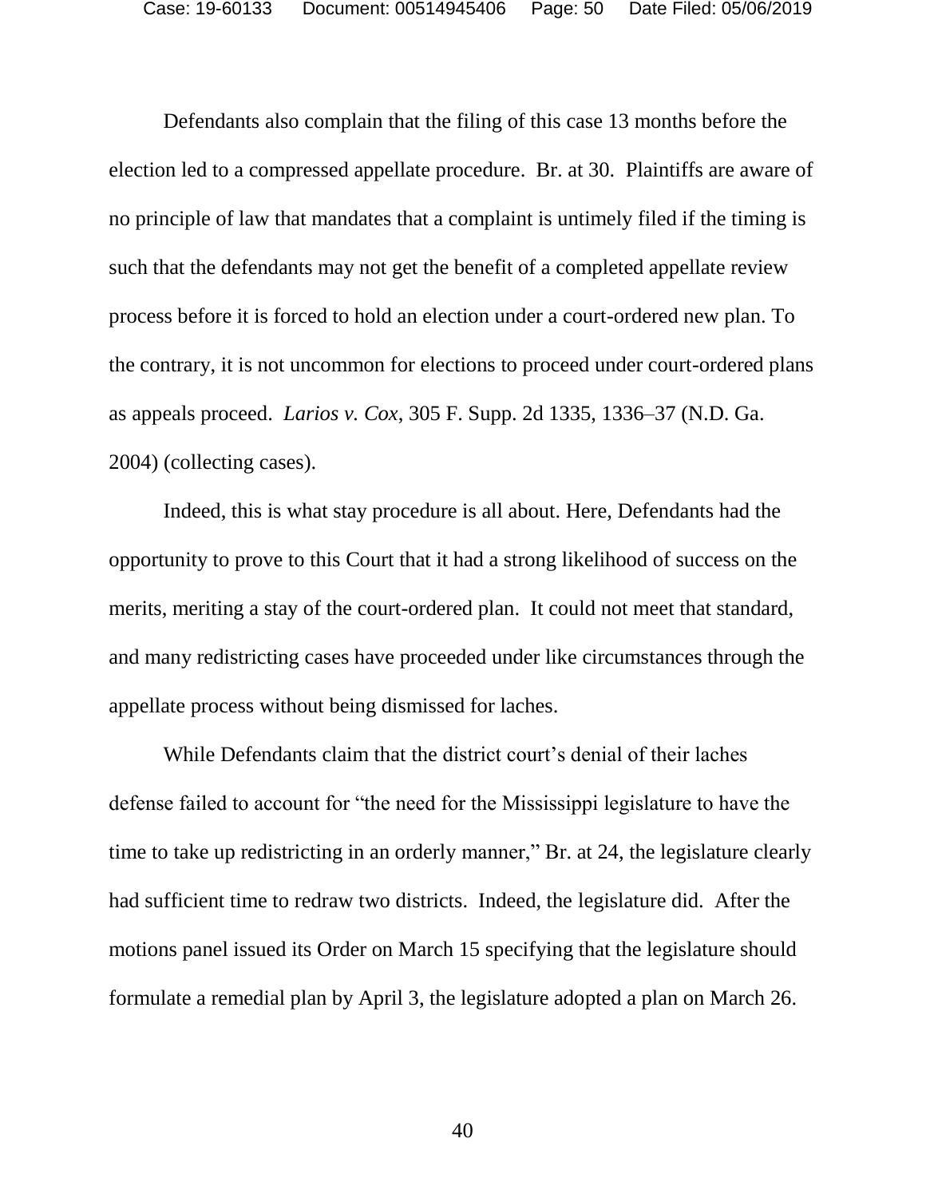Defendants also complain that the filing of this case 13 months before the election led to a compressed appellate procedure. Br. at 30. Plaintiffs are aware of no principle of law that mandates that a complaint is untimely filed if the timing is such that the defendants may not get the benefit of a completed appellate review process before it is forced to hold an election under a court-ordered new plan. To the contrary, it is not uncommon for elections to proceed under court-ordered plans as appeals proceed. *Larios v. Cox*, 305 F. Supp. 2d 1335, 1336–37 (N.D. Ga. 2004) (collecting cases).

Indeed, this is what stay procedure is all about. Here, Defendants had the opportunity to prove to this Court that it had a strong likelihood of success on the merits, meriting a stay of the court-ordered plan. It could not meet that standard, and many redistricting cases have proceeded under like circumstances through the appellate process without being dismissed for laches.

While Defendants claim that the district court's denial of their laches defense failed to account for "the need for the Mississippi legislature to have the time to take up redistricting in an orderly manner," Br. at 24, the legislature clearly had sufficient time to redraw two districts. Indeed, the legislature did. After the motions panel issued its Order on March 15 specifying that the legislature should formulate a remedial plan by April 3, the legislature adopted a plan on March 26.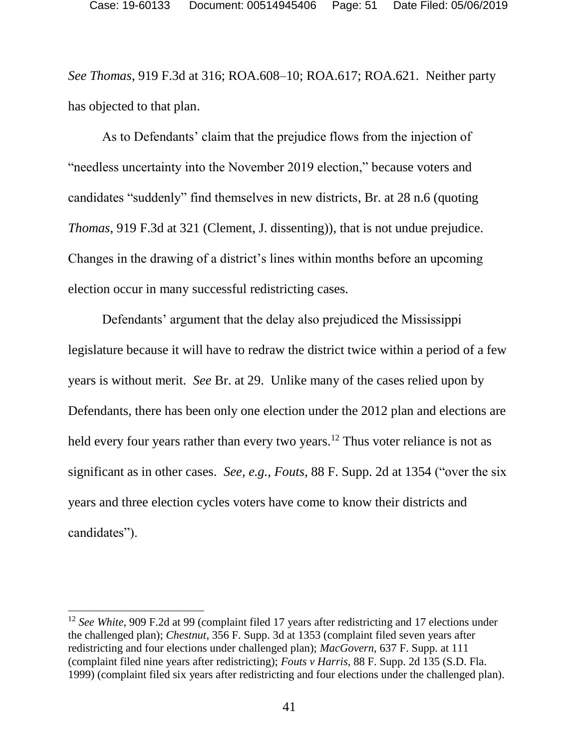*See Thomas*, 919 F.3d at 316; ROA.608–10; ROA.617; ROA.621. Neither party has objected to that plan.

As to Defendants' claim that the prejudice flows from the injection of "needless uncertainty into the November 2019 election," because voters and candidates "suddenly" find themselves in new districts, Br. at 28 n.6 (quoting *Thomas*, 919 F.3d at 321 (Clement, J. dissenting)), that is not undue prejudice. Changes in the drawing of a district's lines within months before an upcoming election occur in many successful redistricting cases.

Defendants' argument that the delay also prejudiced the Mississippi legislature because it will have to redraw the district twice within a period of a few years is without merit. *See* Br. at 29. Unlike many of the cases relied upon by Defendants, there has been only one election under the 2012 plan and elections are held every four years rather than every two years.[12] Thus voter reliance is not as significant as in other cases. *See, e.g., Fouts*, 88 F. Supp. 2d at 1354 ("over the six years and three election cycles voters have come to know their districts and candidates").

---

[12] *See White*, 909 F.2d at 99 (complaint filed 17 years after redistricting and 17 elections under the challenged plan); *Chestnut*, 356 F. Supp. 3d at 1353 (complaint filed seven years after redistricting and four elections under challenged plan); *MacGovern*, 637 F. Supp. at 111 (complaint filed nine years after redistricting); *Fouts v Harris*, 88 F. Supp. 2d 135 (S.D. Fla. 1999) (complaint filed six years after redistricting and four elections under the challenged plan).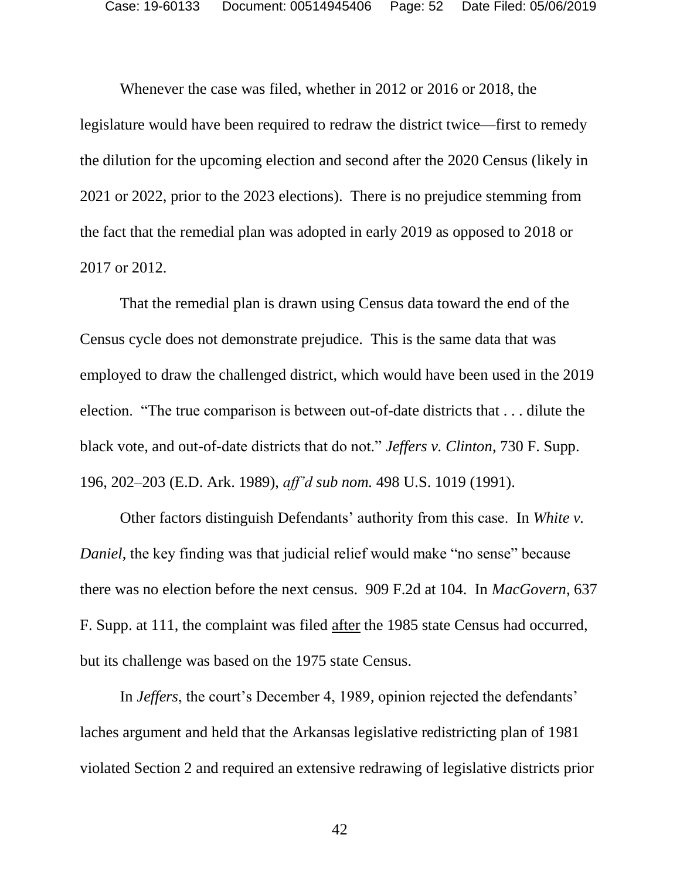Whenever the case was filed, whether in 2012 or 2016 or 2018, the legislature would have been required to redraw the district twice—first to remedy the dilution for the upcoming election and second after the 2020 Census (likely in 2021 or 2022, prior to the 2023 elections). There is no prejudice stemming from the fact that the remedial plan was adopted in early 2019 as opposed to 2018 or 2017 or 2012.

That the remedial plan is drawn using Census data toward the end of the Census cycle does not demonstrate prejudice. This is the same data that was employed to draw the challenged district, which would have been used in the 2019 election. "The true comparison is between out-of-date districts that . . . dilute the black vote, and out-of-date districts that do not." *Jeffers v. Clinton*, 730 F. Supp. 196, 202–203 (E.D. Ark. 1989), *aff'd sub nom.* 498 U.S. 1019 (1991).

Other factors distinguish Defendants' authority from this case. In *White v. Daniel*, the key finding was that judicial relief would make "no sense" because there was no election before the next census. 909 F.2d at 104. In *MacGovern*, 637 F. Supp. at 111, the complaint was filed <u>after</u> the 1985 state Census had occurred, but its challenge was based on the 1975 state Census.

In *Jeffers*, the court's December 4, 1989, opinion rejected the defendants' laches argument and held that the Arkansas legislative redistricting plan of 1981 violated Section 2 and required an extensive redrawing of legislative districts prior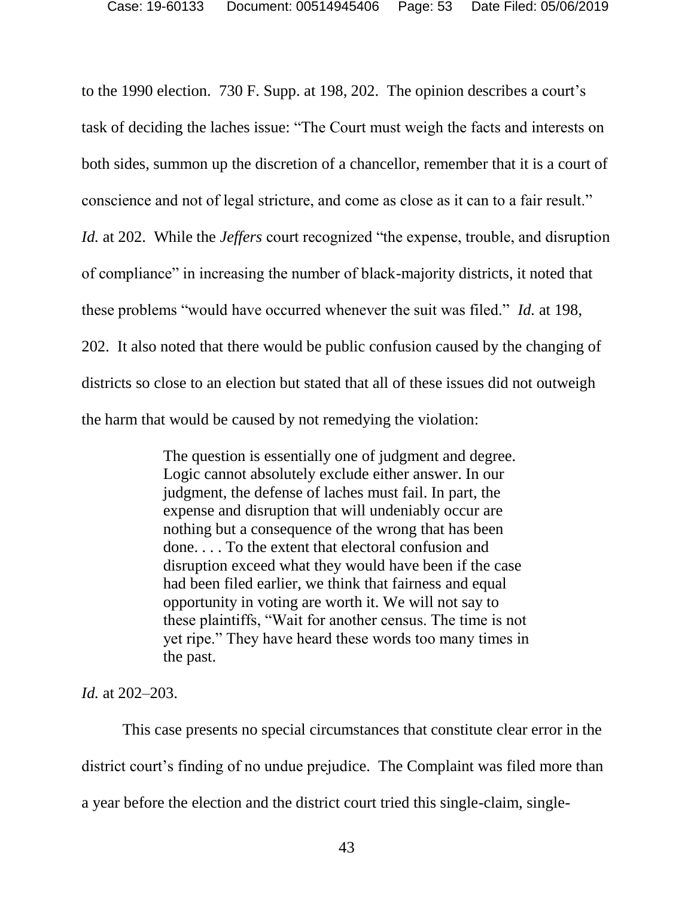to the 1990 election. 730 F. Supp. at 198, 202. The opinion describes a court's task of deciding the laches issue: "The Court must weigh the facts and interests on both sides, summon up the discretion of a chancellor, remember that it is a court of conscience and not of legal stricture, and come as close as it can to a fair result." *Id.* at 202. While the *Jeffers* court recognized "the expense, trouble, and disruption of compliance" in increasing the number of black-majority districts, it noted that these problems "would have occurred whenever the suit was filed." *Id.* at 198, 202. It also noted that there would be public confusion caused by the changing of districts so close to an election but stated that all of these issues did not outweigh the harm that would be caused by not remedying the violation:

> The question is essentially one of judgment and degree. Logic cannot absolutely exclude either answer. In our judgment, the defense of laches must fail. In part, the expense and disruption that will undeniably occur are nothing but a consequence of the wrong that has been done. . . . To the extent that electoral confusion and disruption exceed what they would have been if the case had been filed earlier, we think that fairness and equal opportunity in voting are worth it. We will not say to these plaintiffs, "Wait for another census. The time is not yet ripe." They have heard these words too many times in the past.

*Id.* at 202–203.

This case presents no special circumstances that constitute clear error in the district court's finding of no undue prejudice. The Complaint was filed more than a year before the election and the district court tried this single-claim, single-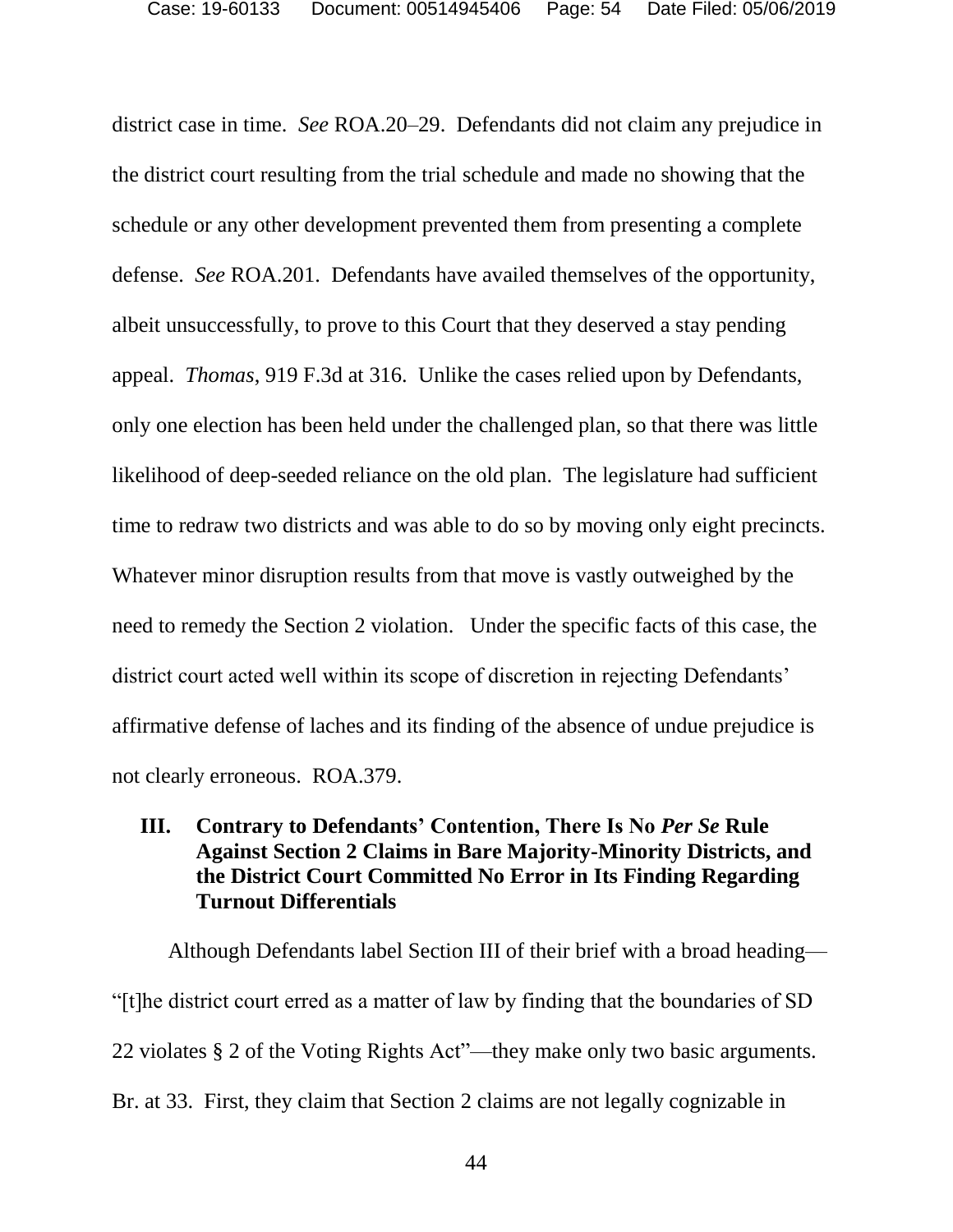district case in time. *See* ROA.20–29. Defendants did not claim any prejudice in the district court resulting from the trial schedule and made no showing that the schedule or any other development prevented them from presenting a complete defense. *See* ROA.201. Defendants have availed themselves of the opportunity, albeit unsuccessfully, to prove to this Court that they deserved a stay pending appeal. *Thomas*, 919 F.3d at 316. Unlike the cases relied upon by Defendants, only one election has been held under the challenged plan, so that there was little likelihood of deep-seeded reliance on the old plan. The legislature had sufficient time to redraw two districts and was able to do so by moving only eight precincts. Whatever minor disruption results from that move is vastly outweighed by the need to remedy the Section 2 violation. Under the specific facts of this case, the district court acted well within its scope of discretion in rejecting Defendants' affirmative defense of laches and its finding of the absence of undue prejudice is not clearly erroneous. ROA.379.

## III. Contrary to Defendants' Contention, There Is No *Per Se* Rule Against Section 2 Claims in Bare Majority-Minority Districts, and the District Court Committed No Error in Its Finding Regarding Turnout Differentials

Although Defendants label Section III of their brief with a broad heading—"[t]he district court erred as a matter of law by finding that the boundaries of SD 22 violates § 2 of the Voting Rights Act"—they make only two basic arguments. Br. at 33. First, they claim that Section 2 claims are not legally cognizable in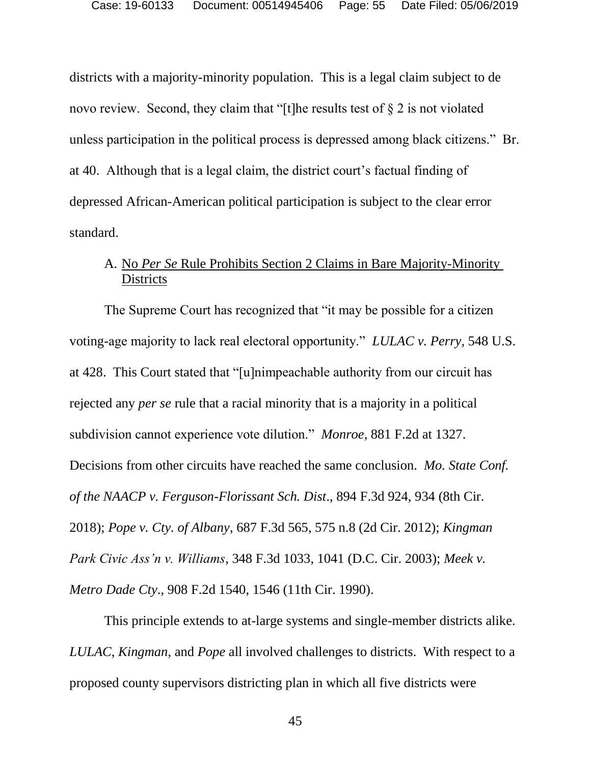districts with a majority-minority population. This is a legal claim subject to de novo review. Second, they claim that "[t]he results test of § 2 is not violated unless participation in the political process is depressed among black citizens." Br. at 40. Although that is a legal claim, the district court's factual finding of depressed African-American political participation is subject to the clear error standard.

### A. No *Per Se* Rule Prohibits Section 2 Claims in Bare Majority-Minority Districts

The Supreme Court has recognized that "it may be possible for a citizen voting-age majority to lack real electoral opportunity." *LULAC v. Perry*, 548 U.S. at 428. This Court stated that "[u]nimpeachable authority from our circuit has rejected any *per se* rule that a racial minority that is a majority in a political subdivision cannot experience vote dilution." *Monroe*, 881 F.2d at 1327. Decisions from other circuits have reached the same conclusion. *Mo. State Conf. of the NAACP v. Ferguson-Florissant Sch. Dist*., 894 F.3d 924, 934 (8th Cir. 2018); *Pope v. Cty. of Albany*, 687 F.3d 565, 575 n.8 (2d Cir. 2012); *Kingman Park Civic Ass'n v. Williams*, 348 F.3d 1033, 1041 (D.C. Cir. 2003); *Meek v. Metro Dade Cty*., 908 F.2d 1540, 1546 (11th Cir. 1990).

This principle extends to at-large systems and single-member districts alike. *LULAC*, *Kingman*, and *Pope* all involved challenges to districts. With respect to a proposed county supervisors districting plan in which all five districts were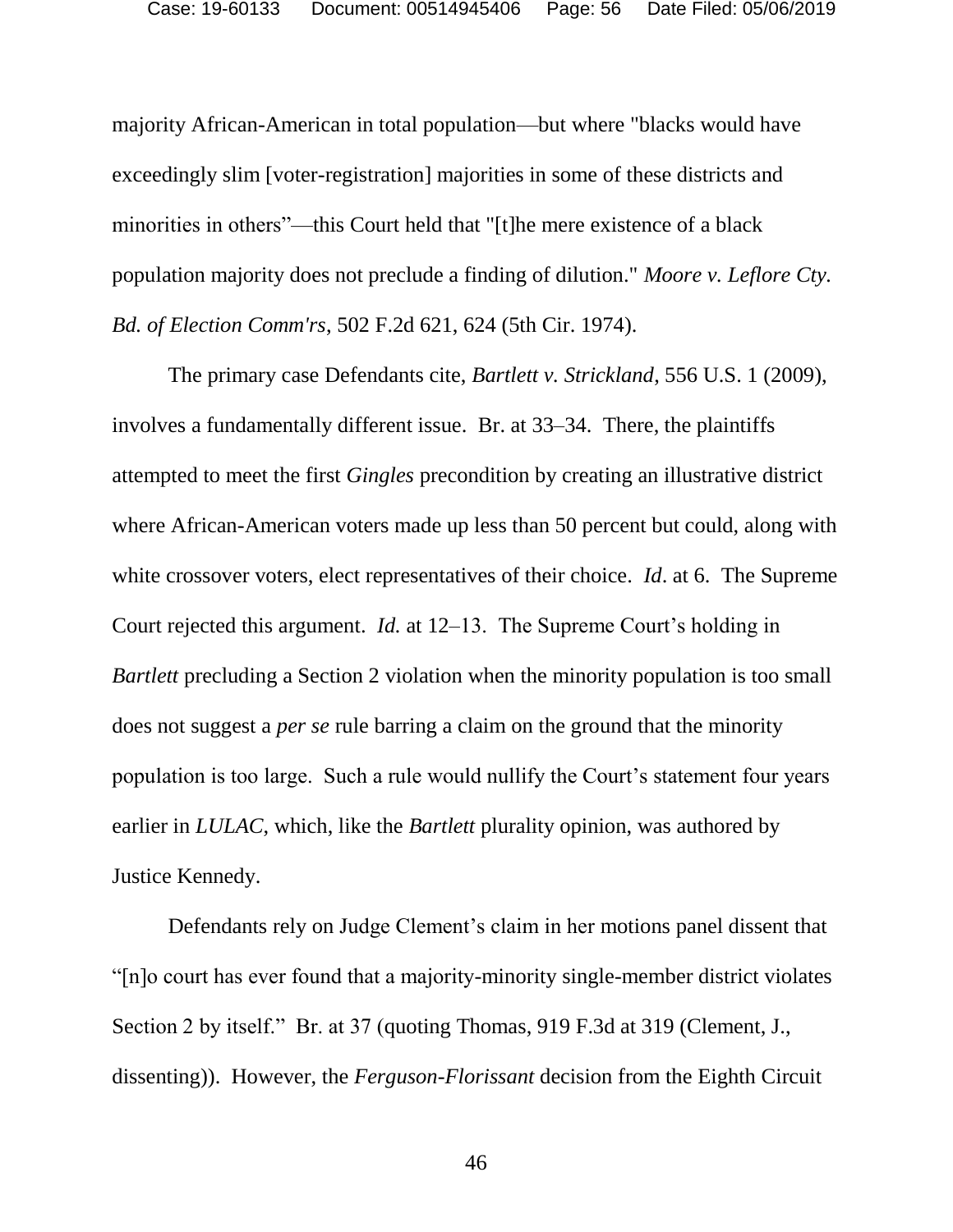majority African-American in total population—but where "blacks would have exceedingly slim [voter-registration] majorities in some of these districts and minorities in others"—this Court held that "[t]he mere existence of a black population majority does not preclude a finding of dilution." *Moore v. Leflore Cty. Bd. of Election Comm'rs*, 502 F.2d 621, 624 (5th Cir. 1974).

The primary case Defendants cite, *Bartlett v. Strickland*, 556 U.S. 1 (2009), involves a fundamentally different issue. Br. at 33–34. There, the plaintiffs attempted to meet the first *Gingles* precondition by creating an illustrative district where African-American voters made up less than 50 percent but could, along with white crossover voters, elect representatives of their choice. *Id*. at 6. The Supreme Court rejected this argument. *Id.* at 12–13. The Supreme Court's holding in *Bartlett* precluding a Section 2 violation when the minority population is too small does not suggest a *per se* rule barring a claim on the ground that the minority population is too large. Such a rule would nullify the Court's statement four years earlier in *LULAC*, which, like the *Bartlett* plurality opinion, was authored by Justice Kennedy.

Defendants rely on Judge Clement's claim in her motions panel dissent that "[n]o court has ever found that a majority-minority single-member district violates Section 2 by itself." Br. at 37 (quoting Thomas, 919 F.3d at 319 (Clement, J., dissenting)). However, the *Ferguson-Florissant* decision from the Eighth Circuit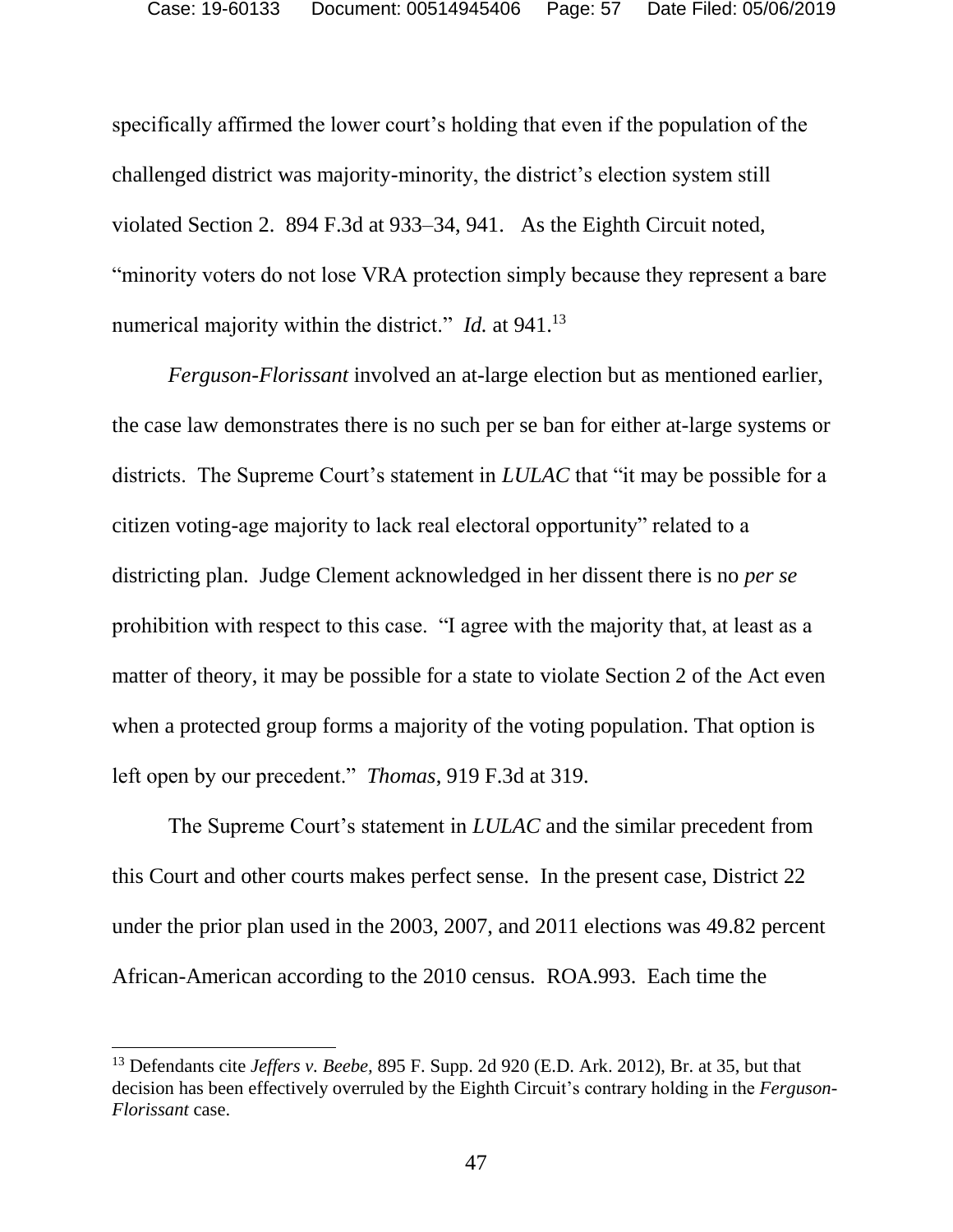specifically affirmed the lower court's holding that even if the population of the challenged district was majority-minority, the district's election system still violated Section 2. 894 F.3d at 933–34, 941. As the Eighth Circuit noted, "minority voters do not lose VRA protection simply because they represent a bare numerical majority within the district." *Id.* at 941.[13]

*Ferguson-Florissant* involved an at-large election but as mentioned earlier, the case law demonstrates there is no such per se ban for either at-large systems or districts. The Supreme Court's statement in *LULAC* that "it may be possible for a citizen voting-age majority to lack real electoral opportunity" related to a districting plan. Judge Clement acknowledged in her dissent there is no *per se* prohibition with respect to this case. "I agree with the majority that, at least as a matter of theory, it may be possible for a state to violate Section 2 of the Act even when a protected group forms a majority of the voting population. That option is left open by our precedent." *Thomas*, 919 F.3d at 319.

The Supreme Court's statement in *LULAC* and the similar precedent from this Court and other courts makes perfect sense. In the present case, District 22 under the prior plan used in the 2003, 2007, and 2011 elections was 49.82 percent African-American according to the 2010 census. ROA.993. Each time the

---

[13] Defendants cite *Jeffers v. Beebe*, 895 F. Supp. 2d 920 (E.D. Ark. 2012), Br. at 35, but that decision has been effectively overruled by the Eighth Circuit's contrary holding in the *Ferguson-Florissant* case.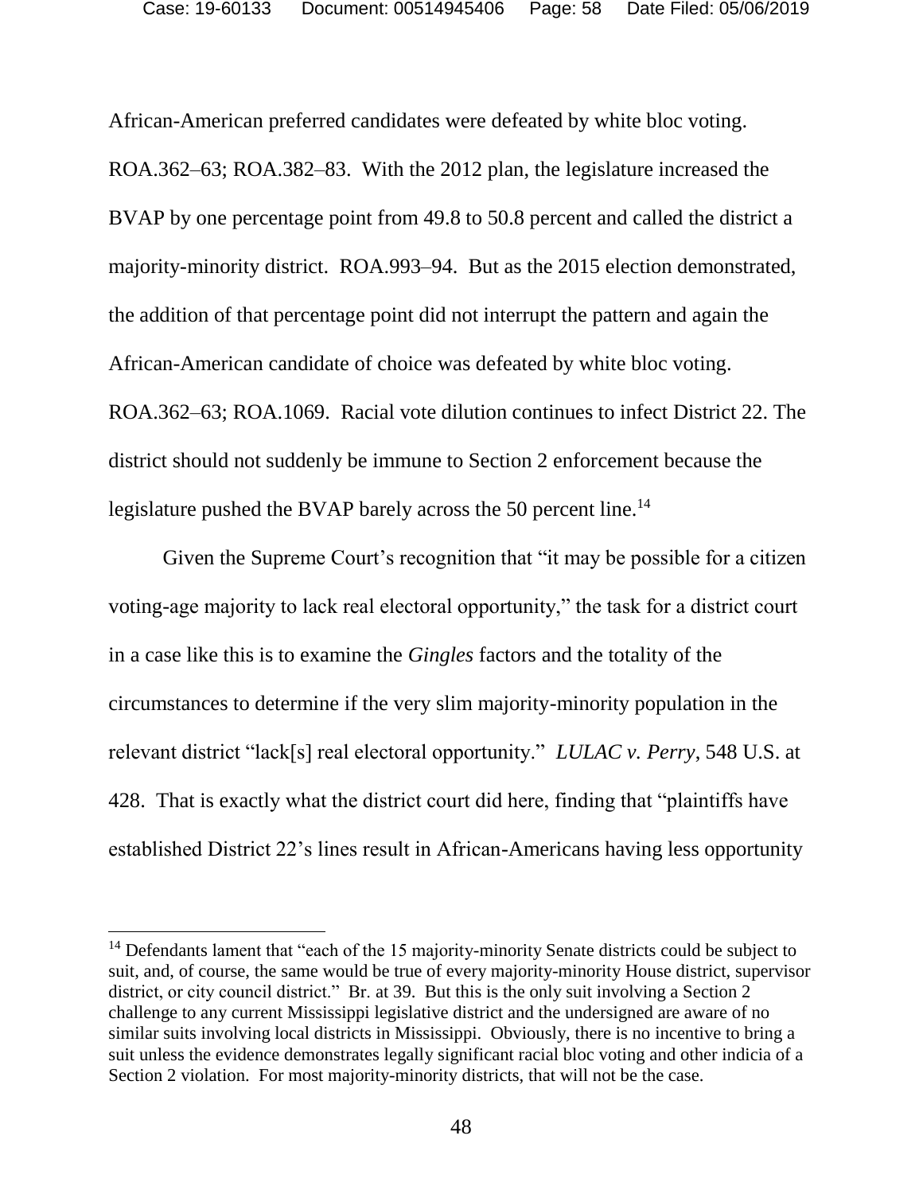African-American preferred candidates were defeated by white bloc voting. ROA.362–63; ROA.382–83. With the 2012 plan, the legislature increased the BVAP by one percentage point from 49.8 to 50.8 percent and called the district a majority-minority district. ROA.993–94. But as the 2015 election demonstrated, the addition of that percentage point did not interrupt the pattern and again the African-American candidate of choice was defeated by white bloc voting. ROA.362–63; ROA.1069. Racial vote dilution continues to infect District 22. The district should not suddenly be immune to Section 2 enforcement because the legislature pushed the BVAP barely across the 50 percent line.[14]

Given the Supreme Court's recognition that "it may be possible for a citizen voting-age majority to lack real electoral opportunity," the task for a district court in a case like this is to examine the *Gingles* factors and the totality of the circumstances to determine if the very slim majority-minority population in the relevant district "lack[s] real electoral opportunity." *LULAC v. Perry*, 548 U.S. at 428. That is exactly what the district court did here, finding that "plaintiffs have established District 22's lines result in African-Americans having less opportunity

---

[14] Defendants lament that "each of the 15 majority-minority Senate districts could be subject to suit, and, of course, the same would be true of every majority-minority House district, supervisor district, or city council district." Br. at 39. But this is the only suit involving a Section 2 challenge to any current Mississippi legislative district and the undersigned are aware of no similar suits involving local districts in Mississippi. Obviously, there is no incentive to bring a suit unless the evidence demonstrates legally significant racial bloc voting and other indicia of a Section 2 violation. For most majority-minority districts, that will not be the case.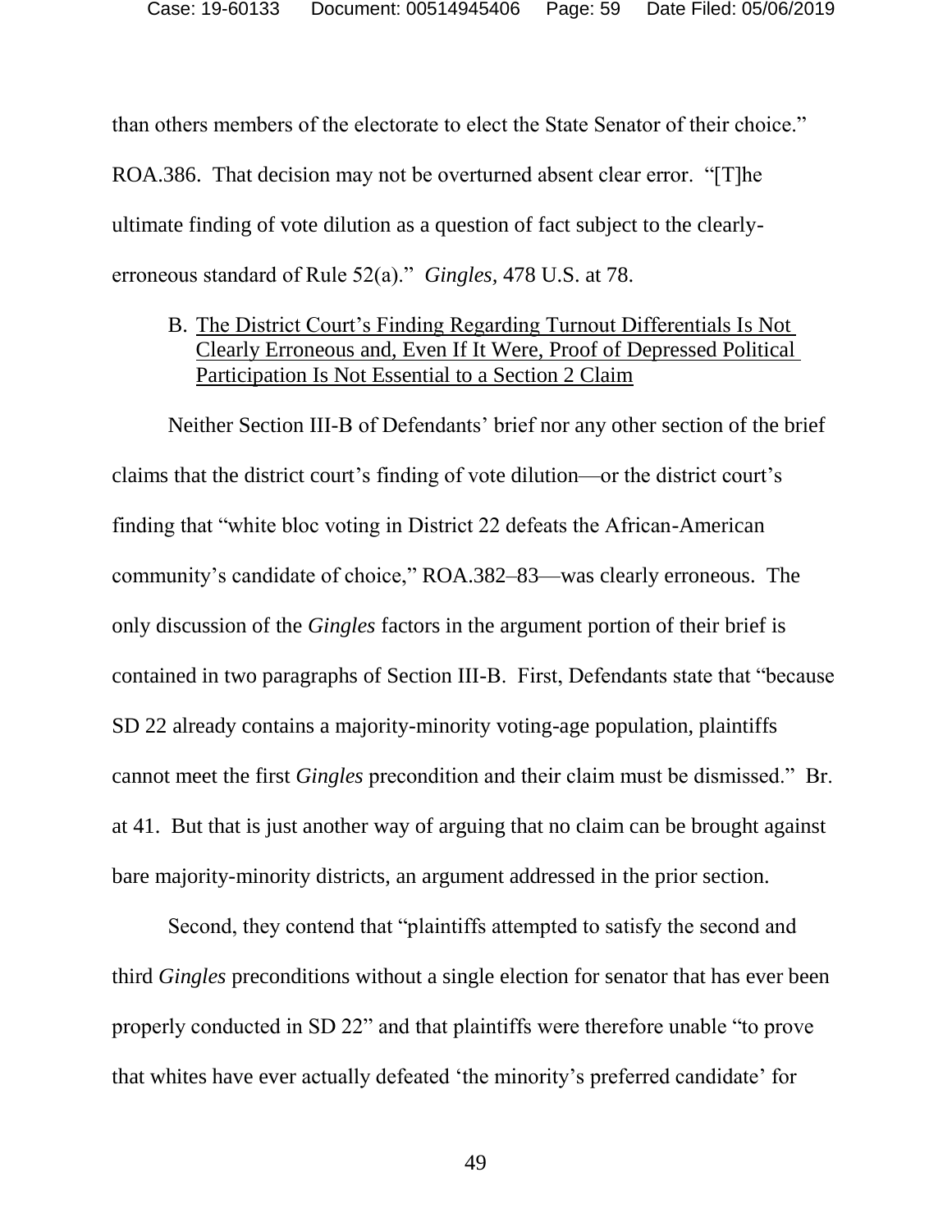than others members of the electorate to elect the State Senator of their choice." ROA.386. That decision may not be overturned absent clear error. "[T]he ultimate finding of vote dilution as a question of fact subject to the clearly-erroneous standard of Rule 52(a)." *Gingles,* 478 U.S. at 78.

B. <u>The District Court's Finding Regarding Turnout Differentials Is Not Clearly Erroneous and, Even If It Were, Proof of Depressed Political Participation Is Not Essential to a Section 2 Claim</u>

Neither Section III-B of Defendants' brief nor any other section of the brief claims that the district court's finding of vote dilution—or the district court's finding that "white bloc voting in District 22 defeats the African-American community's candidate of choice," ROA.382–83—was clearly erroneous. The only discussion of the *Gingles* factors in the argument portion of their brief is contained in two paragraphs of Section III-B. First, Defendants state that "because SD 22 already contains a majority-minority voting-age population, plaintiffs cannot meet the first *Gingles* precondition and their claim must be dismissed." Br. at 41. But that is just another way of arguing that no claim can be brought against bare majority-minority districts, an argument addressed in the prior section.

Second, they contend that "plaintiffs attempted to satisfy the second and third *Gingles* preconditions without a single election for senator that has ever been properly conducted in SD 22" and that plaintiffs were therefore unable "to prove that whites have ever actually defeated 'the minority's preferred candidate' for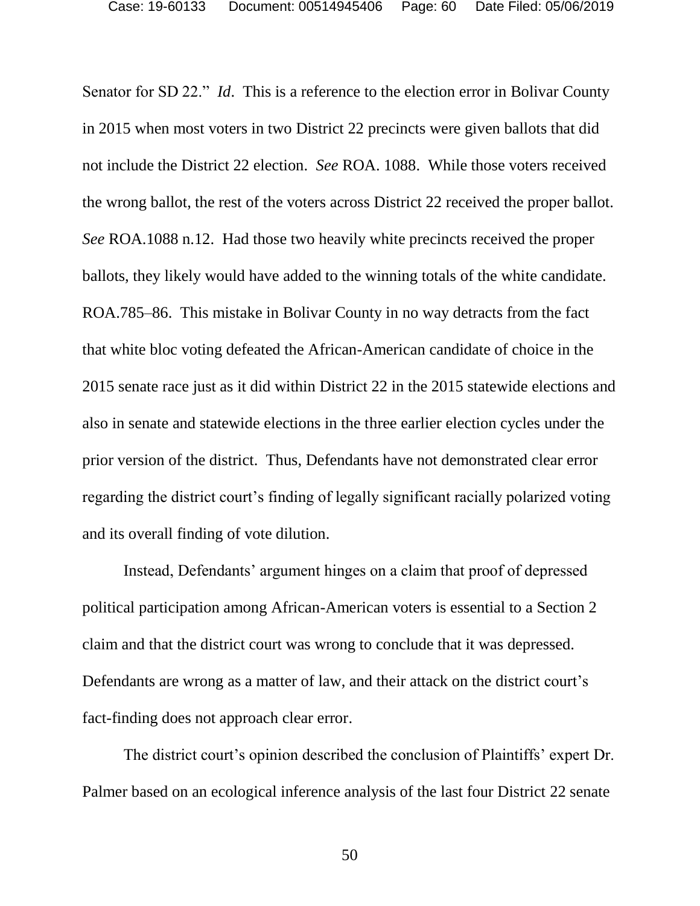Senator for SD 22." *Id*. This is a reference to the election error in Bolivar County in 2015 when most voters in two District 22 precincts were given ballots that did not include the District 22 election. *See* ROA. 1088. While those voters received the wrong ballot, the rest of the voters across District 22 received the proper ballot. *See* ROA.1088 n.12. Had those two heavily white precincts received the proper ballots, they likely would have added to the winning totals of the white candidate. ROA.785–86. This mistake in Bolivar County in no way detracts from the fact that white bloc voting defeated the African-American candidate of choice in the 2015 senate race just as it did within District 22 in the 2015 statewide elections and also in senate and statewide elections in the three earlier election cycles under the prior version of the district. Thus, Defendants have not demonstrated clear error regarding the district court's finding of legally significant racially polarized voting and its overall finding of vote dilution.

Instead, Defendants' argument hinges on a claim that proof of depressed political participation among African-American voters is essential to a Section 2 claim and that the district court was wrong to conclude that it was depressed. Defendants are wrong as a matter of law, and their attack on the district court's fact-finding does not approach clear error.

The district court's opinion described the conclusion of Plaintiffs' expert Dr. Palmer based on an ecological inference analysis of the last four District 22 senate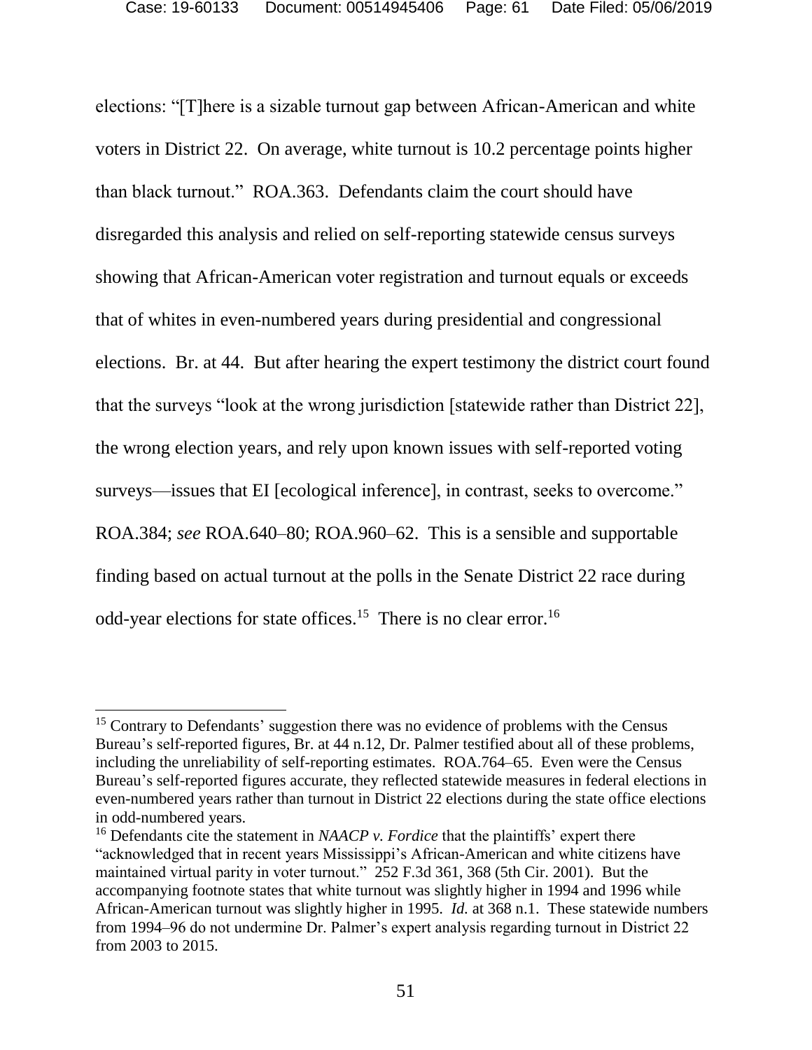elections: "[T]here is a sizable turnout gap between African-American and white voters in District 22. On average, white turnout is 10.2 percentage points higher than black turnout." ROA.363. Defendants claim the court should have disregarded this analysis and relied on self-reporting statewide census surveys showing that African-American voter registration and turnout equals or exceeds that of whites in even-numbered years during presidential and congressional elections. Br. at 44. But after hearing the expert testimony the district court found that the surveys "look at the wrong jurisdiction [statewide rather than District 22], the wrong election years, and rely upon known issues with self-reported voting surveys—issues that EI [ecological inference], in contrast, seeks to overcome." ROA.384; *see* ROA.640–80; ROA.960–62. This is a sensible and supportable finding based on actual turnout at the polls in the Senate District 22 race during odd-year elections for state offices.[15] There is no clear error.[16]

---

[15] Contrary to Defendants' suggestion there was no evidence of problems with the Census Bureau's self-reported figures, Br. at 44 n.12, Dr. Palmer testified about all of these problems, including the unreliability of self-reporting estimates. ROA.764–65. Even were the Census Bureau's self-reported figures accurate, they reflected statewide measures in federal elections in even-numbered years rather than turnout in District 22 elections during the state office elections in odd-numbered years.

[16] Defendants cite the statement in *NAACP v. Fordice* that the plaintiffs' expert there "acknowledged that in recent years Mississippi's African-American and white citizens have maintained virtual parity in voter turnout." 252 F.3d 361, 368 (5th Cir. 2001). But the accompanying footnote states that white turnout was slightly higher in 1994 and 1996 while African-American turnout was slightly higher in 1995. *Id.* at 368 n.1. These statewide numbers from 1994–96 do not undermine Dr. Palmer's expert analysis regarding turnout in District 22 from 2003 to 2015.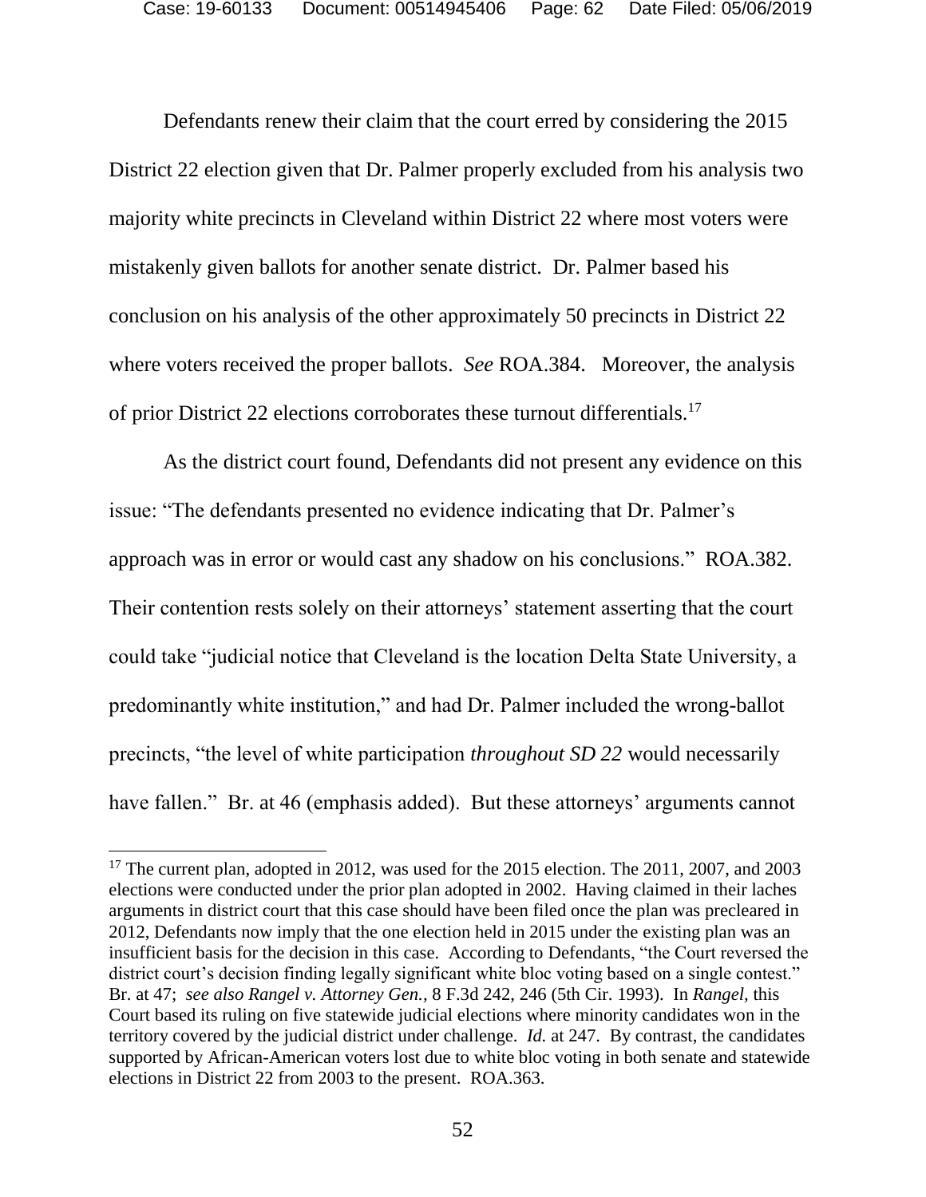Defendants renew their claim that the court erred by considering the 2015 District 22 election given that Dr. Palmer properly excluded from his analysis two majority white precincts in Cleveland within District 22 where most voters were mistakenly given ballots for another senate district. Dr. Palmer based his conclusion on his analysis of the other approximately 50 precincts in District 22 where voters received the proper ballots. *See* ROA.384. Moreover, the analysis of prior District 22 elections corroborates these turnout differentials.[17]

As the district court found, Defendants did not present any evidence on this issue: "The defendants presented no evidence indicating that Dr. Palmer's approach was in error or would cast any shadow on his conclusions." ROA.382. Their contention rests solely on their attorneys' statement asserting that the court could take "judicial notice that Cleveland is the location Delta State University, a predominantly white institution," and had Dr. Palmer included the wrong-ballot precincts, "the level of white participation *throughout SD 22* would necessarily have fallen." Br. at 46 (emphasis added). But these attorneys' arguments cannot

---

[17] The current plan, adopted in 2012, was used for the 2015 election. The 2011, 2007, and 2003 elections were conducted under the prior plan adopted in 2002. Having claimed in their laches arguments in district court that this case should have been filed once the plan was precleared in 2012, Defendants now imply that the one election held in 2015 under the existing plan was an insufficient basis for the decision in this case. According to Defendants, "the Court reversed the district court's decision finding legally significant white bloc voting based on a single contest." Br. at 47; *see also Rangel v. Attorney Gen.,* 8 F.3d 242, 246 (5th Cir. 1993). In *Rangel,* this Court based its ruling on five statewide judicial elections where minority candidates won in the territory covered by the judicial district under challenge. *Id.* at 247. By contrast, the candidates supported by African-American voters lost due to white bloc voting in both senate and statewide elections in District 22 from 2003 to the present. ROA.363.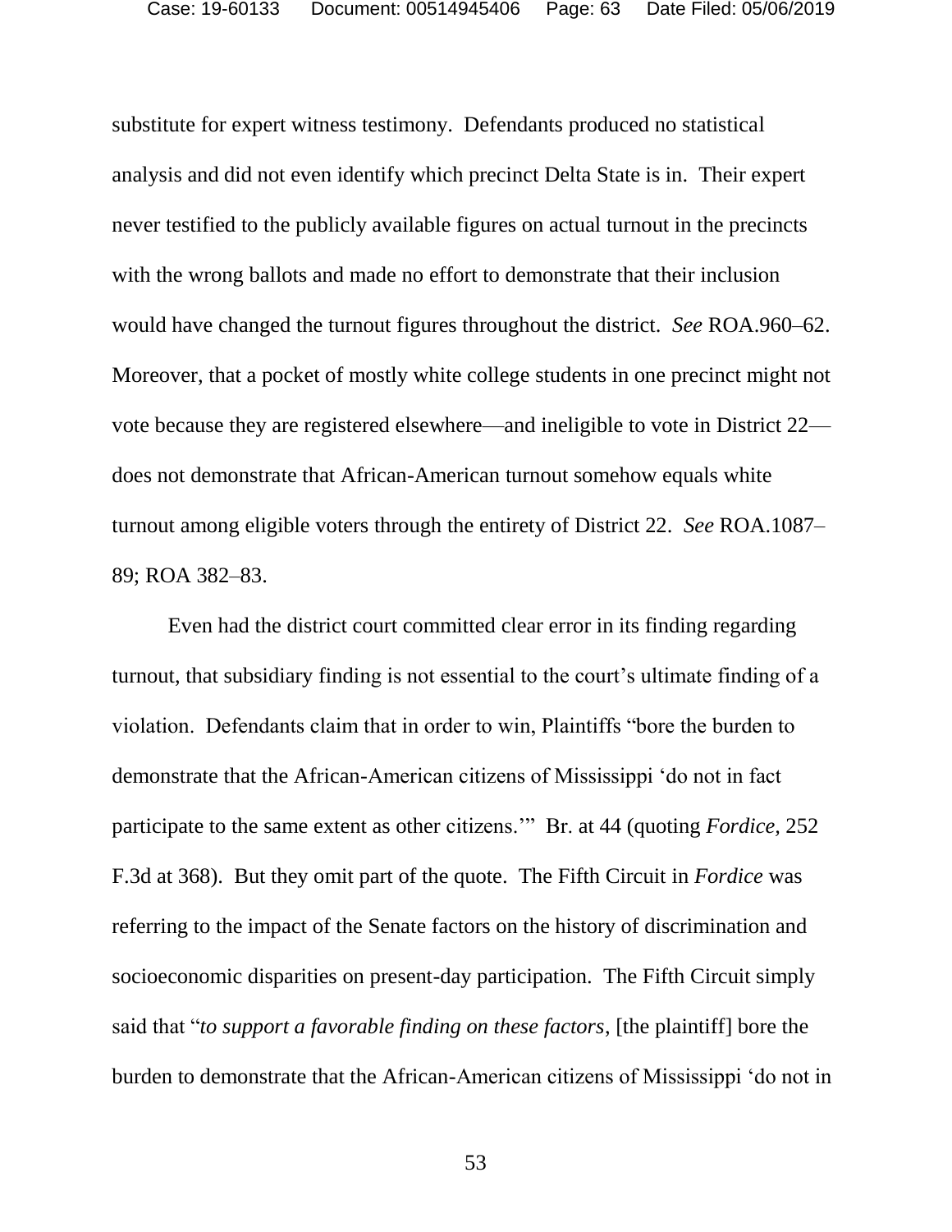substitute for expert witness testimony. Defendants produced no statistical analysis and did not even identify which precinct Delta State is in. Their expert never testified to the publicly available figures on actual turnout in the precincts with the wrong ballots and made no effort to demonstrate that their inclusion would have changed the turnout figures throughout the district. *See* ROA.960–62. Moreover, that a pocket of mostly white college students in one precinct might not vote because they are registered elsewhere—and ineligible to vote in District 22—does not demonstrate that African-American turnout somehow equals white turnout among eligible voters through the entirety of District 22. *See* ROA.1087–89; ROA 382–83.

Even had the district court committed clear error in its finding regarding turnout, that subsidiary finding is not essential to the court's ultimate finding of a violation. Defendants claim that in order to win, Plaintiffs "bore the burden to demonstrate that the African-American citizens of Mississippi 'do not in fact participate to the same extent as other citizens.'" Br. at 44 (quoting *Fordice,* 252 F.3d at 368). But they omit part of the quote. The Fifth Circuit in *Fordice* was referring to the impact of the Senate factors on the history of discrimination and socioeconomic disparities on present-day participation. The Fifth Circuit simply said that "*to support a favorable finding on these factors*, [the plaintiff] bore the burden to demonstrate that the African-American citizens of Mississippi 'do not in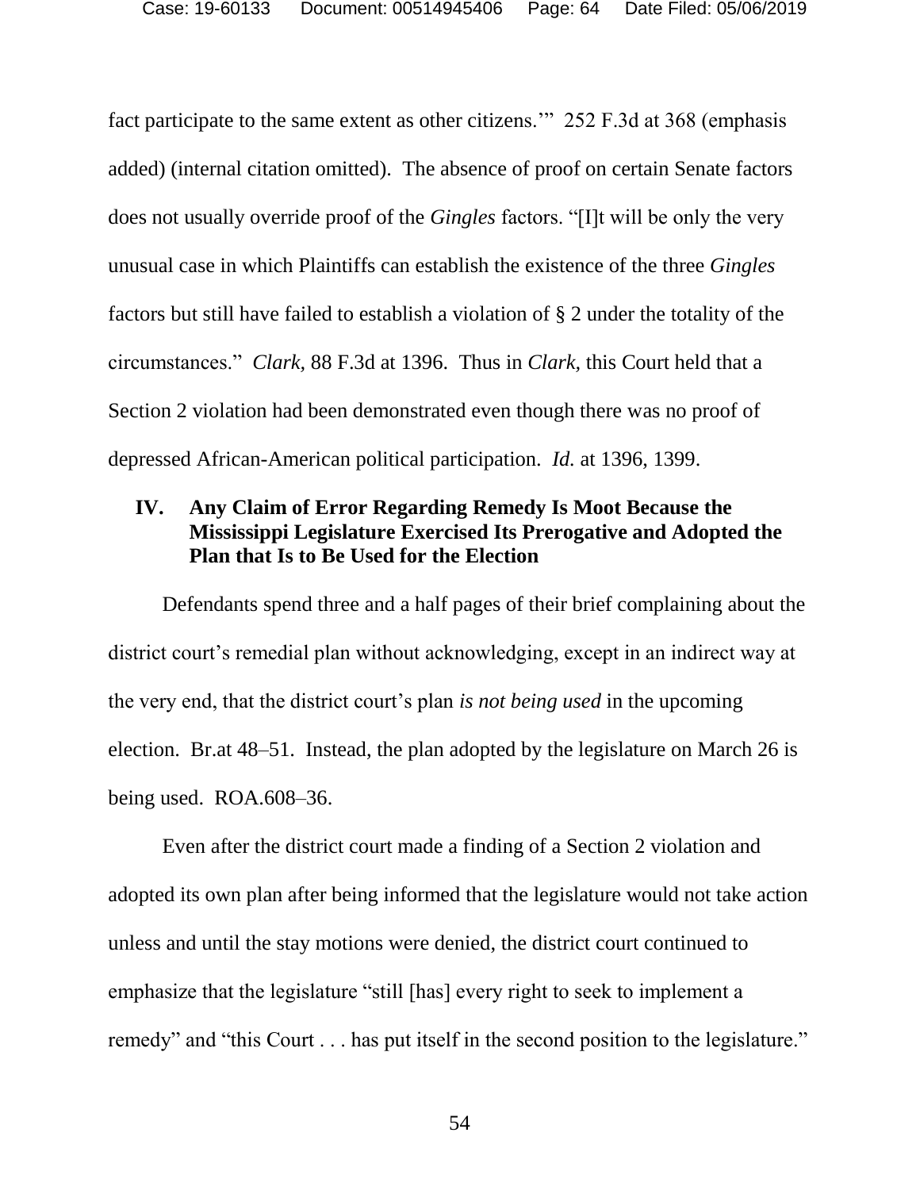fact participate to the same extent as other citizens.'" 252 F.3d at 368 (emphasis added) (internal citation omitted). The absence of proof on certain Senate factors does not usually override proof of the *Gingles* factors. "[I]t will be only the very unusual case in which Plaintiffs can establish the existence of the three *Gingles* factors but still have failed to establish a violation of § 2 under the totality of the circumstances." *Clark*, 88 F.3d at 1396. Thus in *Clark*, this Court held that a Section 2 violation had been demonstrated even though there was no proof of depressed African-American political participation. *Id.* at 1396, 1399.

## IV. Any Claim of Error Regarding Remedy Is Moot Because the Mississippi Legislature Exercised Its Prerogative and Adopted the Plan that Is to Be Used for the Election

Defendants spend three and a half pages of their brief complaining about the district court's remedial plan without acknowledging, except in an indirect way at the very end, that the district court's plan *is not being used* in the upcoming election. Br.at 48–51. Instead, the plan adopted by the legislature on March 26 is being used. ROA.608–36.

Even after the district court made a finding of a Section 2 violation and adopted its own plan after being informed that the legislature would not take action unless and until the stay motions were denied, the district court continued to emphasize that the legislature "still [has] every right to seek to implement a remedy" and "this Court . . . has put itself in the second position to the legislature."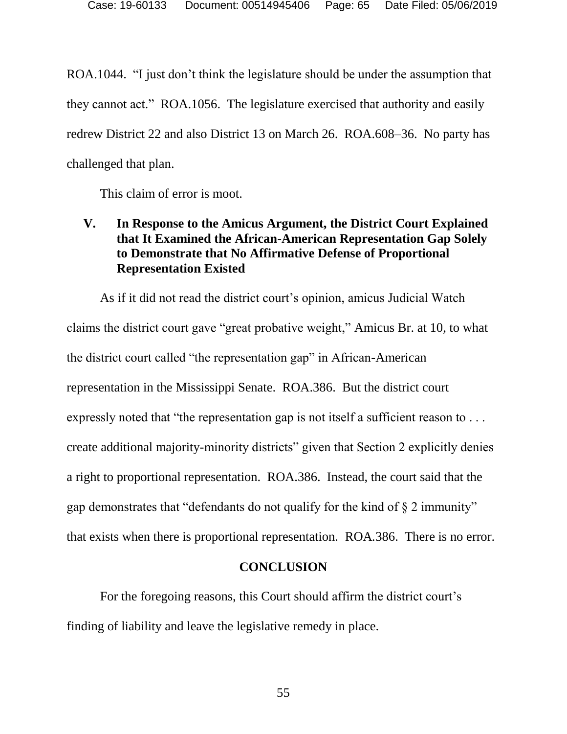ROA.1044. "I just don't think the legislature should be under the assumption that they cannot act." ROA.1056. The legislature exercised that authority and easily redrew District 22 and also District 13 on March 26. ROA.608–36. No party has challenged that plan.

This claim of error is moot.

## V. In Response to the Amicus Argument, the District Court Explained that It Examined the African-American Representation Gap Solely to Demonstrate that No Affirmative Defense of Proportional Representation Existed

As if it did not read the district court's opinion, amicus Judicial Watch claims the district court gave "great probative weight," Amicus Br. at 10, to what the district court called "the representation gap" in African-American representation in the Mississippi Senate. ROA.386. But the district court expressly noted that "the representation gap is not itself a sufficient reason to . . . create additional majority-minority districts" given that Section 2 explicitly denies a right to proportional representation. ROA.386. Instead, the court said that the gap demonstrates that "defendants do not qualify for the kind of § 2 immunity" that exists when there is proportional representation. ROA.386. There is no error.

## CONCLUSION

For the foregoing reasons, this Court should affirm the district court's finding of liability and leave the legislative remedy in place.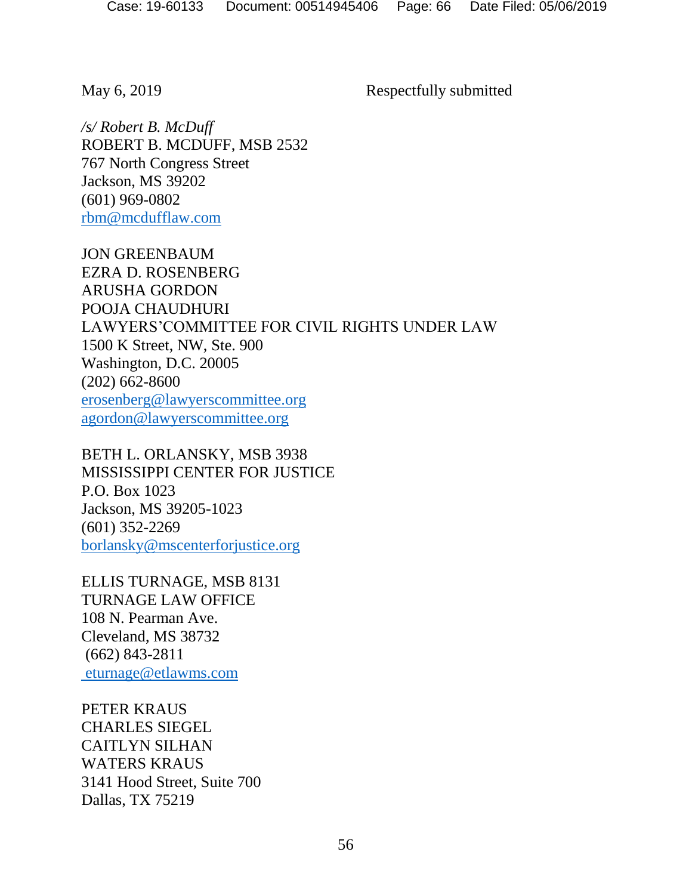May 6, 2019 Respectfully submitted

*/s/ Robert B. McDuff*
ROBERT B. MCDUFF, MSB 2532
767 North Congress Street
Jackson, MS 39202
(601) 969-0802
rbm@mcdufflaw.com

JON GREENBAUM
EZRA D. ROSENBERG
ARUSHA GORDON
POOJA CHAUDHURI
LAWYERS'COMMITTEE FOR CIVIL RIGHTS UNDER LAW
1500 K Street, NW, Ste. 900
Washington, D.C. 20005
(202) 662-8600
erosenberg@lawyerscommittee.org
agordon@lawyerscommittee.org

BETH L. ORLANSKY, MSB 3938
MISSISSIPPI CENTER FOR JUSTICE
P.O. Box 1023
Jackson, MS 39205-1023
(601) 352-2269
borlansky@mscenterforjustice.org

ELLIS TURNAGE, MSB 8131
TURNAGE LAW OFFICE
108 N. Pearman Ave.
Cleveland, MS 38732
(662) 843-2811
eturnage@etlawms.com

PETER KRAUS
CHARLES SIEGEL
CAITLYN SILHAN
WATERS KRAUS
3141 Hood Street, Suite 700
Dallas, TX 75219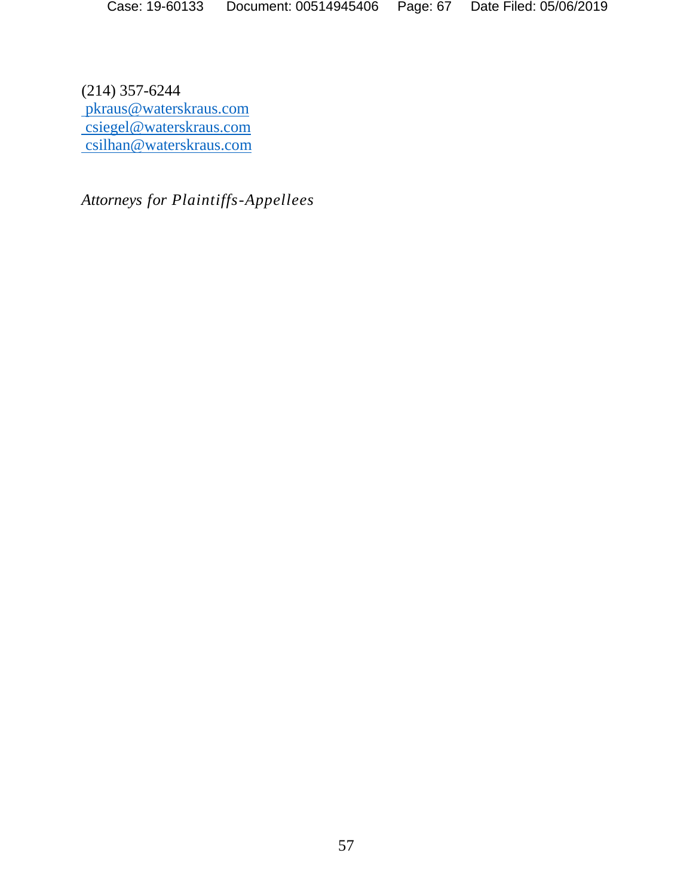(214) 357-6244
pkraus@waterskraus.com
csiegel@waterskraus.com
csilhan@waterskraus.com

*Attorneys for Plaintiffs-Appellees*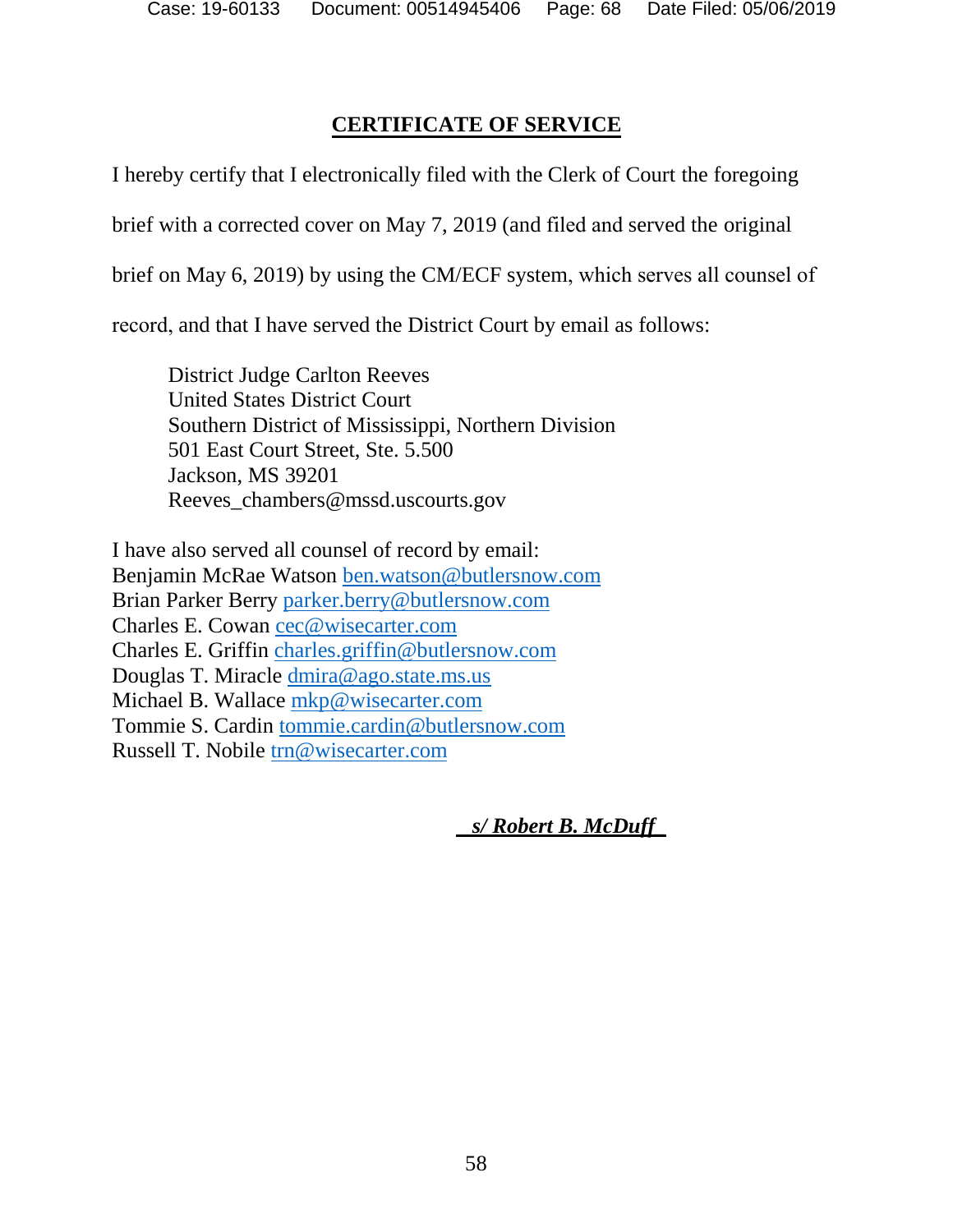## CERTIFICATE OF SERVICE

I hereby certify that I electronically filed with the Clerk of Court the foregoing brief with a corrected cover on May 7, 2019 (and filed and served the original brief on May 6, 2019) by using the CM/ECF system, which serves all counsel of record, and that I have served the District Court by email as follows:

> District Judge Carlton Reeves
> United States District Court
> Southern District of Mississippi, Northern Division
> 501 East Court Street, Ste. 5.500
> Jackson, MS 39201
> Reeves_chambers@mssd.uscourts.gov

I have also served all counsel of record by email:
Benjamin McRae Watson ben.watson@butlersnow.com
Brian Parker Berry parker.berry@butlersnow.com
Charles E. Cowan cec@wisecarter.com
Charles E. Griffin charles.griffin@butlersnow.com
Douglas T. Miracle dmira@ago.state.ms.us
Michael B. Wallace mkp@wisecarter.com
Tommie S. Cardin tommie.cardin@butlersnow.com
Russell T. Nobile trn@wisecarter.com

***s/ Robert B. McDuff***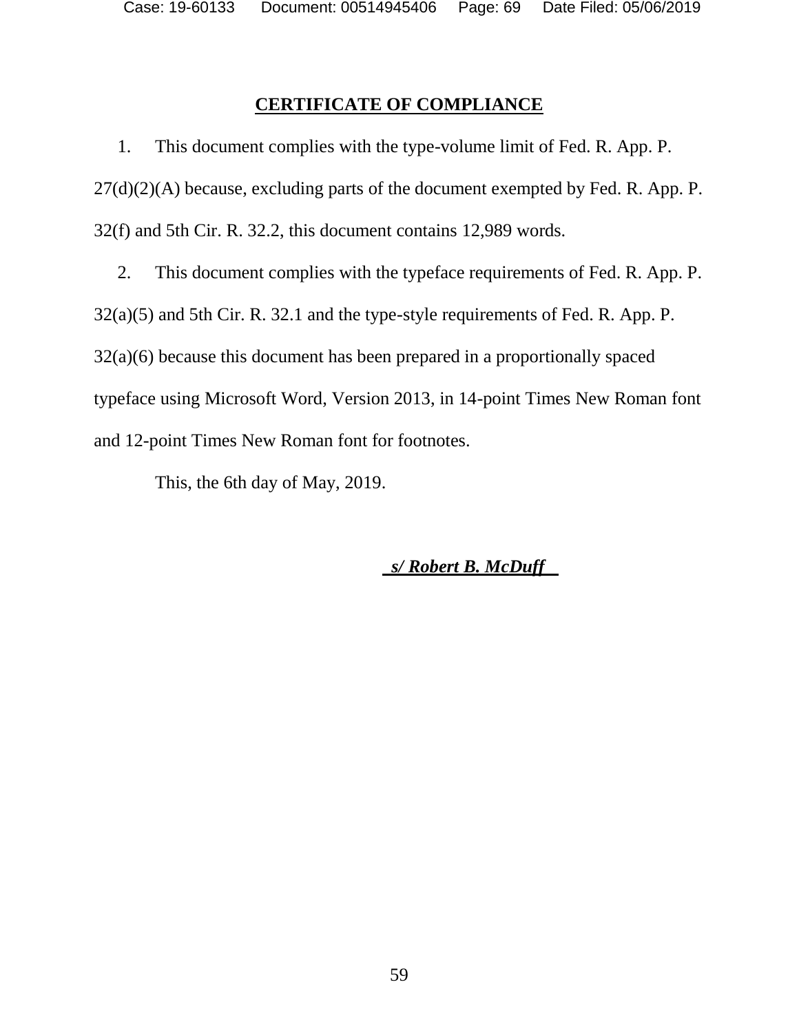## CERTIFICATE OF COMPLIANCE

1. This document complies with the type-volume limit of Fed. R. App. P. 27(d)(2)(A) because, excluding parts of the document exempted by Fed. R. App. P. 32(f) and 5th Cir. R. 32.2, this document contains 12,989 words.

2. This document complies with the typeface requirements of Fed. R. App. P. 32(a)(5) and 5th Cir. R. 32.1 and the type-style requirements of Fed. R. App. P. 32(a)(6) because this document has been prepared in a proportionally spaced typeface using Microsoft Word, Version 2013, in 14-point Times New Roman font and 12-point Times New Roman font for footnotes.

This, the 6th day of May, 2019.

***s/ Robert B. McDuff***